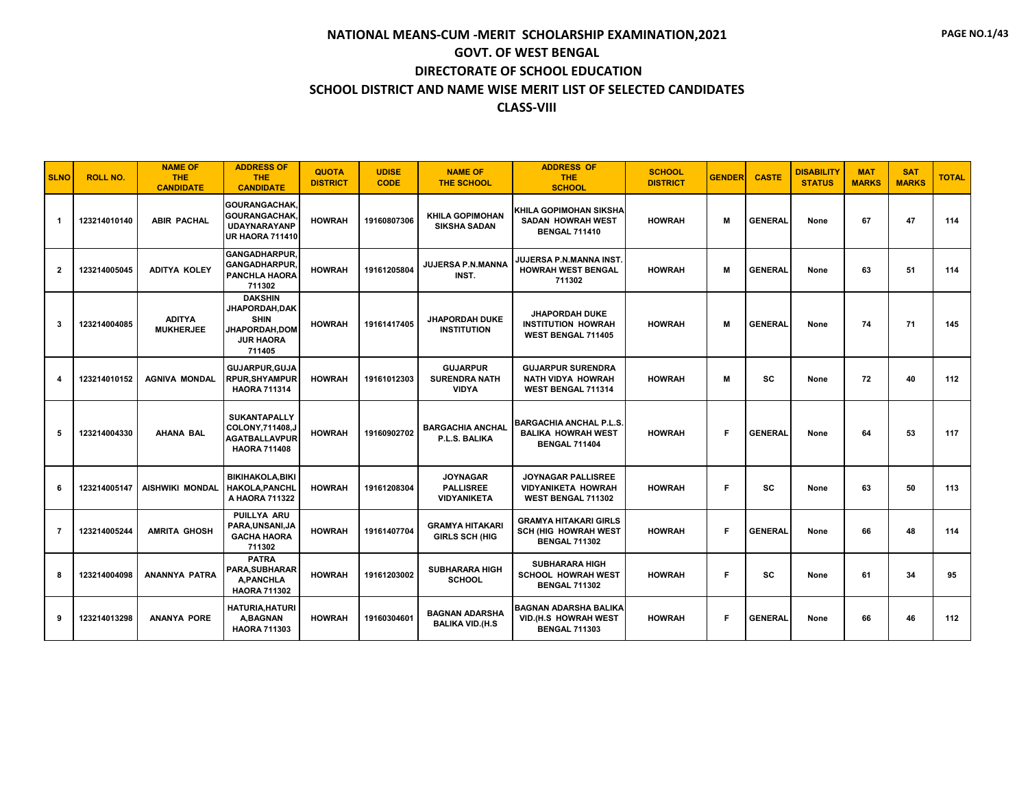# NATIONAL MEANS-CUM -MERIT SCHOLARSHIP EXAMINATION,2021

## GOVT. OF WEST BENGAL

## DIRECTORATE OF SCHOOL EDUCATION

## SCHOOL DISTRICT AND NAME WISE MERIT LIST OF SELECTED CANDIDATES

## CLASS-VIII

| SLNO | ROLL NO. | NAME OF THE CANDIDATE | ADDRESS OF THE CANDIDATE | QUOTA DISTRICT | UDISE CODE | NAME OF THE SCHOOL | ADDRESS OF THE SCHOOL | SCHOOL DISTRICT | GENDER | CASTE | DISABILITY STATUS | MAT MARKS | SAT MARKS | TOTAL |
|---|---|---|---|---|---|---|---|---|---|---|---|---|---|---|
| 1 | 123214010140 | ABIR PACHAL | GOURANGACHAK, GOURANGACHAK, UDAYNARAYANPUR HAORA 711410 | HOWRAH | 19160807306 | KHILA GOPIMOHAN SIKSHA SADAN | KHILA GOPIMOHAN SIKSHA SADAN HOWRAH WEST BENGAL 711410 | HOWRAH | M | GENERAL | None | 67 | 47 | 114 |
| 2 | 123214005045 | ADITYA KOLEY | GANGADHARPUR, GANGADHARPUR, PANCHLA HAORA 711302 | HOWRAH | 19161205804 | JUJERSA P.N.MANNA INST. | JUJERSA P.N.MANNA INST. HOWRAH WEST BENGAL 711302 | HOWRAH | M | GENERAL | None | 63 | 51 | 114 |
| 3 | 123214004085 | ADITYA MUKHERJEE | DAKSHIN JHAPORDAH,DAKSHIN JHAPORDAH,DOMJUR HAORA 711405 | HOWRAH | 19161417405 | JHAPORDAH DUKE INSTITUTION | JHAPORDAH DUKE INSTITUTION HOWRAH WEST BENGAL 711405 | HOWRAH | M | GENERAL | None | 74 | 71 | 145 |
| 4 | 123214010152 | AGNIVA MONDAL | GUJARPUR,GUJARPUR,SHYAMPUR HAORA 711314 | HOWRAH | 19161012303 | GUJARPUR SURENDRA NATH VIDYA | GUJARPUR SURENDRA NATH VIDYA HOWRAH WEST BENGAL 711314 | HOWRAH | M | SC | None | 72 | 40 | 112 |
| 5 | 123214004330 | AHANA BAL | SUKANTAPALLY COLONY,711408,JAGATBALLAVPUR HAORA 711408 | HOWRAH | 19160902702 | BARGACHIA ANCHAL P.L.S. BALIKA | BARGACHIA ANCHAL P.L.S. BALIKA HOWRAH WEST BENGAL 711404 | HOWRAH | F | GENERAL | None | 64 | 53 | 117 |
| 6 | 123214005147 | AISHWIKI MONDAL | BIKIHAKOLA,BIKIHAKOLA,PANCHLA HAORA 711322 | HOWRAH | 19161208304 | JOYNAGAR PALLISREE VIDYANIKETA | JOYNAGAR PALLISREE VIDYANIKETA HOWRAH WEST BENGAL 711302 | HOWRAH | F | SC | None | 63 | 50 | 113 |
| 7 | 123214005244 | AMRITA GHOSH | PUILLYA ARU PARA,UNSANI,JAGACHA HAORA 711302 | HOWRAH | 19161407704 | GRAMYA HITAKARI GIRLS SCH (HIG | GRAMYA HITAKARI GIRLS SCH (HIG HOWRAH WEST BENGAL 711302 | HOWRAH | F | GENERAL | None | 66 | 48 | 114 |
| 8 | 123214004098 | ANANNYA PATRA | PATRA PARA,SUBHARARA,PANCHLA HAORA 711302 | HOWRAH | 19161203002 | SUBHARARA HIGH SCHOOL | SUBHARARA HIGH SCHOOL HOWRAH WEST BENGAL 711302 | HOWRAH | F | SC | None | 61 | 34 | 95 |
| 9 | 123214013298 | ANANYA PORE | HATURIA,HATURIA,BAGNAN HAORA 711303 | HOWRAH | 19160304601 | BAGNAN ADARSHA BALIKA VID.(H.S | BAGNAN ADARSHA BALIKA VID.(H.S HOWRAH WEST BENGAL 711303 | HOWRAH | F | GENERAL | None | 66 | 46 | 112 |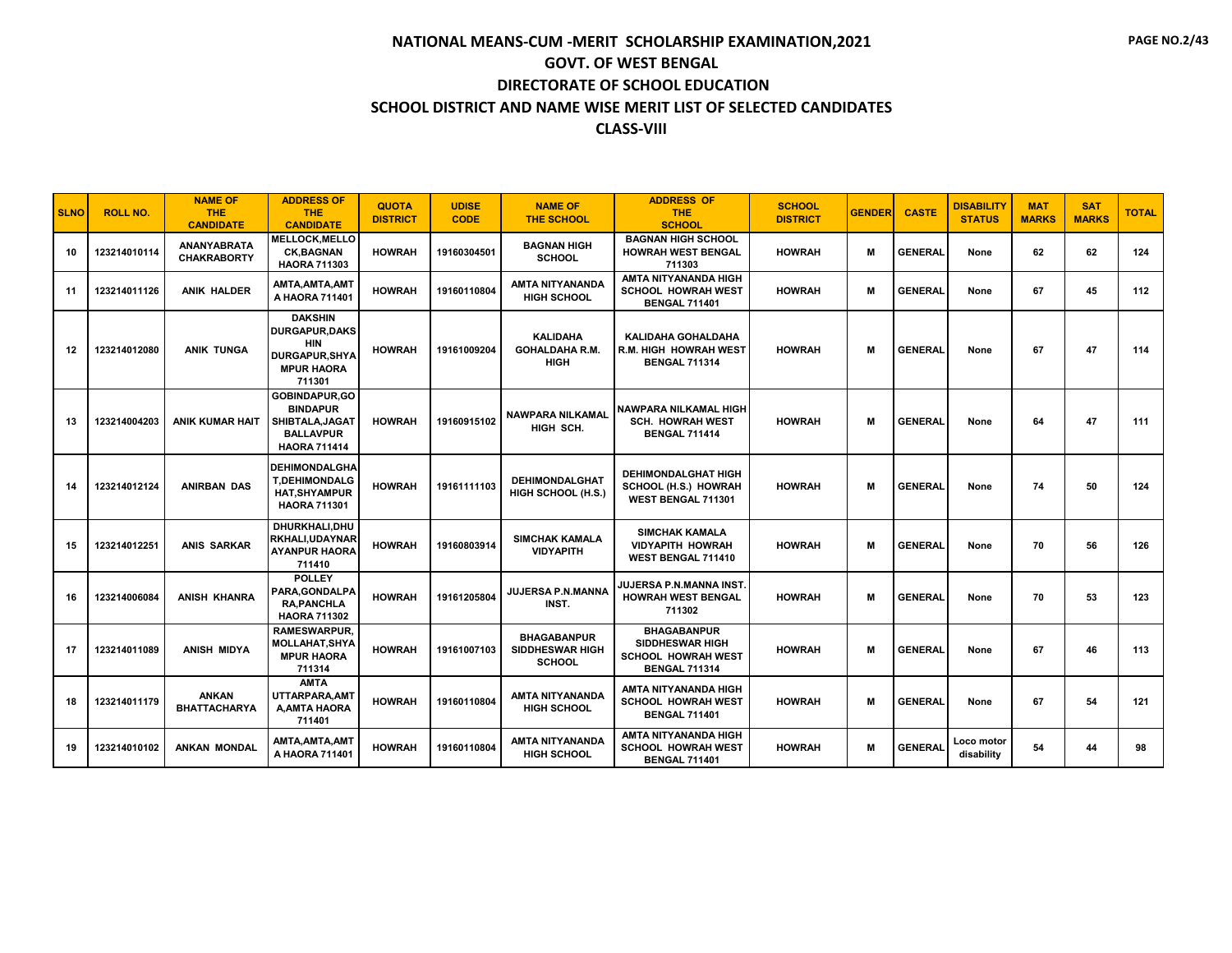# NATIONAL MEANS-CUM -MERIT SCHOLARSHIP EXAMINATION,2021
## GOVT. OF WEST BENGAL
## DIRECTORATE OF SCHOOL EDUCATION
## SCHOOL DISTRICT AND NAME WISE MERIT LIST OF SELECTED CANDIDATES
## CLASS-VIII

| SLNO | ROLL NO. | NAME OF THE CANDIDATE | ADDRESS OF THE CANDIDATE | QUOTA DISTRICT | UDISE CODE | NAME OF THE SCHOOL | ADDRESS OF THE SCHOOL | SCHOOL DISTRICT | GENDER | CASTE | DISABILITY STATUS | MAT MARKS | SAT MARKS | TOTAL |
|---|---|---|---|---|---|---|---|---|---|---|---|---|---|---|
| 10 | 123214010114 | ANANYABRATA CHAKRABORTY | MELLOCK,MELLOCK,BAGNAN HAORA 711303 | HOWRAH | 19160304501 | BAGNAN HIGH SCHOOL | BAGNAN HIGH SCHOOL HOWRAH WEST BENGAL 711303 | HOWRAH | M | GENERAL | None | 62 | 62 | 124 |
| 11 | 123214011126 | ANIK HALDER | AMTA,AMTA,AMTA HAORA 711401 | HOWRAH | 19160110804 | AMTA NITYANANDA HIGH SCHOOL | AMTA NITYANANDA HIGH SCHOOL HOWRAH WEST BENGAL 711401 | HOWRAH | M | GENERAL | None | 67 | 45 | 112 |
| 12 | 123214012080 | ANIK TUNGA | DAKSHIN DURGAPUR,DAKSHIN DURGAPUR,SHYAMPUR HAORA 711301 | HOWRAH | 19161009204 | KALIDAHA GOHALDAHA R.M. HIGH | KALIDAHA GOHALDAHA R.M. HIGH HOWRAH WEST BENGAL 711314 | HOWRAH | M | GENERAL | None | 67 | 47 | 114 |
| 13 | 123214004203 | ANIK KUMAR HAIT | GOBINDAPUR,GOBINDAPUR SHIBTALA,JAGATBALLAVPUR HAORA 711414 | HOWRAH | 19160915102 | NAWPARA NILKAMAL HIGH SCH. | NAWPARA NILKAMAL HIGH SCH. HOWRAH WEST BENGAL 711414 | HOWRAH | M | GENERAL | None | 64 | 47 | 111 |
| 14 | 123214012124 | ANIRBAN DAS | DEHIMONDALGHAT,DEHIMONDALGHAT,SHYAMPUR HAORA 711301 | HOWRAH | 19161111103 | DEHIMONDALGHAT HIGH SCHOOL (H.S.) | DEHIMONDALGHAT HIGH SCHOOL (H.S.) HOWRAH WEST BENGAL 711301 | HOWRAH | M | GENERAL | None | 74 | 50 | 124 |
| 15 | 123214012251 | ANIS SARKAR | DHURKHALI,DHURKHALI,UDAYNARAYANPUR HAORA 711410 | HOWRAH | 19160803914 | SIMCHAK KAMALA VIDYAPITH | SIMCHAK KAMALA VIDYAPITH HOWRAH WEST BENGAL 711410 | HOWRAH | M | GENERAL | None | 70 | 56 | 126 |
| 16 | 123214006084 | ANISH KHANRA | POLLEY PARA,GONDALPARA,PANCHLA HAORA 711302 | HOWRAH | 19161205804 | JUJERSA P.N.MANNA INST. | JUJERSA P.N.MANNA INST. HOWRAH WEST BENGAL 711302 | HOWRAH | M | GENERAL | None | 70 | 53 | 123 |
| 17 | 123214011089 | ANISH MIDYA | RAMESWARPUR,MOLLAHAT,SHYAMPUR HAORA 711314 | HOWRAH | 19161007103 | BHAGABANPUR SIDDHESWAR HIGH SCHOOL | BHAGABANPUR SIDDHESWAR HIGH SCHOOL HOWRAH WEST BENGAL 711314 | HOWRAH | M | GENERAL | None | 67 | 46 | 113 |
| 18 | 123214011179 | ANKAN BHATTACHARYA | AMTA UTTARPARA,AMTA,AMTA HAORA 711401 | HOWRAH | 19160110804 | AMTA NITYANANDA HIGH SCHOOL | AMTA NITYANANDA HIGH SCHOOL HOWRAH WEST BENGAL 711401 | HOWRAH | M | GENERAL | None | 67 | 54 | 121 |
| 19 | 123214010102 | ANKAN MONDAL | AMTA,AMTA,AMTA HAORA 711401 | HOWRAH | 19160110804 | AMTA NITYANANDA HIGH SCHOOL | AMTA NITYANANDA HIGH SCHOOL HOWRAH WEST BENGAL 711401 | HOWRAH | M | GENERAL | Loco motor disability | 54 | 44 | 98 |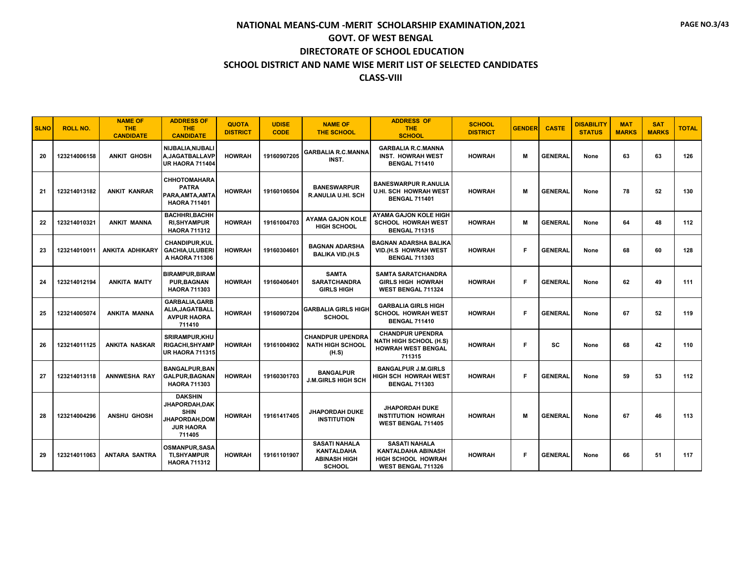# NATIONAL MEANS-CUM -MERIT SCHOLARSHIP EXAMINATION,2021

## GOVT. OF WEST BENGAL

## DIRECTORATE OF SCHOOL EDUCATION

## SCHOOL DISTRICT AND NAME WISE MERIT LIST OF SELECTED CANDIDATES

## CLASS-VIII

| SLNO | ROLL NO. | NAME OF THE CANDIDATE | ADDRESS OF THE CANDIDATE | QUOTA DISTRICT | UDISE CODE | NAME OF THE SCHOOL | ADDRESS OF THE SCHOOL | SCHOOL DISTRICT | GENDER | CASTE | DISABILITY STATUS | MAT MARKS | SAT MARKS | TOTAL |
|---|---|---|---|---|---|---|---|---|---|---|---|---|---|---|
| 20 | 123214006158 | ANKIT GHOSH | NIJBALIA,NIJBALIA,JAGATBALLAVPUR HAORA 711404 | HOWRAH | 19160907205 | GARBALIA R.C.MANNA INST. | GARBALIA R.C.MANNA INST. HOWRAH WEST BENGAL 711410 | HOWRAH | M | GENERAL | None | 63 | 63 | 126 |
| 21 | 123214013182 | ANKIT KANRAR | CHHOTOMAHARA PATRA PARA,AMTA,AMTA HAORA 711401 | HOWRAH | 19160106504 | BANESWARPUR R.ANULIA U.HI. SCH | BANESWARPUR R.ANULIA U.HI. SCH HOWRAH WEST BENGAL 711401 | HOWRAH | M | GENERAL | None | 78 | 52 | 130 |
| 22 | 123214010321 | ANKIT MANNA | BACHHRI,BACHHRI,SHYAMPUR HAORA 711312 | HOWRAH | 19161004703 | AYAMA GAJON KOLE HIGH SCHOOL | AYAMA GAJON KOLE HIGH SCHOOL HOWRAH WEST BENGAL 711315 | HOWRAH | M | GENERAL | None | 64 | 48 | 112 |
| 23 | 123214010011 | ANKITA ADHIKARY | CHANDIPUR,KULGACHIA,ULUBERIA HAORA 711306 | HOWRAH | 19160304601 | BAGNAN ADARSHA BALIKA VID.(H.S | BAGNAN ADARSHA BALIKA VID.(H.S HOWRAH WEST BENGAL 711303 | HOWRAH | F | GENERAL | None | 68 | 60 | 128 |
| 24 | 123214012194 | ANKITA MAITY | BIRAMPUR,BIRAMPUR,BAGNAN HAORA 711303 | HOWRAH | 19160406401 | SAMTA SARATCHANDRA GIRLS HIGH | SAMTA SARATCHANDRA GIRLS HIGH HOWRAH WEST BENGAL 711324 | HOWRAH | F | GENERAL | None | 62 | 49 | 111 |
| 25 | 123214005074 | ANKITA MANNA | GARBALIA,GARBALIA,JAGATBALLAVPUR HAORA 711410 | HOWRAH | 19160907204 | GARBALIA GIRLS HIGH SCHOOL | GARBALIA GIRLS HIGH SCHOOL HOWRAH WEST BENGAL 711410 | HOWRAH | F | GENERAL | None | 67 | 52 | 119 |
| 26 | 123214011125 | ANKITA NASKAR | SRIRAMPUR,KHURIGACHI,SHYAMPUR HAORA 711315 | HOWRAH | 19161004902 | CHANDPUR UPENDRA NATH HIGH SCHOOL (H.S) | CHANDPUR UPENDRA NATH HIGH SCHOOL (H.S) HOWRAH WEST BENGAL 711315 | HOWRAH | F | SC | None | 68 | 42 | 110 |
| 27 | 123214013118 | ANNWESHA RAY | BANGALPUR,BANGALPUR,BAGNAN HAORA 711303 | HOWRAH | 19160301703 | BANGALPUR J.M.GIRLS HIGH SCH | BANGALPUR J.M.GIRLS HIGH SCH HOWRAH WEST BENGAL 711303 | HOWRAH | F | GENERAL | None | 59 | 53 | 112 |
| 28 | 123214004296 | ANSHU GHOSH | DAKSHIN JHAPORDAH,DAKSHIN JHAPORDAH,DOMJUR HAORA 711405 | HOWRAH | 19161417405 | JHAPORDAH DUKE INSTITUTION | JHAPORDAH DUKE INSTITUTION HOWRAH WEST BENGAL 711405 | HOWRAH | M | GENERAL | None | 67 | 46 | 113 |
| 29 | 123214011063 | ANTARA SANTRA | OSMANPUR,SASATI,SHYAMPUR HAORA 711312 | HOWRAH | 19161101907 | SASATI NAHALA KANTALDAHA ABINASH HIGH SCHOOL | SASATI NAHALA KANTALDAHA ABINASH HIGH SCHOOL HOWRAH WEST BENGAL 711326 | HOWRAH | F | GENERAL | None | 66 | 51 | 117 |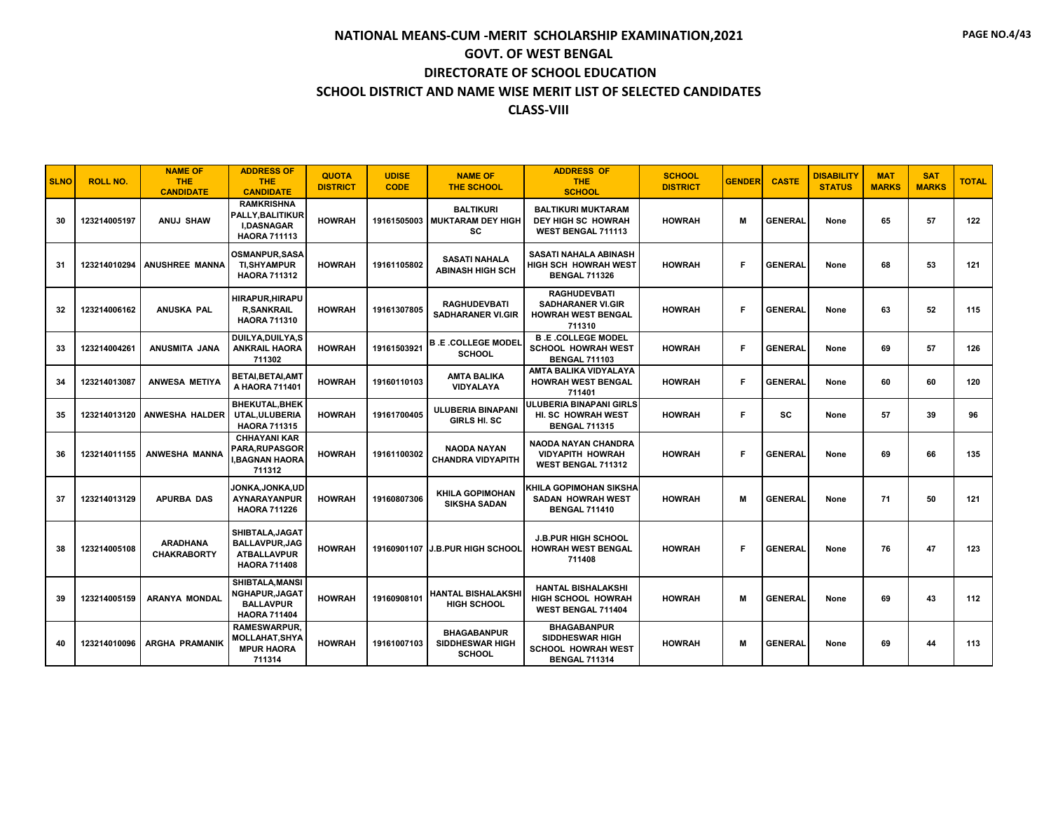# NATIONAL MEANS-CUM -MERIT SCHOLARSHIP EXAMINATION,2021

## GOVT. OF WEST BENGAL

## DIRECTORATE OF SCHOOL EDUCATION

## SCHOOL DISTRICT AND NAME WISE MERIT LIST OF SELECTED CANDIDATES

## CLASS-VIII

| SLNO | ROLL NO. | NAME OF THE CANDIDATE | ADDRESS OF THE CANDIDATE | QUOTA DISTRICT | UDISE CODE | NAME OF THE SCHOOL | ADDRESS OF THE SCHOOL | SCHOOL DISTRICT | GENDER | CASTE | DISABILITY STATUS | MAT MARKS | SAT MARKS | TOTAL |
|---|---|---|---|---|---|---|---|---|---|---|---|---|---|---|
| 30 | 123214005197 | ANUJ SHAW | RAMKRISHNA PALLY,BALITIKURI,DASNAGAR HAORA 711113 | HOWRAH | 19161505003 | BALTIKURI MUKTARAM DEY HIGH SC | BALTIKURI MUKTARAM DEY HIGH SC HOWRAH WEST BENGAL 711113 | HOWRAH | M | GENERAL | None | 65 | 57 | 122 |
| 31 | 123214010294 | ANUSHREE MANNA | OSMANPUR,SASATI,SHYAMPUR HAORA 711312 | HOWRAH | 19161105802 | SASATI NAHALA ABINASH HIGH SCH | SASATI NAHALA ABINASH HIGH SCH HOWRAH WEST BENGAL 711326 | HOWRAH | F | GENERAL | None | 68 | 53 | 121 |
| 32 | 123214006162 | ANUSKA PAL | HIRAPUR,HIRAPUR,SANKRAIL HAORA 711310 | HOWRAH | 19161307805 | RAGHUDEVBATI SADHARANER VI.GIR | RAGHUDEVBATI SADHARANER VI.GIR HOWRAH WEST BENGAL 711310 | HOWRAH | F | GENERAL | None | 63 | 52 | 115 |
| 33 | 123214004261 | ANUSMITA JANA | DUILYA,DUILYA,SANKRAIL HAORA 711302 | HOWRAH | 19161503921 | B .E .COLLEGE MODEL SCHOOL | B .E .COLLEGE MODEL SCHOOL HOWRAH WEST BENGAL 711103 | HOWRAH | F | GENERAL | None | 69 | 57 | 126 |
| 34 | 123214013087 | ANWESA METIYA | BETAI,BETAI,AMTA HAORA 711401 | HOWRAH | 19160110103 | AMTA BALIKA VIDYALAYA | AMTA BALIKA VIDYALAYA HOWRAH WEST BENGAL 711401 | HOWRAH | F | GENERAL | None | 60 | 60 | 120 |
| 35 | 123214013120 | ANWESHA HALDER | BHEKUTAL,BHEKUTAL,ULUBERIA HAORA 711315 | HOWRAH | 19161700405 | ULUBERIA BINAPANI GIRLS HI. SC | ULUBERIA BINAPANI GIRLS HI. SC HOWRAH WEST BENGAL 711315 | HOWRAH | F | SC | None | 57 | 39 | 96 |
| 36 | 123214011155 | ANWESHA MANNA | CHHAYANI KAR PARA,RUPASGORI,BAGNAN HAORA 711312 | HOWRAH | 19161100302 | NAODA NAYAN CHANDRA VIDYAPITH | NAODA NAYAN CHANDRA VIDYAPITH HOWRAH WEST BENGAL 711312 | HOWRAH | F | GENERAL | None | 69 | 66 | 135 |
| 37 | 123214013129 | APURBA DAS | JONKA,JONKA,UDAYNARAYANPUR HAORA 711226 | HOWRAH | 19160807306 | KHILA GOPIMOHAN SIKSHA SADAN | KHILA GOPIMOHAN SIKSHA SADAN HOWRAH WEST BENGAL 711410 | HOWRAH | M | GENERAL | None | 71 | 50 | 121 |
| 38 | 123214005108 | ARADHANA CHAKRABORTY | SHIBTALA,JAGATBALLAVPUR,JAGATBALLAVPUR HAORA 711408 | HOWRAH | 19160901107 | J.B.PUR HIGH SCHOOL | J.B.PUR HIGH SCHOOL HOWRAH WEST BENGAL 711408 | HOWRAH | F | GENERAL | None | 76 | 47 | 123 |
| 39 | 123214005159 | ARANYA MONDAL | SHIBTALA,MANSINGHAPUR,JAGATBALLAVPUR HAORA 711404 | HOWRAH | 19160908101 | HANTAL BISHALAKSHI HIGH SCHOOL | HANTAL BISHALAKSHI HIGH SCHOOL HOWRAH WEST BENGAL 711404 | HOWRAH | M | GENERAL | None | 69 | 43 | 112 |
| 40 | 123214010096 | ARGHA PRAMANIK | RAMESWARPUR,MOLLAHAT,SHYAMPUR HAORA 711314 | HOWRAH | 19161007103 | BHAGABANPUR SIDDHESWAR HIGH SCHOOL | BHAGABANPUR SIDDHESWAR HIGH SCHOOL HOWRAH WEST BENGAL 711314 | HOWRAH | M | GENERAL | None | 69 | 44 | 113 |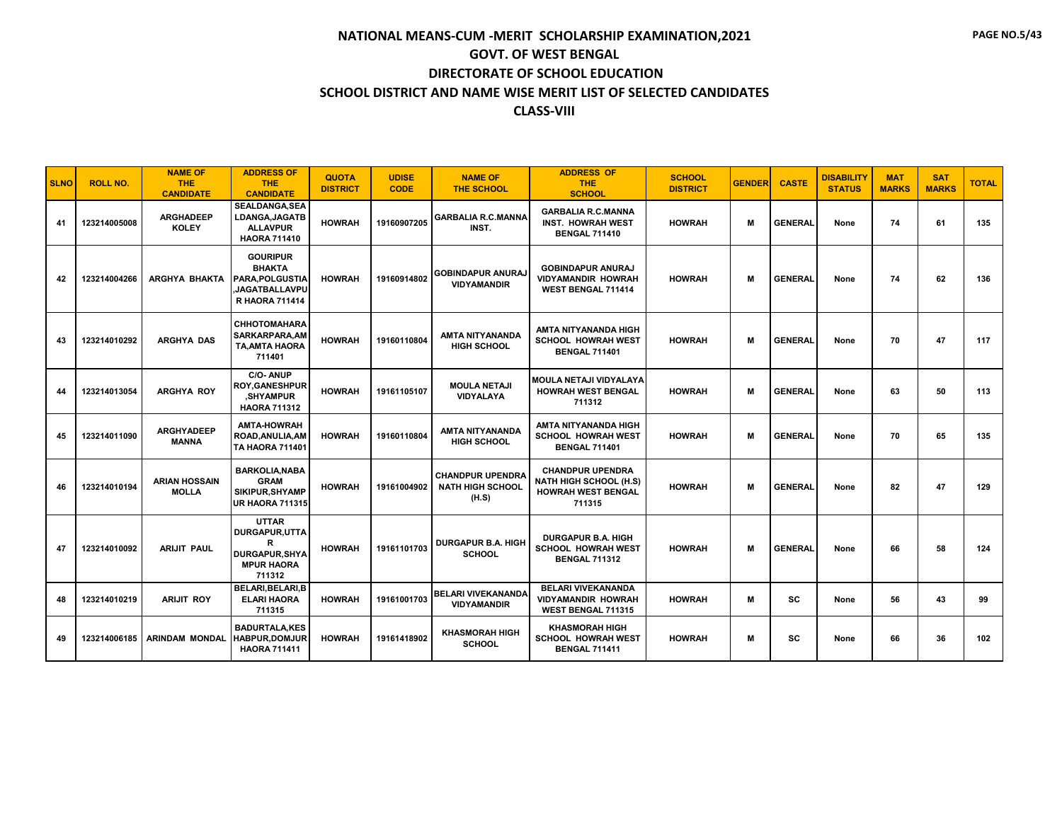# NATIONAL MEANS-CUM -MERIT SCHOLARSHIP EXAMINATION,2021

## GOVT. OF WEST BENGAL

## DIRECTORATE OF SCHOOL EDUCATION

## SCHOOL DISTRICT AND NAME WISE MERIT LIST OF SELECTED CANDIDATES

## CLASS-VIII

| SLNO | ROLL NO. | NAME OF THE CANDIDATE | ADDRESS OF THE CANDIDATE | QUOTA DISTRICT | UDISE CODE | NAME OF THE SCHOOL | ADDRESS OF THE SCHOOL | SCHOOL DISTRICT | GENDER | CASTE | DISABILITY STATUS | MAT MARKS | SAT MARKS | TOTAL |
|---|---|---|---|---|---|---|---|---|---|---|---|---|---|---|
| 41 | 123214005008 | ARGHADEEP KOLEY | SEALDANGA,SEALDANGA,JAGATBALLAVPUR HAORA 711410 | HOWRAH | 19160907205 | GARBALIA R.C.MANNA INST. | GARBALIA R.C.MANNA INST. HOWRAH WEST BENGAL 711410 | HOWRAH | M | GENERAL | None | 74 | 61 | 135 |
| 42 | 123214004266 | ARGHYA BHAKTA | GOURIPUR BHAKTA PARA,POLGUSTIA,JAGATBALLAVPUR HAORA 711414 | HOWRAH | 19160914802 | GOBINDAPUR ANURAJ VIDYAMANDIR | GOBINDAPUR ANURAJ VIDYAMANDIR HOWRAH WEST BENGAL 711414 | HOWRAH | M | GENERAL | None | 74 | 62 | 136 |
| 43 | 123214010292 | ARGHYA DAS | CHHOTOMAHARA SARKARPARA,AMTA,AMTA HAORA 711401 | HOWRAH | 19160110804 | AMTA NITYANANDA HIGH SCHOOL | AMTA NITYANANDA HIGH SCHOOL HOWRAH WEST BENGAL 711401 | HOWRAH | M | GENERAL | None | 70 | 47 | 117 |
| 44 | 123214013054 | ARGHYA ROY | C/O- ANUP ROY,GANESHPUR,SHYAMPUR HAORA 711312 | HOWRAH | 19161105107 | MOULA NETAJI VIDYALAYA | MOULA NETAJI VIDYALAYA HOWRAH WEST BENGAL 711312 | HOWRAH | M | GENERAL | None | 63 | 50 | 113 |
| 45 | 123214011090 | ARGHYADEEP MANNA | AMTA-HOWRAH ROAD,ANULIA,AMTA HAORA 711401 | HOWRAH | 19160110804 | AMTA NITYANANDA HIGH SCHOOL | AMTA NITYANANDA HIGH SCHOOL HOWRAH WEST BENGAL 711401 | HOWRAH | M | GENERAL | None | 70 | 65 | 135 |
| 46 | 123214010194 | ARIAN HOSSAIN MOLLA | BARKOLIA,NABAGRAM SIKIPUR,SHYAMPUR HAORA 711315 | HOWRAH | 19161004902 | CHANDPUR UPENDRA NATH HIGH SCHOOL (H.S) | CHANDPUR UPENDRA NATH HIGH SCHOOL (H.S) HOWRAH WEST BENGAL 711315 | HOWRAH | M | GENERAL | None | 82 | 47 | 129 |
| 47 | 123214010092 | ARIJIT PAUL | UTTAR DURGAPUR,UTTAR DURGAPUR,SHYAMPUR HAORA 711312 | HOWRAH | 19161101703 | DURGAPUR B.A. HIGH SCHOOL | DURGAPUR B.A. HIGH SCHOOL HOWRAH WEST BENGAL 711312 | HOWRAH | M | GENERAL | None | 66 | 58 | 124 |
| 48 | 123214010219 | ARIJIT ROY | BELARI,BELARI,BELARI HAORA 711315 | HOWRAH | 19161001703 | BELARI VIVEKANANDA VIDYAMANDIR | BELARI VIVEKANANDA VIDYAMANDIR HOWRAH WEST BENGAL 711315 | HOWRAH | M | SC | None | 56 | 43 | 99 |
| 49 | 123214006185 | ARINDAM MONDAL | BADURTALA,KESHABPUR,DOMJUR HAORA 711411 | HOWRAH | 19161418902 | KHASMORAH HIGH SCHOOL | KHASMORAH HIGH SCHOOL HOWRAH WEST BENGAL 711411 | HOWRAH | M | SC | None | 66 | 36 | 102 |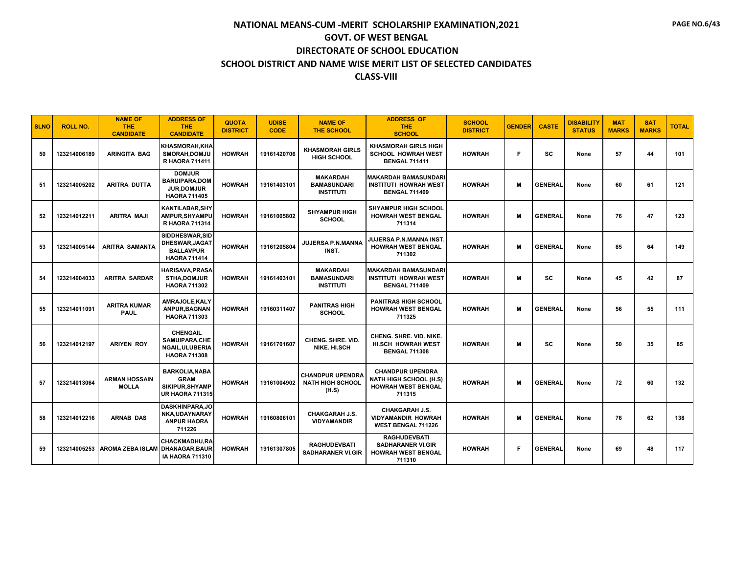# NATIONAL MEANS-CUM -MERIT SCHOLARSHIP EXAMINATION,2021

## GOVT. OF WEST BENGAL

## DIRECTORATE OF SCHOOL EDUCATION

## SCHOOL DISTRICT AND NAME WISE MERIT LIST OF SELECTED CANDIDATES

## CLASS-VIII

| SLNO | ROLL NO. | NAME OF THE CANDIDATE | ADDRESS OF THE CANDIDATE | QUOTA DISTRICT | UDISE CODE | NAME OF THE SCHOOL | ADDRESS OF THE SCHOOL | SCHOOL DISTRICT | GENDER | CASTE | DISABILITY STATUS | MAT MARKS | SAT MARKS | TOTAL |
|---|---|---|---|---|---|---|---|---|---|---|---|---|---|---|
| 50 | 123214006189 | ARINGITA BAG | KHASMORAH,KHASMORAH,DOMJUR HAORA 711411 | HOWRAH | 19161420706 | KHASMORAH GIRLS HIGH SCHOOL | KHASMORAH GIRLS HIGH SCHOOL HOWRAH WEST BENGAL 711411 | HOWRAH | F | SC | None | 57 | 44 | 101 |
| 51 | 123214005202 | ARITRA DUTTA | DOMJUR BARUIPARA,DOMJUR,DOMJUR HAORA 711405 | HOWRAH | 19161403101 | MAKARDAH BAMASUNDARI INSTITUTI | MAKARDAH BAMASUNDARI INSTITUTI HOWRAH WEST BENGAL 711409 | HOWRAH | M | GENERAL | None | 60 | 61 | 121 |
| 52 | 123214012211 | ARITRA MAJI | KANTILABAR,SHYAMPUR,SHYAMPUR HAORA 711314 | HOWRAH | 19161005802 | SHYAMPUR HIGH SCHOOL | SHYAMPUR HIGH SCHOOL HOWRAH WEST BENGAL 711314 | HOWRAH | M | GENERAL | None | 76 | 47 | 123 |
| 53 | 123214005144 | ARITRA SAMANTA | SIDDHESWAR,SIDDHESWAR,JAGATBALLAVPUR HAORA 711414 | HOWRAH | 19161205804 | JUJERSA P.N.MANNA INST. | JUJERSA P.N.MANNA INST. HOWRAH WEST BENGAL 711302 | HOWRAH | M | GENERAL | None | 85 | 64 | 149 |
| 54 | 123214004033 | ARITRA SARDAR | HARISAVA,PRASASTHA,DOMJUR HAORA 711302 | HOWRAH | 19161403101 | MAKARDAH BAMASUNDARI INSTITUTI | MAKARDAH BAMASUNDARI INSTITUTI HOWRAH WEST BENGAL 711409 | HOWRAH | M | SC | None | 45 | 42 | 87 |
| 55 | 123214011091 | ARITRA KUMAR PAUL | AMRAJOLE,KALYANPUR,BAGNAN HAORA 711303 | HOWRAH | 19160311407 | PANITRAS HIGH SCHOOL | PANITRAS HIGH SCHOOL HOWRAH WEST BENGAL 711325 | HOWRAH | M | GENERAL | None | 56 | 55 | 111 |
| 56 | 123214012197 | ARIYEN ROY | CHENGAIL SAMUIPARA,CHENGAIL,ULUBERIA HAORA 711308 | HOWRAH | 19161701607 | CHENG. SHRE. VID. NIKE. HI.SCH | CHENG. SHRE. VID. NIKE. HI.SCH HOWRAH WEST BENGAL 711308 | HOWRAH | M | SC | None | 50 | 35 | 85 |
| 57 | 123214013064 | ARMAN HOSSAIN MOLLA | BARKOLIA,NABAGRAM SIKIPUR,SHYAMPUR HAORA 711315 | HOWRAH | 19161004902 | CHANDPUR UPENDRA NATH HIGH SCHOOL (H.S) | CHANDPUR UPENDRA NATH HIGH SCHOOL (H.S) HOWRAH WEST BENGAL 711315 | HOWRAH | M | GENERAL | None | 72 | 60 | 132 |
| 58 | 123214012216 | ARNAB DAS | DASKHINPARA,JONKA,UDAYNARAYANPUR HAORA 711226 | HOWRAH | 19160806101 | CHAKGARAH J.S. VIDYAMANDIR | CHAKGARAH J.S. VIDYAMANDIR HOWRAH WEST BENGAL 711226 | HOWRAH | M | GENERAL | None | 76 | 62 | 138 |
| 59 | 123214005253 | AROMA ZEBA ISLAM | CHACKMADHU,RADHANAGAR,BAURIA HAORA 711310 | HOWRAH | 19161307805 | RAGHUDEVBATI SADHARANER VI.GIR | RAGHUDEVBATI SADHARANER VI.GIR HOWRAH WEST BENGAL 711310 | HOWRAH | F | GENERAL | None | 69 | 48 | 117 |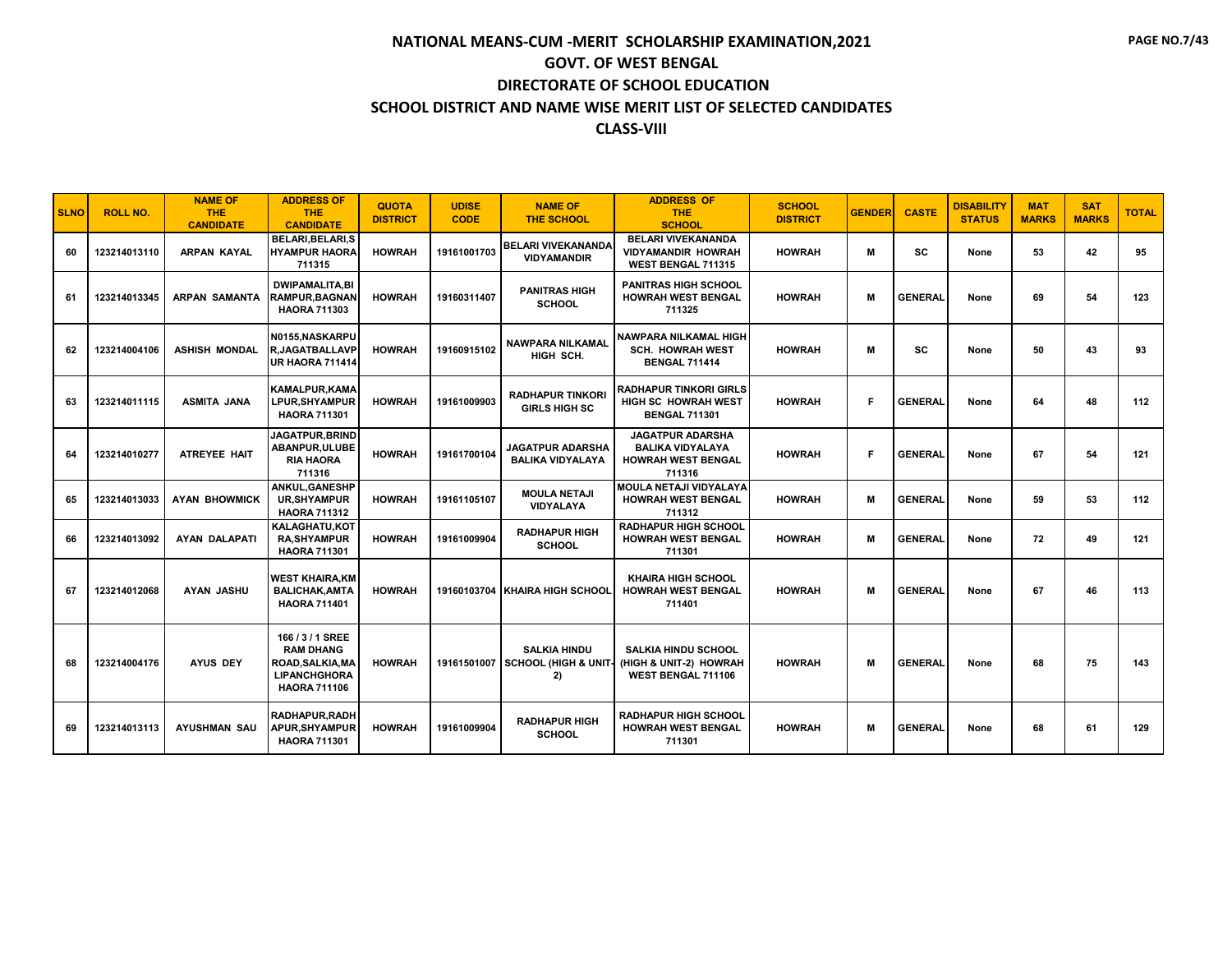# NATIONAL MEANS-CUM -MERIT SCHOLARSHIP EXAMINATION,2021

## GOVT. OF WEST BENGAL

## DIRECTORATE OF SCHOOL EDUCATION

## SCHOOL DISTRICT AND NAME WISE MERIT LIST OF SELECTED CANDIDATES

## CLASS-VIII

| SLNO | ROLL NO. | NAME OF THE CANDIDATE | ADDRESS OF THE CANDIDATE | QUOTA DISTRICT | UDISE CODE | NAME OF THE SCHOOL | ADDRESS OF THE SCHOOL | SCHOOL DISTRICT | GENDER | CASTE | DISABILITY STATUS | MAT MARKS | SAT MARKS | TOTAL |
|---|---|---|---|---|---|---|---|---|---|---|---|---|---|---|
| 60 | 123214013110 | ARPAN KAYAL | BELARI,BELARI,SHYAMPUR HAORA 711315 | HOWRAH | 19161001703 | BELARI VIVEKANANDA VIDYAMANDIR | BELARI VIVEKANANDA VIDYAMANDIR HOWRAH WEST BENGAL 711315 | HOWRAH | M | SC | None | 53 | 42 | 95 |
| 61 | 123214013345 | ARPAN SAMANTA | DWIPAMALITA,BIRAMPUR,BAGNAN HAORA 711303 | HOWRAH | 19160311407 | PANITRAS HIGH SCHOOL | PANITRAS HIGH SCHOOL HOWRAH WEST BENGAL 711325 | HOWRAH | M | GENERAL | None | 69 | 54 | 123 |
| 62 | 123214004106 | ASHISH MONDAL | N0155,NASKARPUR,JAGATBALLAVPUR HAORA 711414 | HOWRAH | 19160915102 | NAWPARA NILKAMAL HIGH SCH. | NAWPARA NILKAMAL HIGH SCH. HOWRAH WEST BENGAL 711414 | HOWRAH | M | SC | None | 50 | 43 | 93 |
| 63 | 123214011115 | ASMITA JANA | KAMALPUR,KAMALPUR,SHYAMPUR HAORA 711301 | HOWRAH | 19161009903 | RADHAPUR TINKORI GIRLS HIGH SC | RADHAPUR TINKORI GIRLS HIGH SC HOWRAH WEST BENGAL 711301 | HOWRAH | F | GENERAL | None | 64 | 48 | 112 |
| 64 | 123214010277 | ATREYEE HAIT | JAGATPUR,BRINDABANPUR,ULUBERIA HAORA 711316 | HOWRAH | 19161700104 | JAGATPUR ADARSHA BALIKA VIDYALAYA | JAGATPUR ADARSHA BALIKA VIDYALAYA HOWRAH WEST BENGAL 711316 | HOWRAH | F | GENERAL | None | 67 | 54 | 121 |
| 65 | 123214013033 | AYAN BHOWMICK | ANKUL,GANESHPUR,SHYAMPUR HAORA 711312 | HOWRAH | 19161105107 | MOULA NETAJI VIDYALAYA | MOULA NETAJI VIDYALAYA HOWRAH WEST BENGAL 711312 | HOWRAH | M | GENERAL | None | 59 | 53 | 112 |
| 66 | 123214013092 | AYAN DALAPATI | KALAGHATU,KOTRA,SHYAMPUR HAORA 711301 | HOWRAH | 19161009904 | RADHAPUR HIGH SCHOOL | RADHAPUR HIGH SCHOOL HOWRAH WEST BENGAL 711301 | HOWRAH | M | GENERAL | None | 72 | 49 | 121 |
| 67 | 123214012068 | AYAN JASHU | WEST KHAIRA,KMBALICHAK,AMTA HAORA 711401 | HOWRAH | 19160103704 | KHAIRA HIGH SCHOOL | KHAIRA HIGH SCHOOL HOWRAH WEST BENGAL 711401 | HOWRAH | M | GENERAL | None | 67 | 46 | 113 |
| 68 | 123214004176 | AYUS DEY | 166 / 3 / 1 SREE RAM DHANG ROAD,SALKIA,MALIPANCHGHORA HAORA 711106 | HOWRAH | 19161501007 | SALKIA HINDU SCHOOL (HIGH & UNIT-2) | SALKIA HINDU SCHOOL (HIGH & UNIT-2) HOWRAH WEST BENGAL 711106 | HOWRAH | M | GENERAL | None | 68 | 75 | 143 |
| 69 | 123214013113 | AYUSHMAN SAU | RADHAPUR,RADHAPUR,SHYAMPUR HAORA 711301 | HOWRAH | 19161009904 | RADHAPUR HIGH SCHOOL | RADHAPUR HIGH SCHOOL HOWRAH WEST BENGAL 711301 | HOWRAH | M | GENERAL | None | 68 | 61 | 129 |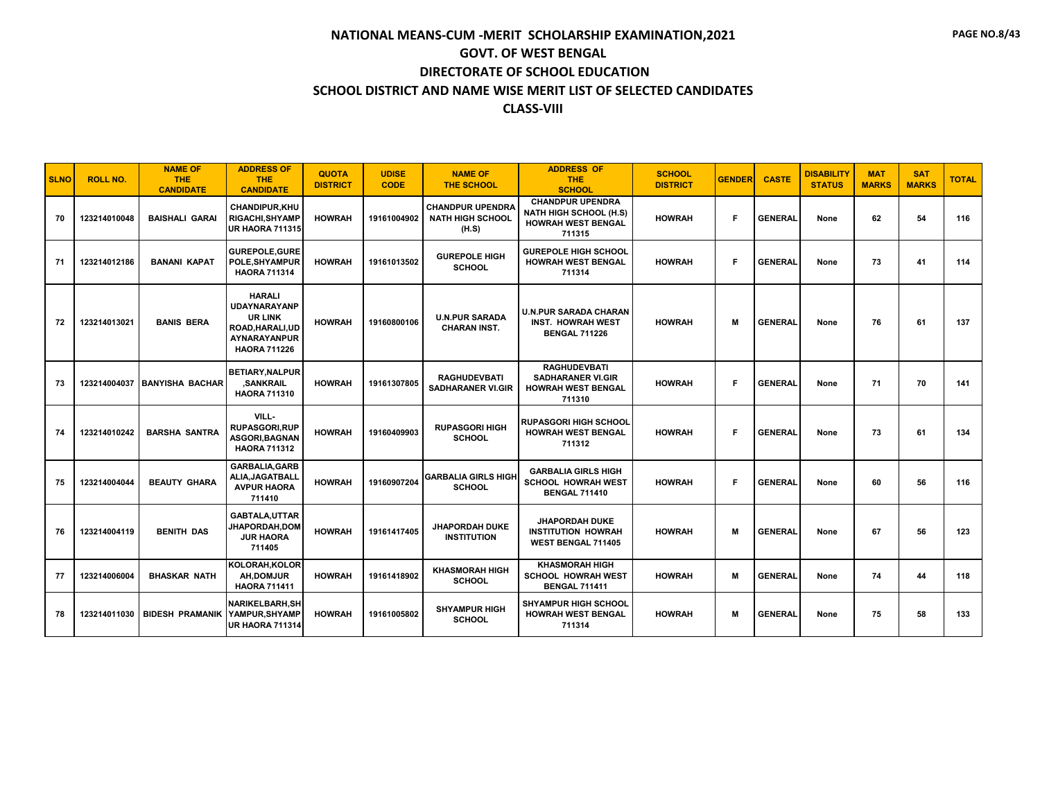# NATIONAL MEANS-CUM -MERIT SCHOLARSHIP EXAMINATION,2021
## GOVT. OF WEST BENGAL
## DIRECTORATE OF SCHOOL EDUCATION
## SCHOOL DISTRICT AND NAME WISE MERIT LIST OF SELECTED CANDIDATES
## CLASS-VIII

| SLNO | ROLL NO. | NAME OF THE CANDIDATE | ADDRESS OF THE CANDIDATE | QUOTA DISTRICT | UDISE CODE | NAME OF THE SCHOOL | ADDRESS OF THE SCHOOL | SCHOOL DISTRICT | GENDER | CASTE | DISABILITY STATUS | MAT MARKS | SAT MARKS | TOTAL |
|---|---|---|---|---|---|---|---|---|---|---|---|---|---|---|
| 70 | 123214010048 | BAISHALI GARAI | CHANDIPUR,KHURIGACHI,SHYAMPUR HAORA 711315 | HOWRAH | 19161004902 | CHANDPUR UPENDRA NATH HIGH SCHOOL (H.S) | CHANDPUR UPENDRA NATH HIGH SCHOOL (H.S) HOWRAH WEST BENGAL 711315 | HOWRAH | F | GENERAL | None | 62 | 54 | 116 |
| 71 | 123214012186 | BANANI KAPAT | GUREPOLE,GUREPOLE,SHYAMPUR HAORA 711314 | HOWRAH | 19161013502 | GUREPOLE HIGH SCHOOL | GUREPOLE HIGH SCHOOL HOWRAH WEST BENGAL 711314 | HOWRAH | F | GENERAL | None | 73 | 41 | 114 |
| 72 | 123214013021 | BANIS BERA | HARALI UDAYNARAYANPUR LINK ROAD,HARALI,UDAYNARAYANPUR HAORA 711226 | HOWRAH | 19160800106 | U.N.PUR SARADA CHARAN INST. | U.N.PUR SARADA CHARAN INST. HOWRAH WEST BENGAL 711226 | HOWRAH | M | GENERAL | None | 76 | 61 | 137 |
| 73 | 123214004037 | BANYISHA BACHAR | BETIARY,NALPUR,SANKRAIL HAORA 711310 | HOWRAH | 19161307805 | RAGHUDEVBATI SADHARANER VI.GIR | RAGHUDEVBATI SADHARANER VI.GIR HOWRAH WEST BENGAL 711310 | HOWRAH | F | GENERAL | None | 71 | 70 | 141 |
| 74 | 123214010242 | BARSHA SANTRA | VILL-RUPASGORI,RUPASGORI,BAGNAN HAORA 711312 | HOWRAH | 19160409903 | RUPASGORI HIGH SCHOOL | RUPASGORI HIGH SCHOOL HOWRAH WEST BENGAL 711312 | HOWRAH | F | GENERAL | None | 73 | 61 | 134 |
| 75 | 123214004044 | BEAUTY GHARA | GARBALIA,GARBALIA,JAGATBALLAVPUR HAORA 711410 | HOWRAH | 19160907204 | GARBALIA GIRLS HIGH SCHOOL | GARBALIA GIRLS HIGH SCHOOL HOWRAH WEST BENGAL 711410 | HOWRAH | F | GENERAL | None | 60 | 56 | 116 |
| 76 | 123214004119 | BENITH DAS | GABTALA,UTTARJHAPORDAH,DOMJUR HAORA 711405 | HOWRAH | 19161417405 | JHAPORDAH DUKE INSTITUTION | JHAPORDAH DUKE INSTITUTION HOWRAH WEST BENGAL 711405 | HOWRAH | M | GENERAL | None | 67 | 56 | 123 |
| 77 | 123214006004 | BHASKAR NATH | KOLORAH,KOLORAH,DOMJUR HAORA 711411 | HOWRAH | 19161418902 | KHASMORAH HIGH SCHOOL | KHASMORAH HIGH SCHOOL HOWRAH WEST BENGAL 711411 | HOWRAH | M | GENERAL | None | 74 | 44 | 118 |
| 78 | 123214011030 | BIDESH PRAMANIK | NARIKELBARH,SHYAMPUR,SHYAMPUR HAORA 711314 | HOWRAH | 19161005802 | SHYAMPUR HIGH SCHOOL | SHYAMPUR HIGH SCHOOL HOWRAH WEST BENGAL 711314 | HOWRAH | M | GENERAL | None | 75 | 58 | 133 |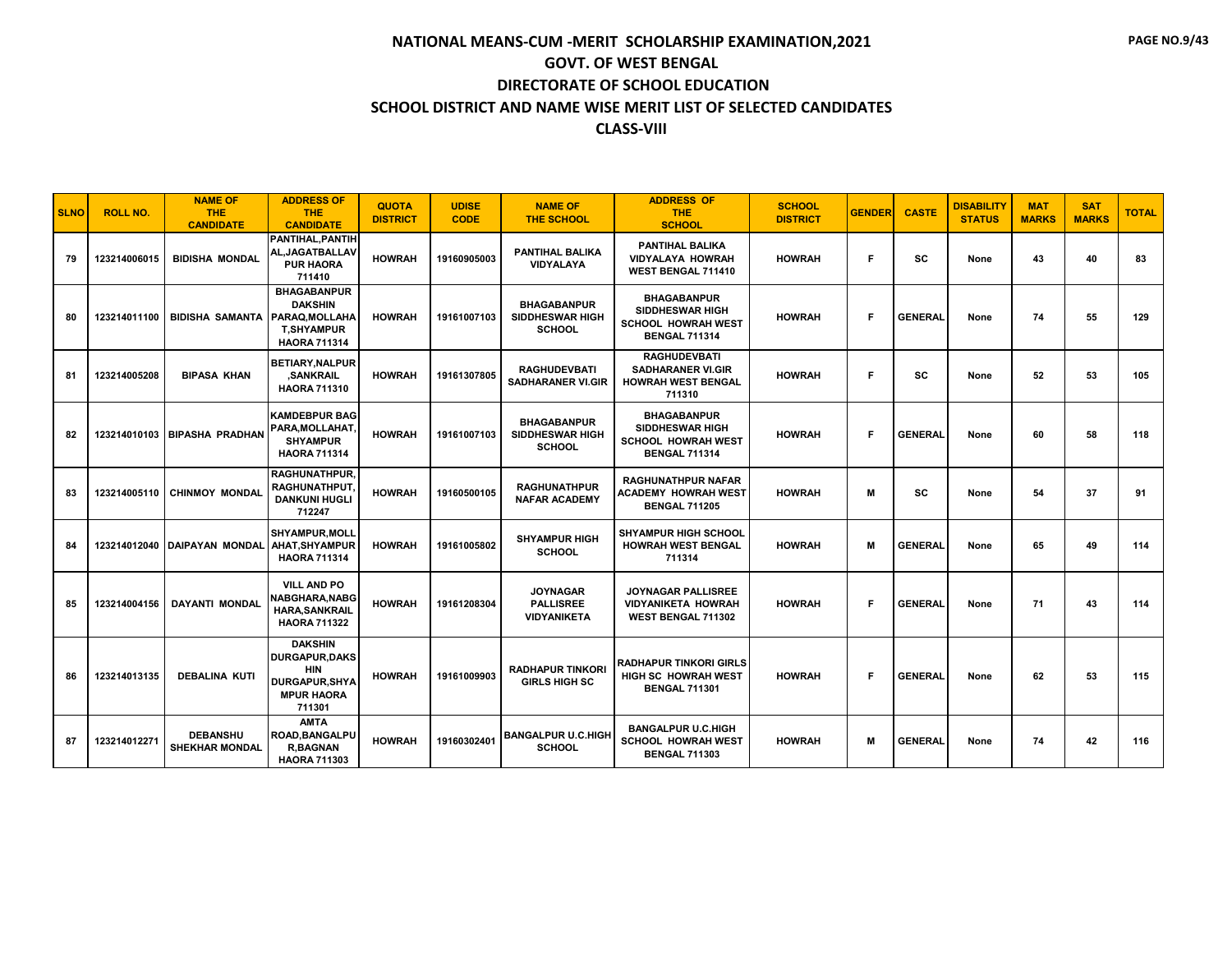# NATIONAL MEANS-CUM -MERIT SCHOLARSHIP EXAMINATION,2021

## GOVT. OF WEST BENGAL

## DIRECTORATE OF SCHOOL EDUCATION

## SCHOOL DISTRICT AND NAME WISE MERIT LIST OF SELECTED CANDIDATES

## CLASS-VIII

| SLNO | ROLL NO. | NAME OF THE CANDIDATE | ADDRESS OF THE CANDIDATE | QUOTA DISTRICT | UDISE CODE | NAME OF THE SCHOOL | ADDRESS OF THE SCHOOL | SCHOOL DISTRICT | GENDER | CASTE | DISABILITY STATUS | MAT MARKS | SAT MARKS | TOTAL |
|---|---|---|---|---|---|---|---|---|---|---|---|---|---|---|
| 79 | 123214006015 | BIDISHA MONDAL | PANTIHAL,PANTIHAL,JAGATBALLAVPUR HAORA 711410 | HOWRAH | 19160905003 | PANTIHAL BALIKA VIDYALAYA | PANTIHAL BALIKA VIDYALAYA HOWRAH WEST BENGAL 711410 | HOWRAH | F | SC | None | 43 | 40 | 83 |
| 80 | 123214011100 | BIDISHA SAMANTA | BHAGABANPUR DAKSHIN PARAQ,MOLLAHAT,SHYAMPUR HAORA 711314 | HOWRAH | 19161007103 | BHAGABANPUR SIDDHESWAR HIGH SCHOOL | BHAGABANPUR SIDDHESWAR HIGH SCHOOL HOWRAH WEST BENGAL 711314 | HOWRAH | F | GENERAL | None | 74 | 55 | 129 |
| 81 | 123214005208 | BIPASA KHAN | BETIARY,NALPUR,SANKRAIL HAORA 711310 | HOWRAH | 19161307805 | RAGHUDEVBATI SADHARANER VI.GIR | RAGHUDEVBATI SADHARANER VI.GIR HOWRAH WEST BENGAL 711310 | HOWRAH | F | SC | None | 52 | 53 | 105 |
| 82 | 123214010103 | BIPASHA PRADHAN | KAMDEBPUR BAG PARA,MOLLAHAT,SHYAMPUR HAORA 711314 | HOWRAH | 19161007103 | BHAGABANPUR SIDDHESWAR HIGH SCHOOL | BHAGABANPUR SIDDHESWAR HIGH SCHOOL HOWRAH WEST BENGAL 711314 | HOWRAH | F | GENERAL | None | 60 | 58 | 118 |
| 83 | 123214005110 | CHINMOY MONDAL | RAGHUNATHPUR,RAGHUNATHPUT,DANKUNI HUGLI 712247 | HOWRAH | 19160500105 | RAGHUNATHPUR NAFAR ACADEMY | RAGHUNATHPUR NAFAR ACADEMY HOWRAH WEST BENGAL 711205 | HOWRAH | M | SC | None | 54 | 37 | 91 |
| 84 | 123214012040 | DAIPAYAN MONDAL | SHYAMPUR,MOLLAHAT,SHYAMPUR HAORA 711314 | HOWRAH | 19161005802 | SHYAMPUR HIGH SCHOOL | SHYAMPUR HIGH SCHOOL HOWRAH WEST BENGAL 711314 | HOWRAH | M | GENERAL | None | 65 | 49 | 114 |
| 85 | 123214004156 | DAYANTI MONDAL | VILL AND PO NABGHARA,NABGHARA,SANKRAIL HAORA 711322 | HOWRAH | 19161208304 | JOYNAGAR PALLISREE VIDYANIKETA | JOYNAGAR PALLISREE VIDYANIKETA HOWRAH WEST BENGAL 711302 | HOWRAH | F | GENERAL | None | 71 | 43 | 114 |
| 86 | 123214013135 | DEBALINA KUTI | DAKSHIN DURGAPUR,DAKSHIN DURGAPUR,SHYAMPUR HAORA 711301 | HOWRAH | 19161009903 | RADHAPUR TINKORI GIRLS HIGH SC | RADHAPUR TINKORI GIRLS HIGH SC HOWRAH WEST BENGAL 711301 | HOWRAH | F | GENERAL | None | 62 | 53 | 115 |
| 87 | 123214012271 | DEBANSHU SHEKHAR MONDAL | AMTA ROAD,BANGALPUR,BAGNAN HAORA 711303 | HOWRAH | 19160302401 | BANGALPUR U.C.HIGH SCHOOL | BANGALPUR U.C.HIGH SCHOOL HOWRAH WEST BENGAL 711303 | HOWRAH | M | GENERAL | None | 74 | 42 | 116 |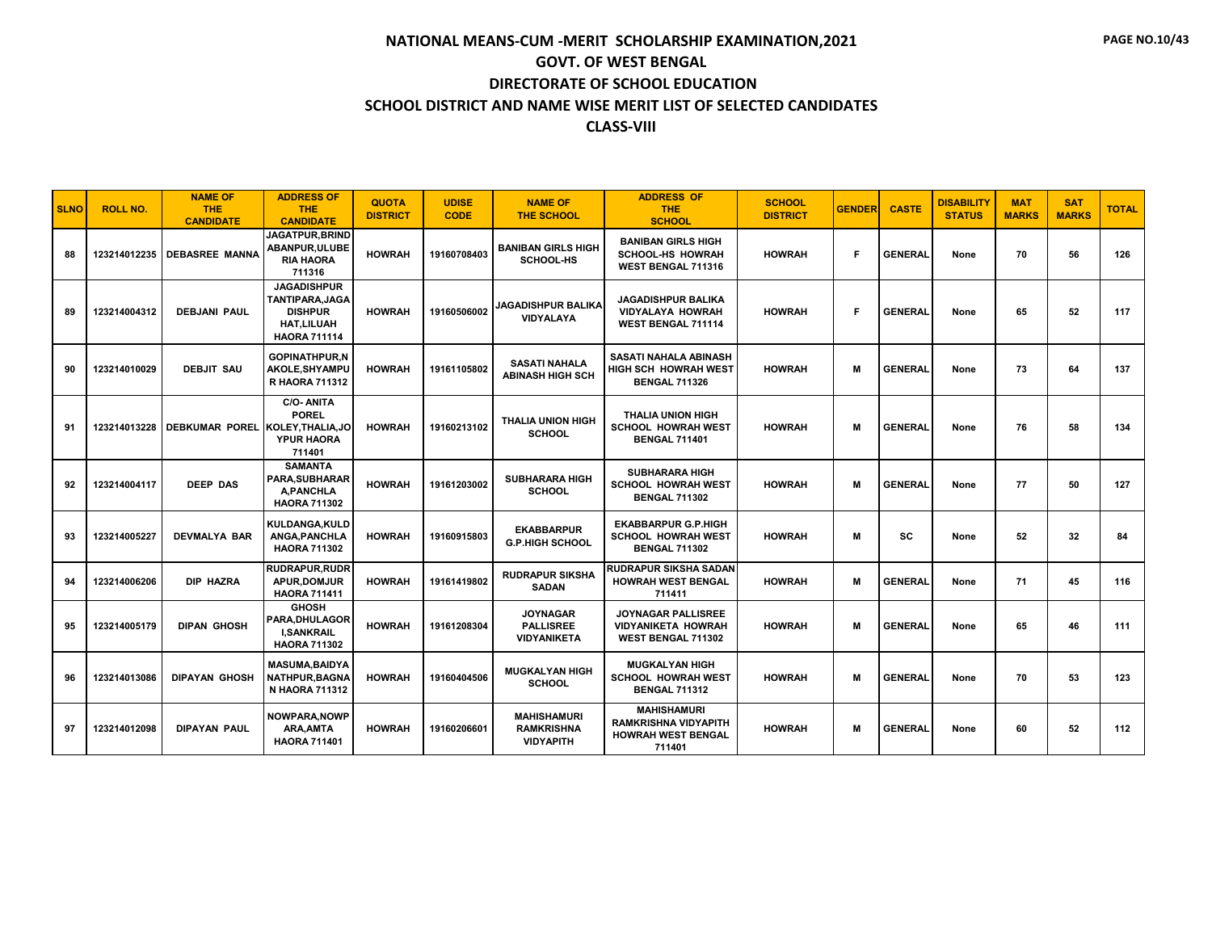# NATIONAL MEANS-CUM -MERIT SCHOLARSHIP EXAMINATION,2021

## GOVT. OF WEST BENGAL

## DIRECTORATE OF SCHOOL EDUCATION

## SCHOOL DISTRICT AND NAME WISE MERIT LIST OF SELECTED CANDIDATES

## CLASS-VIII

| SLNO | ROLL NO. | NAME OF THE CANDIDATE | ADDRESS OF THE CANDIDATE | QUOTA DISTRICT | UDISE CODE | NAME OF THE SCHOOL | ADDRESS OF THE SCHOOL | SCHOOL DISTRICT | GENDER | CASTE | DISABILITY STATUS | MAT MARKS | SAT MARKS | TOTAL |
|---|---|---|---|---|---|---|---|---|---|---|---|---|---|---|
| 88 | 123214012235 | DEBASREE MANNA | JAGATPUR,BRINDABANPUR,ULUBERIA HAORA 711316 | HOWRAH | 19160708403 | BANIBAN GIRLS HIGH SCHOOL-HS | BANIBAN GIRLS HIGH SCHOOL-HS HOWRAH WEST BENGAL 711316 | HOWRAH | F | GENERAL | None | 70 | 56 | 126 |
| 89 | 123214004312 | DEBJANI PAUL | JAGADISHPUR TANTIPARA,JAGADISHPUR HAT,LILUAH HAORA 711114 | HOWRAH | 19160506002 | JAGADISHPUR BALIKA VIDYALAYA | JAGADISHPUR BALIKA VIDYALAYA HOWRAH WEST BENGAL 711114 | HOWRAH | F | GENERAL | None | 65 | 52 | 117 |
| 90 | 123214010029 | DEBJIT SAU | GOPINATHPUR,NAKOLE,SHYAMPUR HAORA 711312 | HOWRAH | 19161105802 | SASATI NAHALA ABINASH HIGH SCH | SASATI NAHALA ABINASH HIGH SCH HOWRAH WEST BENGAL 711326 | HOWRAH | M | GENERAL | None | 73 | 64 | 137 |
| 91 | 123214013228 | DEBKUMAR POREL | C/O- ANITA POREL KOLEY,THALIA,JOYPUR HAORA 711401 | HOWRAH | 19160213102 | THALIA UNION HIGH SCHOOL | THALIA UNION HIGH SCHOOL HOWRAH WEST BENGAL 711401 | HOWRAH | M | GENERAL | None | 76 | 58 | 134 |
| 92 | 123214004117 | DEEP DAS | SAMANTA PARA,SUBHARARA,PANCHLA HAORA 711302 | HOWRAH | 19161203002 | SUBHARARA HIGH SCHOOL | SUBHARARA HIGH SCHOOL HOWRAH WEST BENGAL 711302 | HOWRAH | M | GENERAL | None | 77 | 50 | 127 |
| 93 | 123214005227 | DEVMALYA BAR | KULDANGA,KULDANGA,PANCHLA HAORA 711302 | HOWRAH | 19160915803 | EKABBARPUR G.P.HIGH SCHOOL | EKABBARPUR G.P.HIGH SCHOOL HOWRAH WEST BENGAL 711302 | HOWRAH | M | SC | None | 52 | 32 | 84 |
| 94 | 123214006206 | DIP HAZRA | RUDRAPUR,RUDRAPUR,DOMJUR HAORA 711411 | HOWRAH | 19161419802 | RUDRAPUR SIKSHA SADAN | RUDRAPUR SIKSHA SADAN HOWRAH WEST BENGAL 711411 | HOWRAH | M | GENERAL | None | 71 | 45 | 116 |
| 95 | 123214005179 | DIPAN GHOSH | GHOSH PARA,DHULAGORI,SANKRAIL HAORA 711302 | HOWRAH | 19161208304 | JOYNAGAR PALLISREE VIDYANIKETA | JOYNAGAR PALLISREE VIDYANIKETA HOWRAH WEST BENGAL 711302 | HOWRAH | M | GENERAL | None | 65 | 46 | 111 |
| 96 | 123214013086 | DIPAYAN GHOSH | MASUMA,BAIDYANATHPUR,BAGNAN HAORA 711312 | HOWRAH | 19160404506 | MUGKALYAN HIGH SCHOOL | MUGKALYAN HIGH SCHOOL HOWRAH WEST BENGAL 711312 | HOWRAH | M | GENERAL | None | 70 | 53 | 123 |
| 97 | 123214012098 | DIPAYAN PAUL | NOWPARA,NOWPARA,AMTA HAORA 711401 | HOWRAH | 19160206601 | MAHISHAMURI RAMKRISHNA VIDYAPITH | MAHISHAMURI RAMKRISHNA VIDYAPITH HOWRAH WEST BENGAL 711401 | HOWRAH | M | GENERAL | None | 60 | 52 | 112 |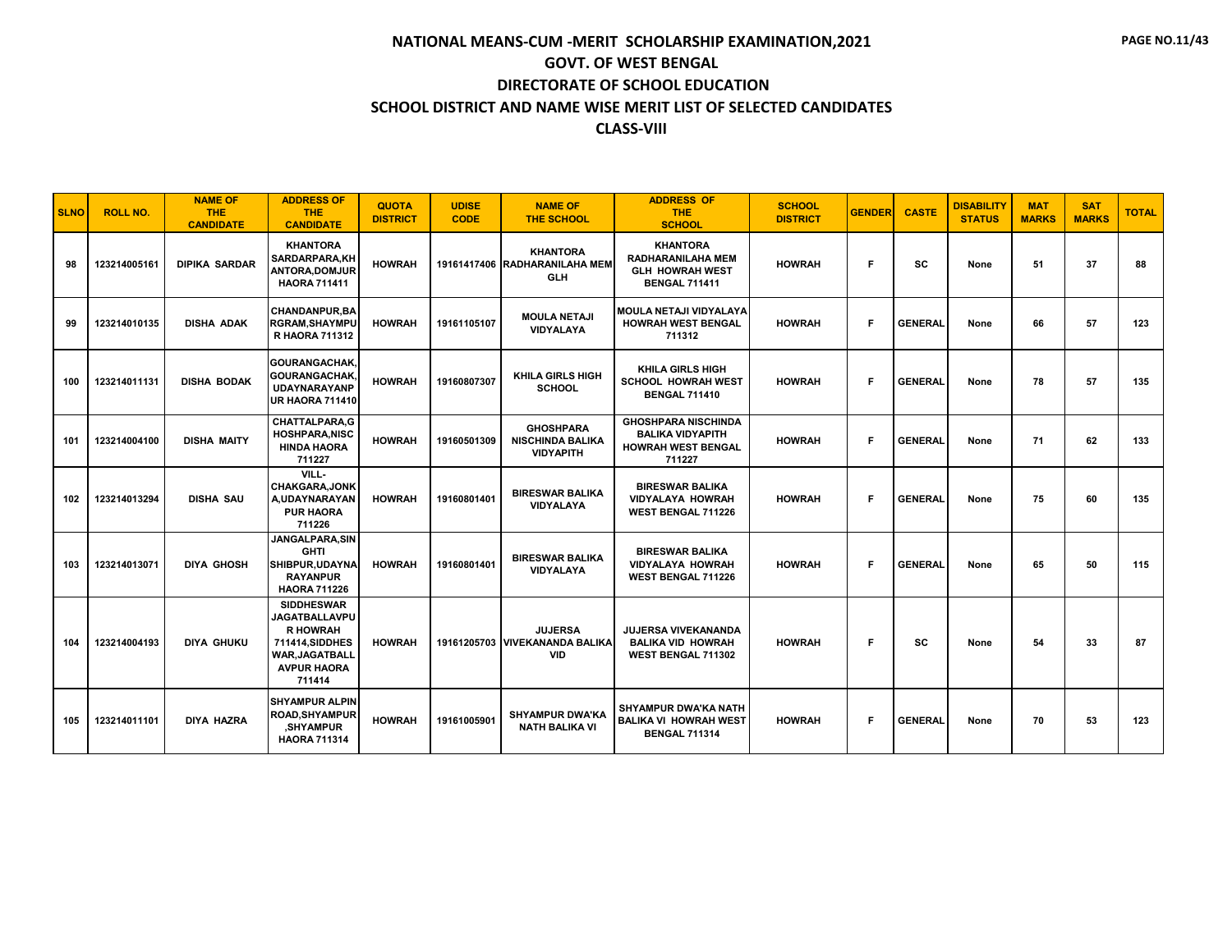# NATIONAL MEANS-CUM -MERIT SCHOLARSHIP EXAMINATION,2021

## GOVT. OF WEST BENGAL

## DIRECTORATE OF SCHOOL EDUCATION

## SCHOOL DISTRICT AND NAME WISE MERIT LIST OF SELECTED CANDIDATES

## CLASS-VIII

| SLNO | ROLL NO. | NAME OF THE CANDIDATE | ADDRESS OF THE CANDIDATE | QUOTA DISTRICT | UDISE CODE | NAME OF THE SCHOOL | ADDRESS OF THE SCHOOL | SCHOOL DISTRICT | GENDER | CASTE | DISABILITY STATUS | MAT MARKS | SAT MARKS | TOTAL |
|---|---|---|---|---|---|---|---|---|---|---|---|---|---|---|
| 98 | 123214005161 | DIPIKA SARDAR | KHANTORA SARDARPARA,KHANTORA,DOMJUR HAORA 711411 | HOWRAH | 19161417406 | KHANTORA RADHARANILAHA MEM GLH | KHANTORA RADHARANILAHA MEM GLH HOWRAH WEST BENGAL 711411 | HOWRAH | F | SC | None | 51 | 37 | 88 |
| 99 | 123214010135 | DISHA ADAK | CHANDANPUR,BARGRAM,SHAYMPUR HAORA 711312 | HOWRAH | 19161105107 | MOULA NETAJI VIDYALAYA | MOULA NETAJI VIDYALAYA HOWRAH WEST BENGAL 711312 | HOWRAH | F | GENERAL | None | 66 | 57 | 123 |
| 100 | 123214011131 | DISHA BODAK | GOURANGACHAK,GOURANGACHAK,UDAYNARAYANPUR HAORA 711410 | HOWRAH | 19160807307 | KHILA GIRLS HIGH SCHOOL | KHILA GIRLS HIGH SCHOOL HOWRAH WEST BENGAL 711410 | HOWRAH | F | GENERAL | None | 78 | 57 | 135 |
| 101 | 123214004100 | DISHA MAITY | CHATTALPARA,GHOSHPARA,NISCHINDA HAORA 711227 | HOWRAH | 19160501309 | GHOSHPARA NISCHINDA BALIKA VIDYAPITH | GHOSHPARA NISCHINDA BALIKA VIDYAPITH HOWRAH WEST BENGAL 711227 | HOWRAH | F | GENERAL | None | 71 | 62 | 133 |
| 102 | 123214013294 | DISHA SAU | VILL-CHAKGARA,JONKA,UDAYNARAYANPUR HAORA 711226 | HOWRAH | 19160801401 | BIRESWAR BALIKA VIDYALAYA | BIRESWAR BALIKA VIDYALAYA HOWRAH WEST BENGAL 711226 | HOWRAH | F | GENERAL | None | 75 | 60 | 135 |
| 103 | 123214013071 | DIYA GHOSH | JANGALPARA,SINGHTI SHIBPUR,UDAYNARAYANPUR HAORA 711226 | HOWRAH | 19160801401 | BIRESWAR BALIKA VIDYALAYA | BIRESWAR BALIKA VIDYALAYA HOWRAH WEST BENGAL 711226 | HOWRAH | F | GENERAL | None | 65 | 50 | 115 |
| 104 | 123214004193 | DIYA GHUKU | SIDDHESWAR JAGATBALLAVPUR HOWRAH 711414,SIDDHESWAR,JAGATBALLAVPUR HAORA 711414 | HOWRAH | 19161205703 | JUJERSA VIVEKANANDA BALIKA VID | JUJERSA VIVEKANANDA BALIKA VID HOWRAH WEST BENGAL 711302 | HOWRAH | F | SC | None | 54 | 33 | 87 |
| 105 | 123214011101 | DIYA HAZRA | SHYAMPUR ALPIN ROAD,SHYAMPUR,SHYAMPUR HAORA 711314 | HOWRAH | 19161005901 | SHYAMPUR DWA'KA NATH BALIKA VI | SHYAMPUR DWA'KA NATH BALIKA VI HOWRAH WEST BENGAL 711314 | HOWRAH | F | GENERAL | None | 70 | 53 | 123 |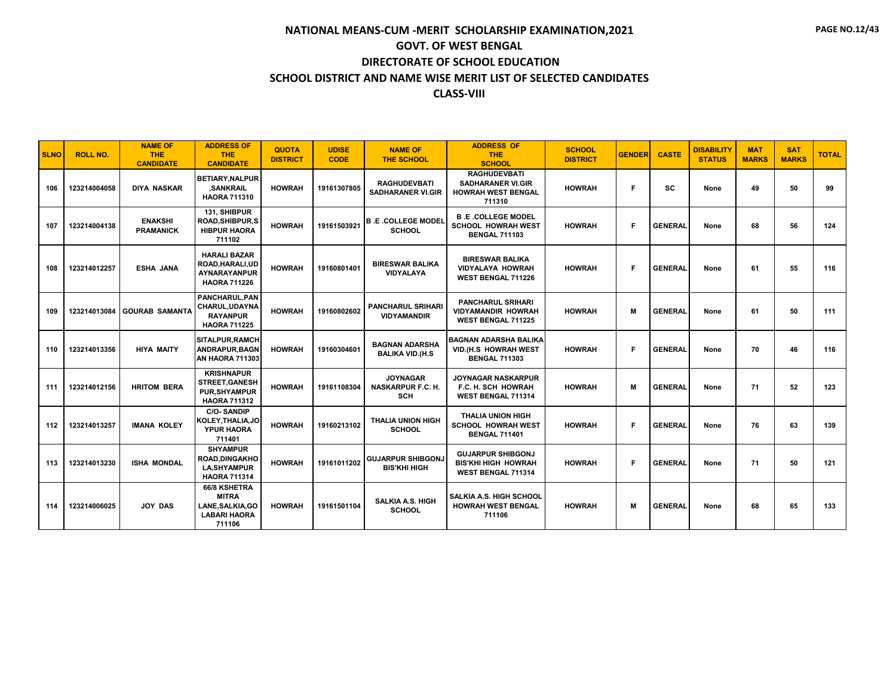# NATIONAL MEANS-CUM -MERIT SCHOLARSHIP EXAMINATION,2021

## GOVT. OF WEST BENGAL

## DIRECTORATE OF SCHOOL EDUCATION

## SCHOOL DISTRICT AND NAME WISE MERIT LIST OF SELECTED CANDIDATES

## CLASS-VIII

| SLNO | ROLL NO. | NAME OF THE CANDIDATE | ADDRESS OF THE CANDIDATE | QUOTA DISTRICT | UDISE CODE | NAME OF THE SCHOOL | ADDRESS OF THE SCHOOL | SCHOOL DISTRICT | GENDER | CASTE | DISABILITY STATUS | MAT MARKS | SAT MARKS | TOTAL |
|---|---|---|---|---|---|---|---|---|---|---|---|---|---|---|
| 106 | 123214004058 | DIYA NASKAR | BETIARY,NALPUR ,SANKRAIL HAORA 711310 | HOWRAH | 19161307805 | RAGHUDEVBATI SADHARANER VI.GIR | RAGHUDEVBATI SADHARANER VI.GIR HOWRAH WEST BENGAL 711310 | HOWRAH | F | SC | None | 49 | 50 | 99 |
| 107 | 123214004138 | ENAKSHI PRAMANICK | 131, SHIBPUR ROAD,SHIBPUR,S HIBPUR HAORA 711102 | HOWRAH | 19161503921 | B .E .COLLEGE MODEL SCHOOL | B .E .COLLEGE MODEL SCHOOL HOWRAH WEST BENGAL 711103 | HOWRAH | F | GENERAL | None | 68 | 56 | 124 |
| 108 | 123214012257 | ESHA JANA | HARALI BAZAR ROAD,HARALI,UD AYNARAYANPUR HAORA 711226 | HOWRAH | 19160801401 | BIRESWAR BALIKA VIDYALAYA | BIRESWAR BALIKA VIDYALAYA HOWRAH WEST BENGAL 711226 | HOWRAH | F | GENERAL | None | 61 | 55 | 116 |
| 109 | 123214013084 | GOURAB SAMANTA | PANCHARUL,PAN CHARUL,UDAYNA RAYANPUR HAORA 711225 | HOWRAH | 19160802602 | PANCHARUL SRIHARI VIDYAMANDIR | PANCHARUL SRIHARI VIDYAMANDIR HOWRAH WEST BENGAL 711225 | HOWRAH | M | GENERAL | None | 61 | 50 | 111 |
| 110 | 123214013356 | HIYA MAITY | SITALPUR,RAMCH ANDRAPUR,BAGN AN HAORA 711303 | HOWRAH | 19160304601 | BAGNAN ADARSHA BALIKA VID.(H.S | BAGNAN ADARSHA BALIKA VID.(H.S HOWRAH WEST BENGAL 711303 | HOWRAH | F | GENERAL | None | 70 | 46 | 116 |
| 111 | 123214012156 | HRITOM BERA | KRISHNAPUR STREET,GANESH PUR,SHYAMPUR HAORA 711312 | HOWRAH | 19161108304 | JOYNAGAR NASKARPUR F.C. H. SCH | JOYNAGAR NASKARPUR F.C. H. SCH HOWRAH WEST BENGAL 711314 | HOWRAH | M | GENERAL | None | 71 | 52 | 123 |
| 112 | 123214013257 | IMANA KOLEY | C/O- SANDIP KOLEY,THALIA,JO YPUR HAORA 711401 | HOWRAH | 19160213102 | THALIA UNION HIGH SCHOOL | THALIA UNION HIGH SCHOOL HOWRAH WEST BENGAL 711401 | HOWRAH | F | GENERAL | None | 76 | 63 | 139 |
| 113 | 123214013230 | ISHA MONDAL | SHYAMPUR ROAD,DINGAKHO LA,SHYAMPUR HAORA 711314 | HOWRAH | 19161011202 | GUJARPUR SHIBGONJ BIS'KHI HIGH | GUJARPUR SHIBGONJ BIS'KHI HIGH HOWRAH WEST BENGAL 711314 | HOWRAH | F | GENERAL | None | 71 | 50 | 121 |
| 114 | 123214006025 | JOY DAS | 66/8 KSHETRA MITRA LANE,SALKIA,GO LABARI HAORA 711106 | HOWRAH | 19161501104 | SALKIA A.S. HIGH SCHOOL | SALKIA A.S. HIGH SCHOOL HOWRAH WEST BENGAL 711106 | HOWRAH | M | GENERAL | None | 68 | 65 | 133 |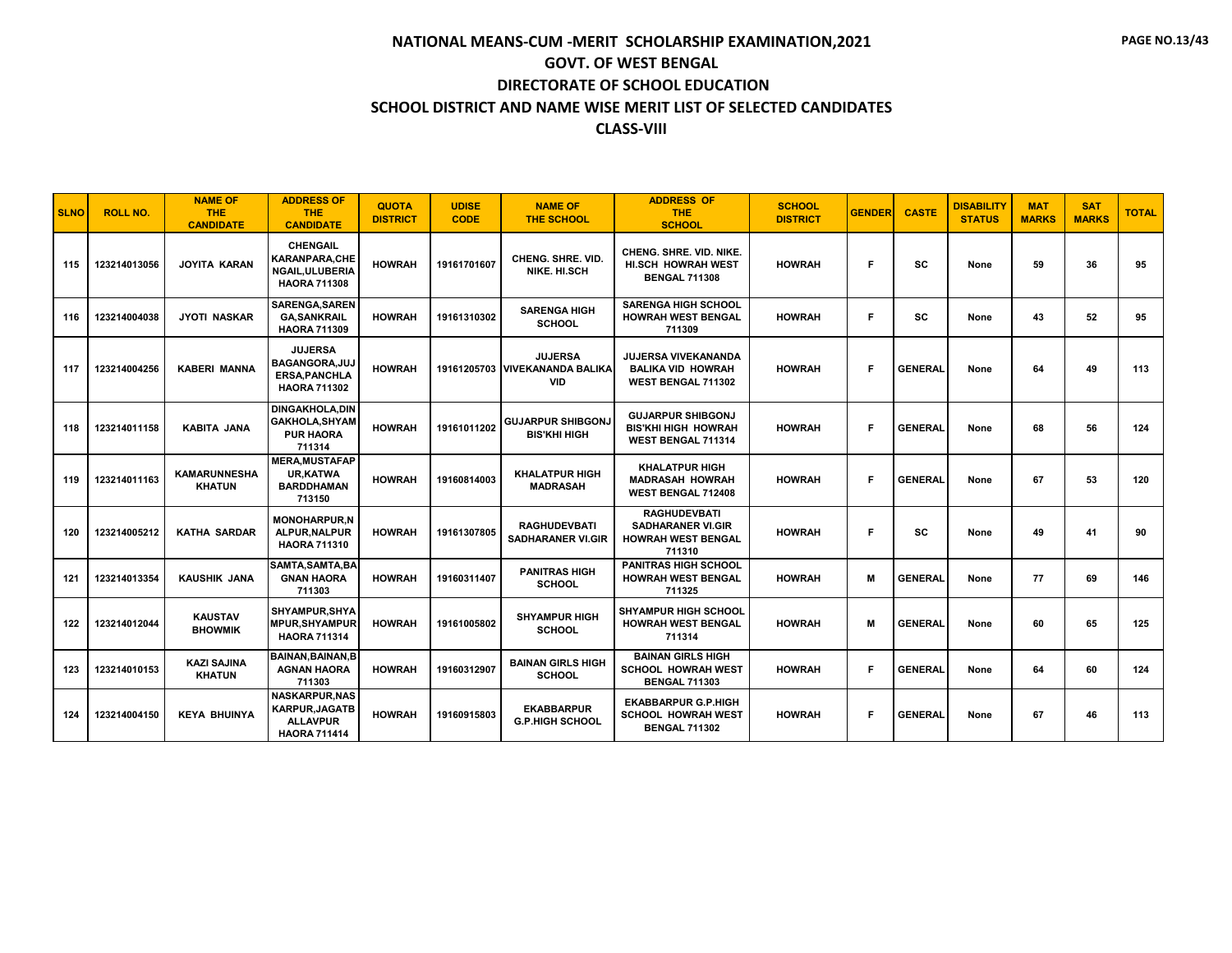# NATIONAL MEANS-CUM -MERIT SCHOLARSHIP EXAMINATION,2021
## GOVT. OF WEST BENGAL
## DIRECTORATE OF SCHOOL EDUCATION
## SCHOOL DISTRICT AND NAME WISE MERIT LIST OF SELECTED CANDIDATES
## CLASS-VIII

| SLNO | ROLL NO. | NAME OF THE CANDIDATE | ADDRESS OF THE CANDIDATE | QUOTA DISTRICT | UDISE CODE | NAME OF THE SCHOOL | ADDRESS OF THE SCHOOL | SCHOOL DISTRICT | GENDER | CASTE | DISABILITY STATUS | MAT MARKS | SAT MARKS | TOTAL |
|---|---|---|---|---|---|---|---|---|---|---|---|---|---|---|
| 115 | 123214013056 | JOYITA KARAN | CHENGAIL KARANPARA,CHENGAIL,ULUBERIA HAORA 711308 | HOWRAH | 19161701607 | CHENG. SHRE. VID. NIKE. HI.SCH | CHENG. SHRE. VID. NIKE. HI.SCH HOWRAH WEST BENGAL 711308 | HOWRAH | F | SC | None | 59 | 36 | 95 |
| 116 | 123214004038 | JYOTI NASKAR | SARENGA,SARENGA,SANKRAIL HAORA 711309 | HOWRAH | 19161310302 | SARENGA HIGH SCHOOL | SARENGA HIGH SCHOOL HOWRAH WEST BENGAL 711309 | HOWRAH | F | SC | None | 43 | 52 | 95 |
| 117 | 123214004256 | KABERI MANNA | JUJERSA BAGANGORA,JUJERSA,PANCHLA HAORA 711302 | HOWRAH | 19161205703 | JUJERSA VIVEKANANDA BALIKA VID | JUJERSA VIVEKANANDA BALIKA VID HOWRAH WEST BENGAL 711302 | HOWRAH | F | GENERAL | None | 64 | 49 | 113 |
| 118 | 123214011158 | KABITA JANA | DINGAKHOLA,DINGAKHOLA,SHYAMPUR HAORA 711314 | HOWRAH | 19161011202 | GUJARPUR SHIBGONJ BIS'KHI HIGH | GUJARPUR SHIBGONJ BIS'KHI HIGH HOWRAH WEST BENGAL 711314 | HOWRAH | F | GENERAL | None | 68 | 56 | 124 |
| 119 | 123214011163 | KAMARUNNESHA KHATUN | MERA,MUSTAFAPUR,KATWA BARDDHAMAN 713150 | HOWRAH | 19160814003 | KHALATPUR HIGH MADRASAH | KHALATPUR HIGH MADRASAH HOWRAH WEST BENGAL 712408 | HOWRAH | F | GENERAL | None | 67 | 53 | 120 |
| 120 | 123214005212 | KATHA SARDAR | MONOHARPUR,NALPUR,NALPUR HAORA 711310 | HOWRAH | 19161307805 | RAGHUDEVBATI SADHARANER VI.GIR | RAGHUDEVBATI SADHARANER VI.GIR HOWRAH WEST BENGAL 711310 | HOWRAH | F | SC | None | 49 | 41 | 90 |
| 121 | 123214013354 | KAUSHIK JANA | SAMTA,SAMTA,BAGNAN HAORA 711303 | HOWRAH | 19160311407 | PANITRAS HIGH SCHOOL | PANITRAS HIGH SCHOOL HOWRAH WEST BENGAL 711325 | HOWRAH | M | GENERAL | None | 77 | 69 | 146 |
| 122 | 123214012044 | KAUSTAV BHOWMIK | SHYAMPUR,SHYAMPUR,SHYAMPUR HAORA 711314 | HOWRAH | 19161005802 | SHYAMPUR HIGH SCHOOL | SHYAMPUR HIGH SCHOOL HOWRAH WEST BENGAL 711314 | HOWRAH | M | GENERAL | None | 60 | 65 | 125 |
| 123 | 123214010153 | KAZI SAJINA KHATUN | BAINAN,BAINAN,BAGNAN HAORA 711303 | HOWRAH | 19160312907 | BAINAN GIRLS HIGH SCHOOL | BAINAN GIRLS HIGH SCHOOL HOWRAH WEST BENGAL 711303 | HOWRAH | F | GENERAL | None | 64 | 60 | 124 |
| 124 | 123214004150 | KEYA BHUINYA | NASKARPUR,NASKARPUR,JAGATBALLAVPUR HAORA 711414 | HOWRAH | 19160915803 | EKABBARPUR G.P.HIGH SCHOOL | EKABBARPUR G.P.HIGH SCHOOL HOWRAH WEST BENGAL 711302 | HOWRAH | F | GENERAL | None | 67 | 46 | 113 |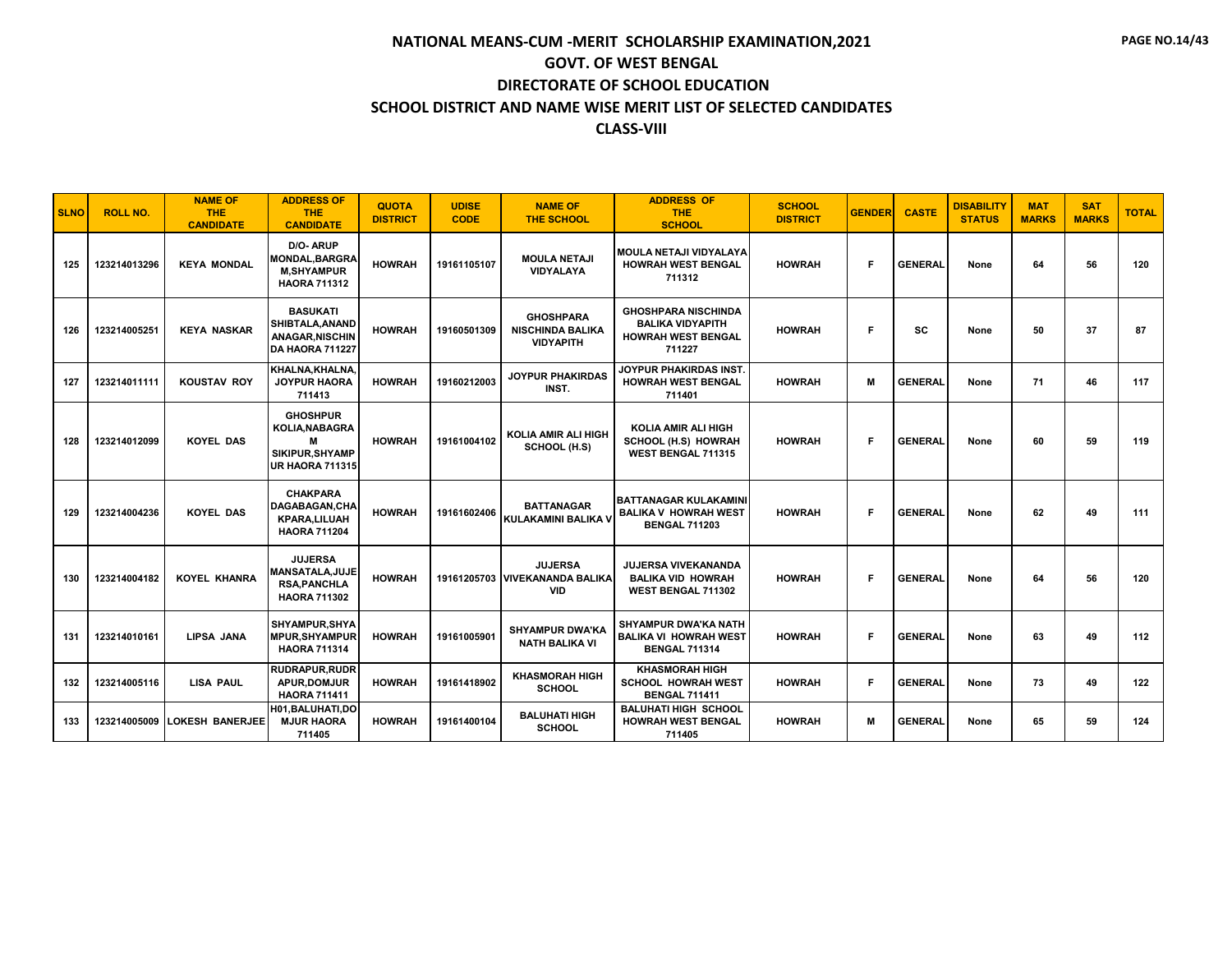# NATIONAL MEANS-CUM -MERIT SCHOLARSHIP EXAMINATION,2021

## GOVT. OF WEST BENGAL

## DIRECTORATE OF SCHOOL EDUCATION

## SCHOOL DISTRICT AND NAME WISE MERIT LIST OF SELECTED CANDIDATES

## CLASS-VIII

| SLNO | ROLL NO. | NAME OF THE CANDIDATE | ADDRESS OF THE CANDIDATE | QUOTA DISTRICT | UDISE CODE | NAME OF THE SCHOOL | ADDRESS OF THE SCHOOL | SCHOOL DISTRICT | GENDER | CASTE | DISABILITY STATUS | MAT MARKS | SAT MARKS | TOTAL |
|---|---|---|---|---|---|---|---|---|---|---|---|---|---|---|
| 125 | 123214013296 | KEYA MONDAL | D/O- ARUP MONDAL,BARGRAM,SHYAMPUR HAORA 711312 | HOWRAH | 19161105107 | MOULA NETAJI VIDYALAYA | MOULA NETAJI VIDYALAYA HOWRAH WEST BENGAL 711312 | HOWRAH | F | GENERAL | None | 64 | 56 | 120 |
| 126 | 123214005251 | KEYA NASKAR | BASUKATI SHIBTALA,ANANDANAGAR,NISCHINDA HAORA 711227 | HOWRAH | 19160501309 | GHOSHPARA NISCHINDA BALIKA VIDYAPITH | GHOSHPARA NISCHINDA BALIKA VIDYAPITH HOWRAH WEST BENGAL 711227 | HOWRAH | F | SC | None | 50 | 37 | 87 |
| 127 | 123214011111 | KOUSTAV ROY | KHALNA,KHALNA,JOYPUR HAORA 711413 | HOWRAH | 19160212003 | JOYPUR PHAKIRDAS INST. | JOYPUR PHAKIRDAS INST. HOWRAH WEST BENGAL 711401 | HOWRAH | M | GENERAL | None | 71 | 46 | 117 |
| 128 | 123214012099 | KOYEL DAS | GHOSHPUR KOLIA,NABAGRAM SIKIPUR,SHYAMPUR HAORA 711315 | HOWRAH | 19161004102 | KOLIA AMIR ALI HIGH SCHOOL (H.S) | KOLIA AMIR ALI HIGH SCHOOL (H.S) HOWRAH WEST BENGAL 711315 | HOWRAH | F | GENERAL | None | 60 | 59 | 119 |
| 129 | 123214004236 | KOYEL DAS | CHAKPARA DAGABAGAN,CHAKPARA,LILUAH HAORA 711204 | HOWRAH | 19161602406 | BATTANAGAR KULAKAMINI BALIKA V | BATTANAGAR KULAKAMINI BALIKA V HOWRAH WEST BENGAL 711203 | HOWRAH | F | GENERAL | None | 62 | 49 | 111 |
| 130 | 123214004182 | KOYEL KHANRA | JUJERSA MANSATALA,JUJERSA,PANCHLA HAORA 711302 | HOWRAH | 19161205703 | JUJERSA VIVEKANANDA BALIKA VID | JUJERSA VIVEKANANDA BALIKA VID HOWRAH WEST BENGAL 711302 | HOWRAH | F | GENERAL | None | 64 | 56 | 120 |
| 131 | 123214010161 | LIPSA JANA | SHYAMPUR,SHYAMPUR,SHYAMPUR HAORA 711314 | HOWRAH | 19161005901 | SHYAMPUR DWA'KA NATH BALIKA VI | SHYAMPUR DWA'KA NATH BALIKA VI HOWRAH WEST BENGAL 711314 | HOWRAH | F | GENERAL | None | 63 | 49 | 112 |
| 132 | 123214005116 | LISA PAUL | RUDRAPUR,RUDRAPUR,DOMJUR HAORA 711411 | HOWRAH | 19161418902 | KHASMORAH HIGH SCHOOL | KHASMORAH HIGH SCHOOL HOWRAH WEST BENGAL 711411 | HOWRAH | F | GENERAL | None | 73 | 49 | 122 |
| 133 | 123214005009 | LOKESH BANERJEE | H01,BALUHATI,DOMJUR HAORA 711405 | HOWRAH | 19161400104 | BALUHATI HIGH SCHOOL | BALUHATI HIGH SCHOOL HOWRAH WEST BENGAL 711405 | HOWRAH | M | GENERAL | None | 65 | 59 | 124 |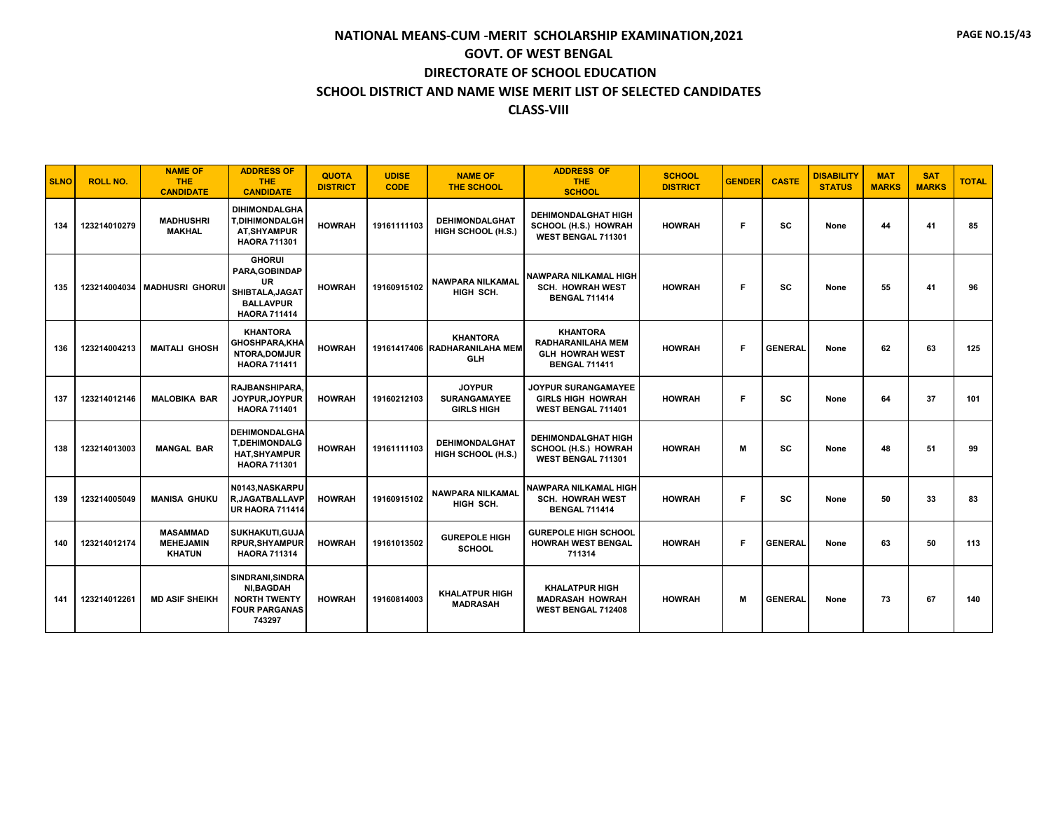# NATIONAL MEANS-CUM -MERIT SCHOLARSHIP EXAMINATION,2021

## GOVT. OF WEST BENGAL

## DIRECTORATE OF SCHOOL EDUCATION

## SCHOOL DISTRICT AND NAME WISE MERIT LIST OF SELECTED CANDIDATES

## CLASS-VIII

| SLNO | ROLL NO. | NAME OF THE CANDIDATE | ADDRESS OF THE CANDIDATE | QUOTA DISTRICT | UDISE CODE | NAME OF THE SCHOOL | ADDRESS OF THE SCHOOL | SCHOOL DISTRICT | GENDER | CASTE | DISABILITY STATUS | MAT MARKS | SAT MARKS | TOTAL |
|---|---|---|---|---|---|---|---|---|---|---|---|---|---|---|
| 134 | 123214010279 | MADHUSHRI MAKHAL | DIHIMONDALGHAT,DIHIMONDALGHAT,SHYAMPUR HAORA 711301 | HOWRAH | 19161111103 | DEHIMONDALGHAT HIGH SCHOOL (H.S.) | DEHIMONDALGHAT HIGH SCHOOL (H.S.) HOWRAH WEST BENGAL 711301 | HOWRAH | F | SC | None | 44 | 41 | 85 |
| 135 | 123214004034 | MADHUSRI GHORUI | GHORUI PARA,GOBINDAPUR SHIBTALA,JAGATBALLAVPUR HAORA 711414 | HOWRAH | 19160915102 | NAWPARA NILKAMAL HIGH SCH. | NAWPARA NILKAMAL HIGH SCH. HOWRAH WEST BENGAL 711414 | HOWRAH | F | SC | None | 55 | 41 | 96 |
| 136 | 123214004213 | MAITALI GHOSH | KHANTORA GHOSHPARA,KHANTORA,DOMJUR HAORA 711411 | HOWRAH | 19161417406 | KHANTORA RADHARANILAHA MEM GLH | KHANTORA RADHARANILAHA MEM GLH HOWRAH WEST BENGAL 711411 | HOWRAH | F | GENERAL | None | 62 | 63 | 125 |
| 137 | 123214012146 | MALOBIKA BAR | RAJBANSHIPARA,JOYPUR,JOYPUR HAORA 711401 | HOWRAH | 19160212103 | JOYPUR SURANGAMAYEE GIRLS HIGH | JOYPUR SURANGAMAYEE GIRLS HIGH HOWRAH WEST BENGAL 711401 | HOWRAH | F | SC | None | 64 | 37 | 101 |
| 138 | 123214013003 | MANGAL BAR | DEHIMONDALGHAT,DEHIMONDALGHAT,SHYAMPUR HAORA 711301 | HOWRAH | 19161111103 | DEHIMONDALGHAT HIGH SCHOOL (H.S.) | DEHIMONDALGHAT HIGH SCHOOL (H.S.) HOWRAH WEST BENGAL 711301 | HOWRAH | M | SC | None | 48 | 51 | 99 |
| 139 | 123214005049 | MANISA GHUKU | N0143,NASKARPUR,JAGATBALLAVPUR HAORA 711414 | HOWRAH | 19160915102 | NAWPARA NILKAMAL HIGH SCH. | NAWPARA NILKAMAL HIGH SCH. HOWRAH WEST BENGAL 711414 | HOWRAH | F | SC | None | 50 | 33 | 83 |
| 140 | 123214012174 | MASAMMAD MEHEJAMIN KHATUN | SUKHAKUTI,GUJARPUR,SHYAMPUR HAORA 711314 | HOWRAH | 19161013502 | GUREPOLE HIGH SCHOOL | GUREPOLE HIGH SCHOOL HOWRAH WEST BENGAL 711314 | HOWRAH | F | GENERAL | None | 63 | 50 | 113 |
| 141 | 123214012261 | MD ASIF SHEIKH | SINDRANI,SINDRANI,BAGDAH NORTH TWENTY FOUR PARGANAS 743297 | HOWRAH | 19160814003 | KHALATPUR HIGH MADRASAH | KHALATPUR HIGH MADRASAH HOWRAH WEST BENGAL 712408 | HOWRAH | M | GENERAL | None | 73 | 67 | 140 |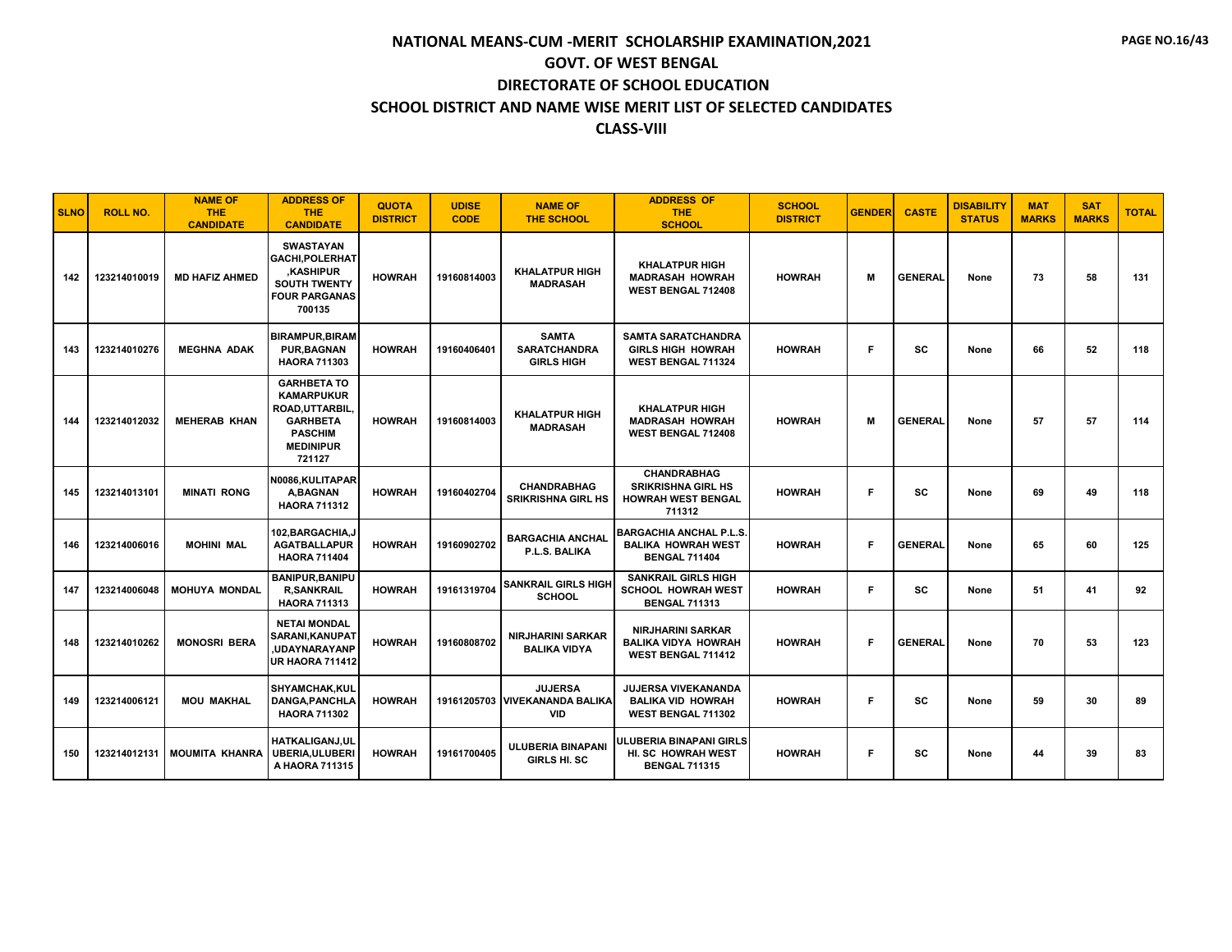# NATIONAL MEANS-CUM -MERIT SCHOLARSHIP EXAMINATION,2021

## GOVT. OF WEST BENGAL

## DIRECTORATE OF SCHOOL EDUCATION

## SCHOOL DISTRICT AND NAME WISE MERIT LIST OF SELECTED CANDIDATES

## CLASS-VIII

| SLNO | ROLL NO. | NAME OF THE CANDIDATE | ADDRESS OF THE CANDIDATE | QUOTA DISTRICT | UDISE CODE | NAME OF THE SCHOOL | ADDRESS OF THE SCHOOL | SCHOOL DISTRICT | GENDER | CASTE | DISABILITY STATUS | MAT MARKS | SAT MARKS | TOTAL |
|---|---|---|---|---|---|---|---|---|---|---|---|---|---|---|
| 142 | 123214010019 | MD HAFIZ AHMED | SWASTAYAN GACHI,POLERHAT ,KASHIPUR SOUTH TWENTY FOUR PARGANAS 700135 | HOWRAH | 19160814003 | KHALATPUR HIGH MADRASAH | KHALATPUR HIGH MADRASAH HOWRAH WEST BENGAL 712408 | HOWRAH | M | GENERAL | None | 73 | 58 | 131 |
| 143 | 123214010276 | MEGHNA ADAK | BIRAMPUR,BIRAMPUR,BAGNAN HAORA 711303 | HOWRAH | 19160406401 | SAMTA SARATCHANDRA GIRLS HIGH | SAMTA SARATCHANDRA GIRLS HIGH HOWRAH WEST BENGAL 711324 | HOWRAH | F | SC | None | 66 | 52 | 118 |
| 144 | 123214012032 | MEHERAB KHAN | GARHBETA TO KAMARPUKUR ROAD,UTTARBIL, GARHBETA PASCHIM MEDINIPUR 721127 | HOWRAH | 19160814003 | KHALATPUR HIGH MADRASAH | KHALATPUR HIGH MADRASAH HOWRAH WEST BENGAL 712408 | HOWRAH | M | GENERAL | None | 57 | 57 | 114 |
| 145 | 123214013101 | MINATI RONG | N0086,KULITAPARA,BAGNAN HAORA 711312 | HOWRAH | 19160402704 | CHANDRABHAG SRIKRISHNA GIRL HS | CHANDRABHAG SRIKRISHNA GIRL HS HOWRAH WEST BENGAL 711312 | HOWRAH | F | SC | None | 69 | 49 | 118 |
| 146 | 123214006016 | MOHINI MAL | 102,BARGACHIA,JAGATBALLAPUR HAORA 711404 | HOWRAH | 19160902702 | BARGACHIA ANCHAL P.L.S. BALIKA | BARGACHIA ANCHAL P.L.S. BALIKA HOWRAH WEST BENGAL 711404 | HOWRAH | F | GENERAL | None | 65 | 60 | 125 |
| 147 | 123214006048 | MOHUYA MONDAL | BANIPUR,BANIPUR,SANKRAIL HAORA 711313 | HOWRAH | 19161319704 | SANKRAIL GIRLS HIGH SCHOOL | SANKRAIL GIRLS HIGH SCHOOL HOWRAH WEST BENGAL 711313 | HOWRAH | F | SC | None | 51 | 41 | 92 |
| 148 | 123214010262 | MONOSRI BERA | NETAI MONDAL SARANI,KANUPAT ,UDAYNARAYANPUR HAORA 711412 | HOWRAH | 19160808702 | NIRJHARINI SARKAR BALIKA VIDYA | NIRJHARINI SARKAR BALIKA VIDYA HOWRAH WEST BENGAL 711412 | HOWRAH | F | GENERAL | None | 70 | 53 | 123 |
| 149 | 123214006121 | MOU MAKHAL | SHYAMCHAK,KULDANGA,PANCHLA HAORA 711302 | HOWRAH | 19161205703 | JUJERSA VIVEKANANDA BALIKA VID | JUJERSA VIVEKANANDA BALIKA VID HOWRAH WEST BENGAL 711302 | HOWRAH | F | SC | None | 59 | 30 | 89 |
| 150 | 123214012131 | MOUMITA KHANRA | HATKALIGANJ,ULUBERIA,ULUBERIA HAORA 711315 | HOWRAH | 19161700405 | ULUBERIA BINAPANI GIRLS HI. SC | ULUBERIA BINAPANI GIRLS HI. SC HOWRAH WEST BENGAL 711315 | HOWRAH | F | SC | None | 44 | 39 | 83 |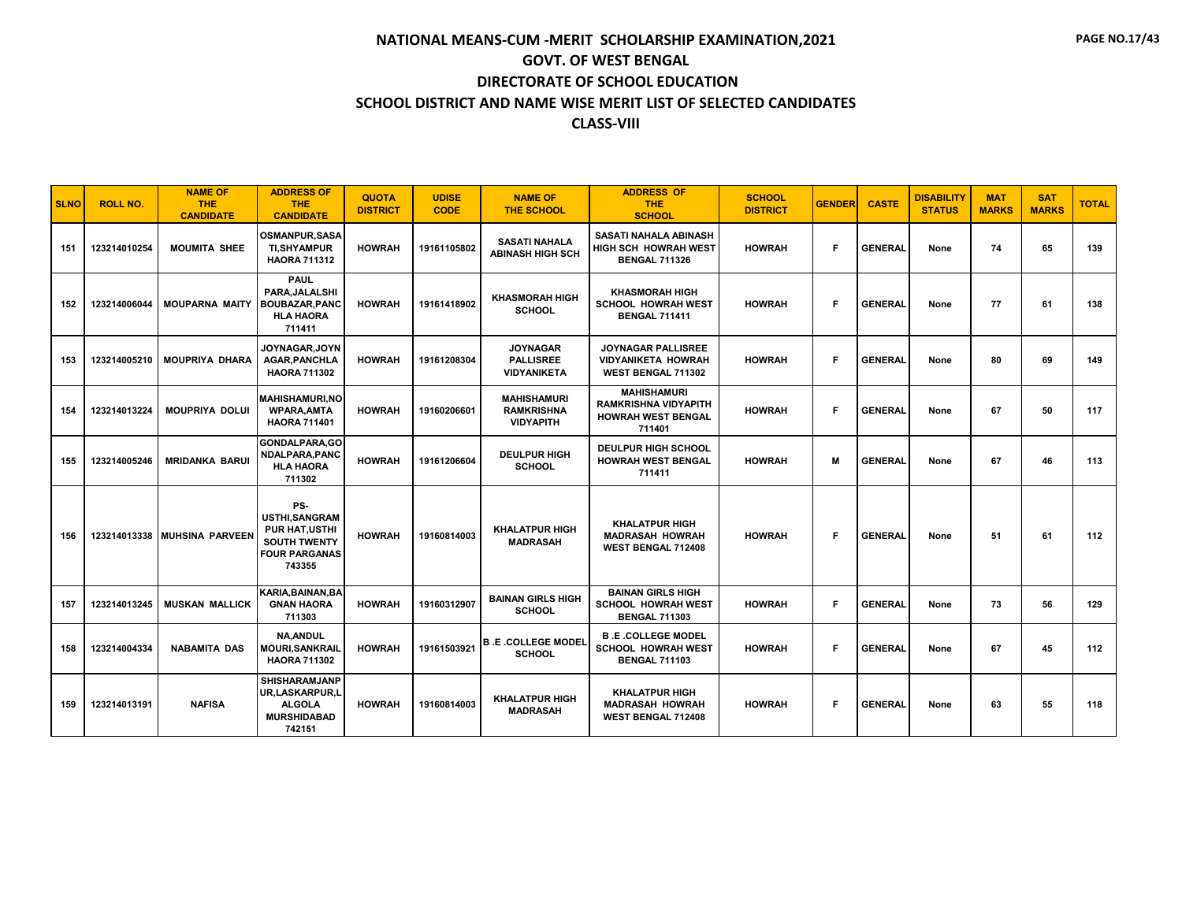# NATIONAL MEANS-CUM -MERIT SCHOLARSHIP EXAMINATION,2021

## GOVT. OF WEST BENGAL

## DIRECTORATE OF SCHOOL EDUCATION

## SCHOOL DISTRICT AND NAME WISE MERIT LIST OF SELECTED CANDIDATES

## CLASS-VIII

| SLNO | ROLL NO. | NAME OF THE CANDIDATE | ADDRESS OF THE CANDIDATE | QUOTA DISTRICT | UDISE CODE | NAME OF THE SCHOOL | ADDRESS OF THE SCHOOL | SCHOOL DISTRICT | GENDER | CASTE | DISABILITY STATUS | MAT MARKS | SAT MARKS | TOTAL |
|---|---|---|---|---|---|---|---|---|---|---|---|---|---|---|
| 151 | 123214010254 | MOUMITA SHEE | OSMANPUR,SASATI,SHYAMPUR HAORA 711312 | HOWRAH | 19161105802 | SASATI NAHALA ABINASH HIGH SCH | SASATI NAHALA ABINASH HIGH SCH HOWRAH WEST BENGAL 711326 | HOWRAH | F | GENERAL | None | 74 | 65 | 139 |
| 152 | 123214006044 | MOUPARNA MAITY | PAUL PARA,JALALSHI BOUBAZAR,PANCHLA HAORA 711411 | HOWRAH | 19161418902 | KHASMORAH HIGH SCHOOL | KHASMORAH HIGH SCHOOL HOWRAH WEST BENGAL 711411 | HOWRAH | F | GENERAL | None | 77 | 61 | 138 |
| 153 | 123214005210 | MOUPRIYA DHARA | JOYNAGAR,JOYNAGAR,PANCHLA HAORA 711302 | HOWRAH | 19161208304 | JOYNAGAR PALLISREE VIDYANIKETA | JOYNAGAR PALLISREE VIDYANIKETA HOWRAH WEST BENGAL 711302 | HOWRAH | F | GENERAL | None | 80 | 69 | 149 |
| 154 | 123214013224 | MOUPRIYA DOLUI | MAHISHAMURI,NOWPARA,AMTA HAORA 711401 | HOWRAH | 19160206601 | MAHISHAMURI RAMKRISHNA VIDYAPITH | MAHISHAMURI RAMKRISHNA VIDYAPITH HOWRAH WEST BENGAL 711401 | HOWRAH | F | GENERAL | None | 67 | 50 | 117 |
| 155 | 123214005246 | MRIDANKA BARUI | GONDALPARA,GONDALPARA,PANCHLA HAORA 711302 | HOWRAH | 19161206604 | DEULPUR HIGH SCHOOL | DEULPUR HIGH SCHOOL HOWRAH WEST BENGAL 711411 | HOWRAH | M | GENERAL | None | 67 | 46 | 113 |
| 156 | 123214013338 | MUHSINA PARVEEN | PS-USTHI,SANGRAMPUR HAT,USTHI SOUTH TWENTY FOUR PARGANAS 743355 | HOWRAH | 19160814003 | KHALATPUR HIGH MADRASAH | KHALATPUR HIGH MADRASAH HOWRAH WEST BENGAL 712408 | HOWRAH | F | GENERAL | None | 51 | 61 | 112 |
| 157 | 123214013245 | MUSKAN MALLICK | KARIA,BAINAN,BAGNAN HAORA 711303 | HOWRAH | 19160312907 | BAINAN GIRLS HIGH SCHOOL | BAINAN GIRLS HIGH SCHOOL HOWRAH WEST BENGAL 711303 | HOWRAH | F | GENERAL | None | 73 | 56 | 129 |
| 158 | 123214004334 | NABAMITA DAS | NA,ANDUL MOURI,SANKRAIL HAORA 711302 | HOWRAH | 19161503921 | B .E .COLLEGE MODEL SCHOOL | B .E .COLLEGE MODEL SCHOOL HOWRAH WEST BENGAL 711103 | HOWRAH | F | GENERAL | None | 67 | 45 | 112 |
| 159 | 123214013191 | NAFISA | SHISHARAMJANPUR,LASKARPUR,LALGOLA MURSHIDABAD 742151 | HOWRAH | 19160814003 | KHALATPUR HIGH MADRASAH | KHALATPUR HIGH MADRASAH HOWRAH WEST BENGAL 712408 | HOWRAH | F | GENERAL | None | 63 | 55 | 118 |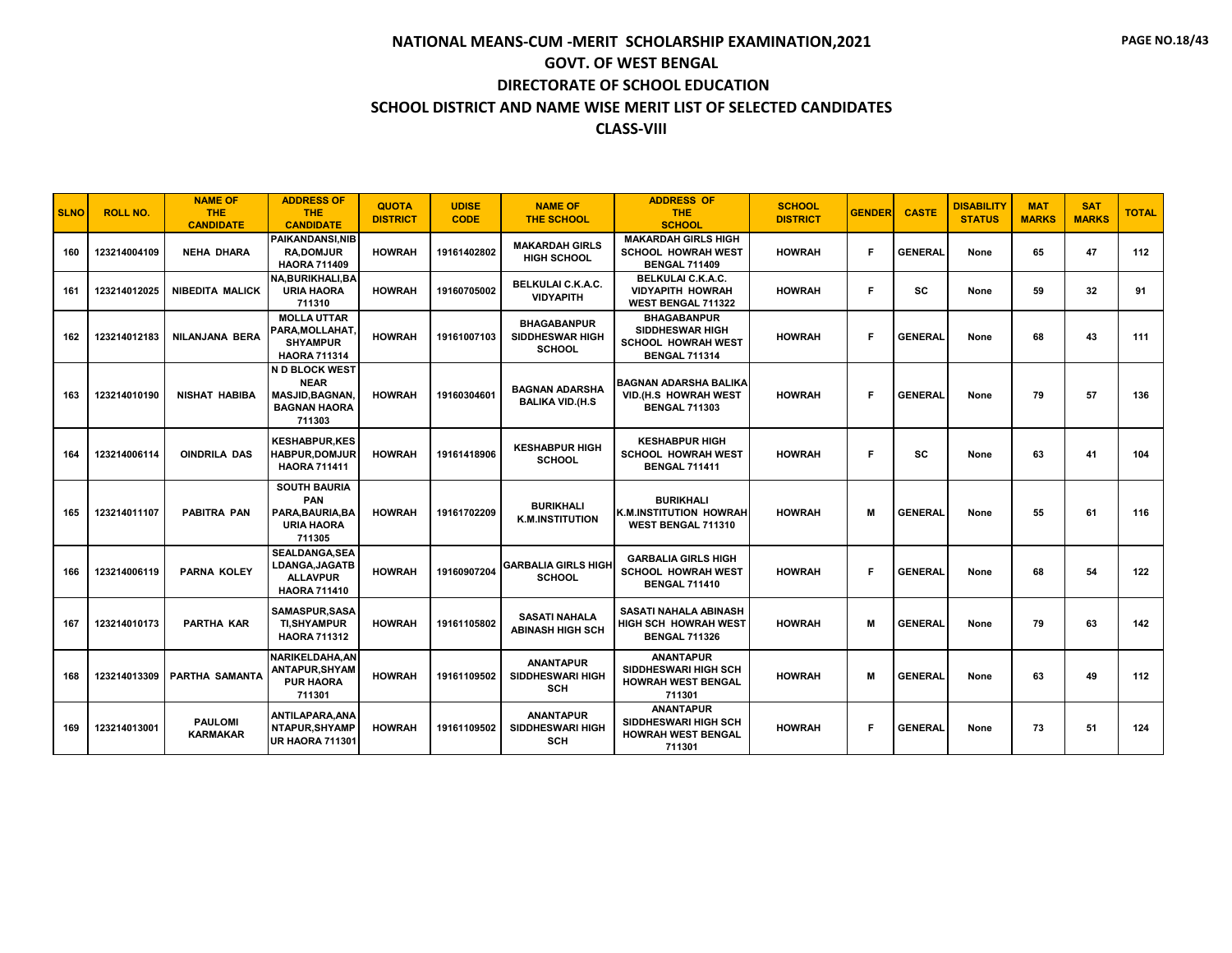# NATIONAL MEANS-CUM -MERIT SCHOLARSHIP EXAMINATION,2021

## GOVT. OF WEST BENGAL

## DIRECTORATE OF SCHOOL EDUCATION

## SCHOOL DISTRICT AND NAME WISE MERIT LIST OF SELECTED CANDIDATES

## CLASS-VIII

| SLNO | ROLL NO. | NAME OF THE CANDIDATE | ADDRESS OF THE CANDIDATE | QUOTA DISTRICT | UDISE CODE | NAME OF THE SCHOOL | ADDRESS OF THE SCHOOL | SCHOOL DISTRICT | GENDER | CASTE | DISABILITY STATUS | MAT MARKS | SAT MARKS | TOTAL |
|---|---|---|---|---|---|---|---|---|---|---|---|---|---|---|
| 160 | 123214004109 | NEHA DHARA | PAIKANDANSI,NIBRA,DOMJUR HAORA 711409 | HOWRAH | 19161402802 | MAKARDAH GIRLS HIGH SCHOOL | MAKARDAH GIRLS HIGH SCHOOL HOWRAH WEST BENGAL 711409 | HOWRAH | F | GENERAL | None | 65 | 47 | 112 |
| 161 | 123214012025 | NIBEDITA MALICK | NA,BURIKHALI,BAURIA HAORA 711310 | HOWRAH | 19160705002 | BELKULAI C.K.A.C. VIDYAPITH | BELKULAI C.K.A.C. VIDYAPITH HOWRAH WEST BENGAL 711322 | HOWRAH | F | SC | None | 59 | 32 | 91 |
| 162 | 123214012183 | NILANJANA BERA | MOLLA UTTAR PARA,MOLLAHAT,SHYAMPUR HAORA 711314 | HOWRAH | 19161007103 | BHAGABANPUR SIDDHESWAR HIGH SCHOOL | BHAGABANPUR SIDDHESWAR HIGH SCHOOL HOWRAH WEST BENGAL 711314 | HOWRAH | F | GENERAL | None | 68 | 43 | 111 |
| 163 | 123214010190 | NISHAT HABIBA | N D BLOCK WEST NEAR MASJID,BAGNAN,BAGNAN HAORA 711303 | HOWRAH | 19160304601 | BAGNAN ADARSHA BALIKA VID.(H.S | BAGNAN ADARSHA BALIKA VID.(H.S HOWRAH WEST BENGAL 711303 | HOWRAH | F | GENERAL | None | 79 | 57 | 136 |
| 164 | 123214006114 | OINDRILA DAS | KESHABPUR,KESHABPUR,DOMJUR HAORA 711411 | HOWRAH | 19161418906 | KESHABPUR HIGH SCHOOL | KESHABPUR HIGH SCHOOL HOWRAH WEST BENGAL 711411 | HOWRAH | F | SC | None | 63 | 41 | 104 |
| 165 | 123214011107 | PABITRA PAN | SOUTH BAURIA PAN PARA,BAURIA,BAURIA HAORA 711305 | HOWRAH | 19161702209 | BURIKHALI K.M.INSTITUTION | BURIKHALI K.M.INSTITUTION HOWRAH WEST BENGAL 711310 | HOWRAH | M | GENERAL | None | 55 | 61 | 116 |
| 166 | 123214006119 | PARNA KOLEY | SEALDANGA,SEALDANGA,JAGATBALLAVPUR HAORA 711410 | HOWRAH | 19160907204 | GARBALIA GIRLS HIGH SCHOOL | GARBALIA GIRLS HIGH SCHOOL HOWRAH WEST BENGAL 711410 | HOWRAH | F | GENERAL | None | 68 | 54 | 122 |
| 167 | 123214010173 | PARTHA KAR | SAMASPUR,SASATI,SHYAMPUR HAORA 711312 | HOWRAH | 19161105802 | SASATI NAHALA ABINASH HIGH SCH | SASATI NAHALA ABINASH HIGH SCH HOWRAH WEST BENGAL 711326 | HOWRAH | M | GENERAL | None | 79 | 63 | 142 |
| 168 | 123214013309 | PARTHA SAMANTA | NARIKELDAHA,ANANTAPUR,SHYAMPUR HAORA 711301 | HOWRAH | 19161109502 | ANANTAPUR SIDDHESWARI HIGH SCH | ANANTAPUR SIDDHESWARI HIGH SCH HOWRAH WEST BENGAL 711301 | HOWRAH | M | GENERAL | None | 63 | 49 | 112 |
| 169 | 123214013001 | PAULOMI KARMAKAR | ANTILAPARA,ANANTAPUR,SHYAMPUR HAORA 711301 | HOWRAH | 19161109502 | ANANTAPUR SIDDHESWARI HIGH SCH | ANANTAPUR SIDDHESWARI HIGH SCH HOWRAH WEST BENGAL 711301 | HOWRAH | F | GENERAL | None | 73 | 51 | 124 |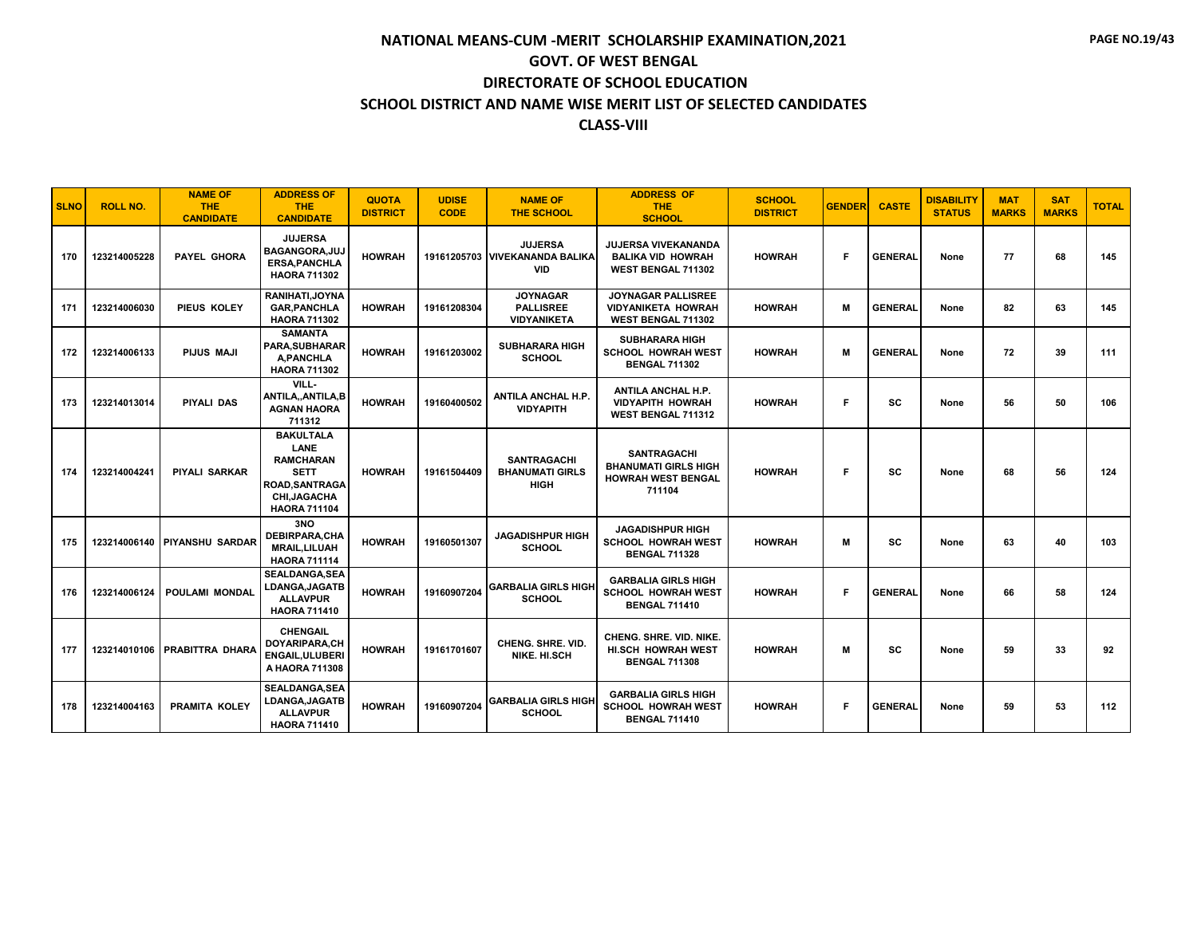# NATIONAL MEANS-CUM -MERIT SCHOLARSHIP EXAMINATION,2021

## GOVT. OF WEST BENGAL

## DIRECTORATE OF SCHOOL EDUCATION

## SCHOOL DISTRICT AND NAME WISE MERIT LIST OF SELECTED CANDIDATES

## CLASS-VIII

| SLNO | ROLL NO. | NAME OF THE CANDIDATE | ADDRESS OF THE CANDIDATE | QUOTA DISTRICT | UDISE CODE | NAME OF THE SCHOOL | ADDRESS OF THE SCHOOL | SCHOOL DISTRICT | GENDER | CASTE | DISABILITY STATUS | MAT MARKS | SAT MARKS | TOTAL |
|---|---|---|---|---|---|---|---|---|---|---|---|---|---|---|
| 170 | 123214005228 | PAYEL GHORA | JUJERSA BAGANGORA,JUJERSA,PANCHLA HAORA 711302 | HOWRAH | 19161205703 | JUJERSA VIVEKANANDA BALIKA VID | JUJERSA VIVEKANANDA BALIKA VID HOWRAH WEST BENGAL 711302 | HOWRAH | F | GENERAL | None | 77 | 68 | 145 |
| 171 | 123214006030 | PIEUS KOLEY | RANIHATI,JOYNAGAR,PANCHLA HAORA 711302 | HOWRAH | 19161208304 | JOYNAGAR PALLISREE VIDYANIKETA | JOYNAGAR PALLISREE VIDYANIKETA HOWRAH WEST BENGAL 711302 | HOWRAH | M | GENERAL | None | 82 | 63 | 145 |
| 172 | 123214006133 | PIJUS MAJI | SAMANTA PARA,SUBHARARA,PANCHLA HAORA 711302 | HOWRAH | 19161203002 | SUBHARARA HIGH SCHOOL | SUBHARARA HIGH SCHOOL HOWRAH WEST BENGAL 711302 | HOWRAH | M | GENERAL | None | 72 | 39 | 111 |
| 173 | 123214013014 | PIYALI DAS | VILL-ANTILA,,ANTILA,BAGNAN HAORA 711312 | HOWRAH | 19160400502 | ANTILA ANCHAL H.P. VIDYAPITH | ANTILA ANCHAL H.P. VIDYAPITH HOWRAH WEST BENGAL 711312 | HOWRAH | F | SC | None | 56 | 50 | 106 |
| 174 | 123214004241 | PIYALI SARKAR | BAKULTALA LANE RAMCHARAN SETT ROAD,SANTRAGACHI,JAGACHA HAORA 711104 | HOWRAH | 19161504409 | SANTRAGACHI BHANUMATI GIRLS HIGH | SANTRAGACHI BHANUMATI GIRLS HIGH HOWRAH WEST BENGAL 711104 | HOWRAH | F | SC | None | 68 | 56 | 124 |
| 175 | 123214006140 | PIYANSHU SARDAR | 3NO DEBIRPARA,CHAMRAIL,LILUAH HAORA 711114 | HOWRAH | 19160501307 | JAGADISHPUR HIGH SCHOOL | JAGADISHPUR HIGH SCHOOL HOWRAH WEST BENGAL 711328 | HOWRAH | M | SC | None | 63 | 40 | 103 |
| 176 | 123214006124 | POULAMI MONDAL | SEALDANGA,SEALDANGA,JAGATBALLAVPUR HAORA 711410 | HOWRAH | 19160907204 | GARBALIA GIRLS HIGH SCHOOL | GARBALIA GIRLS HIGH SCHOOL HOWRAH WEST BENGAL 711410 | HOWRAH | F | GENERAL | None | 66 | 58 | 124 |
| 177 | 123214010106 | PRABITTRA DHARA | CHENGAIL DOYARIPARA,CHENGAIL,ULUBERIA HAORA 711308 | HOWRAH | 19161701607 | CHENG. SHRE. VID. NIKE. HI.SCH | CHENG. SHRE. VID. NIKE. HI.SCH HOWRAH WEST BENGAL 711308 | HOWRAH | M | SC | None | 59 | 33 | 92 |
| 178 | 123214004163 | PRAMITA KOLEY | SEALDANGA,SEALDANGA,JAGATBALLAVPUR HAORA 711410 | HOWRAH | 19160907204 | GARBALIA GIRLS HIGH SCHOOL | GARBALIA GIRLS HIGH SCHOOL HOWRAH WEST BENGAL 711410 | HOWRAH | F | GENERAL | None | 59 | 53 | 112 |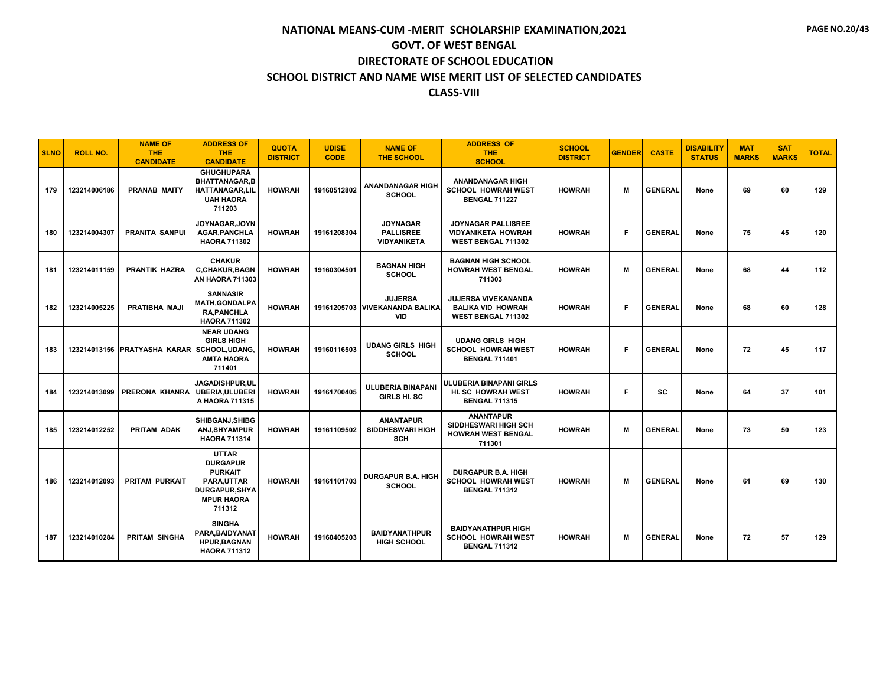# NATIONAL MEANS-CUM -MERIT SCHOLARSHIP EXAMINATION,2021

## GOVT. OF WEST BENGAL

## DIRECTORATE OF SCHOOL EDUCATION

## SCHOOL DISTRICT AND NAME WISE MERIT LIST OF SELECTED CANDIDATES

## CLASS-VIII

| SLNO | ROLL NO. | NAME OF THE CANDIDATE | ADDRESS OF THE CANDIDATE | QUOTA DISTRICT | UDISE CODE | NAME OF THE SCHOOL | ADDRESS OF THE SCHOOL | SCHOOL DISTRICT | GENDER | CASTE | DISABILITY STATUS | MAT MARKS | SAT MARKS | TOTAL |
|---|---|---|---|---|---|---|---|---|---|---|---|---|---|---|
| 179 | 123214006186 | PRANAB MAITY | GHUGHUPARA BHATTANAGAR,BHATTANAGAR,LILUAH HAORA 711203 | HOWRAH | 19160512802 | ANANDANAGAR HIGH SCHOOL | ANANDANAGAR HIGH SCHOOL HOWRAH WEST BENGAL 711227 | HOWRAH | M | GENERAL | None | 69 | 60 | 129 |
| 180 | 123214004307 | PRANITA SANPUI | JOYNAGAR,JOYNAGAR,PANCHLA HAORA 711302 | HOWRAH | 19161208304 | JOYNAGAR PALLISREE VIDYANIKETA | JOYNAGAR PALLISREE VIDYANIKETA HOWRAH WEST BENGAL 711302 | HOWRAH | F | GENERAL | None | 75 | 45 | 120 |
| 181 | 123214011159 | PRANTIK HAZRA | CHAKUR C,CHAKUR,BAGNAN HAORA 711303 | HOWRAH | 19160304501 | BAGNAN HIGH SCHOOL | BAGNAN HIGH SCHOOL HOWRAH WEST BENGAL 711303 | HOWRAH | M | GENERAL | None | 68 | 44 | 112 |
| 182 | 123214005225 | PRATIBHA MAJI | SANNASIR MATH,GONDALPARA,PANCHLA HAORA 711302 | HOWRAH | 19161205703 | JUJERSA VIVEKANANDA BALIKA VID | JUJERSA VIVEKANANDA BALIKA VID HOWRAH WEST BENGAL 711302 | HOWRAH | F | GENERAL | None | 68 | 60 | 128 |
| 183 | 123214013156 | PRATYASHA KARAR | NEAR UDANG GIRLS HIGH SCHOOL,UDANG,AMTA HAORA 711401 | HOWRAH | 19160116503 | UDANG GIRLS HIGH SCHOOL | UDANG GIRLS HIGH SCHOOL HOWRAH WEST BENGAL 711401 | HOWRAH | F | GENERAL | None | 72 | 45 | 117 |
| 184 | 123214013099 | PRERONA KHANRA | JAGADISHPUR,ULUBERIA,ULUBERIA HAORA 711315 | HOWRAH | 19161700405 | ULUBERIA BINAPANI GIRLS HI. SC | ULUBERIA BINAPANI GIRLS HI. SC HOWRAH WEST BENGAL 711315 | HOWRAH | F | SC | None | 64 | 37 | 101 |
| 185 | 123214012252 | PRITAM ADAK | SHIBGANJ,SHIBGANJ,SHYAMPUR HAORA 711314 | HOWRAH | 19161109502 | ANANTAPUR SIDDHESWARI HIGH SCH | ANANTAPUR SIDDHESWARI HIGH SCH HOWRAH WEST BENGAL 711301 | HOWRAH | M | GENERAL | None | 73 | 50 | 123 |
| 186 | 123214012093 | PRITAM PURKAIT | UTTAR DURGAPUR PURKAIT PARA,UTTAR DURGAPUR,SHYAMPUR HAORA 711312 | HOWRAH | 19161101703 | DURGAPUR B.A. HIGH SCHOOL | DURGAPUR B.A. HIGH SCHOOL HOWRAH WEST BENGAL 711312 | HOWRAH | M | GENERAL | None | 61 | 69 | 130 |
| 187 | 123214010284 | PRITAM SINGHA | SINGHA PARA,BAIDYANATHPUR,BAGNAN HAORA 711312 | HOWRAH | 19160405203 | BAIDYANATHPUR HIGH SCHOOL | BAIDYANATHPUR HIGH SCHOOL HOWRAH WEST BENGAL 711312 | HOWRAH | M | GENERAL | None | 72 | 57 | 129 |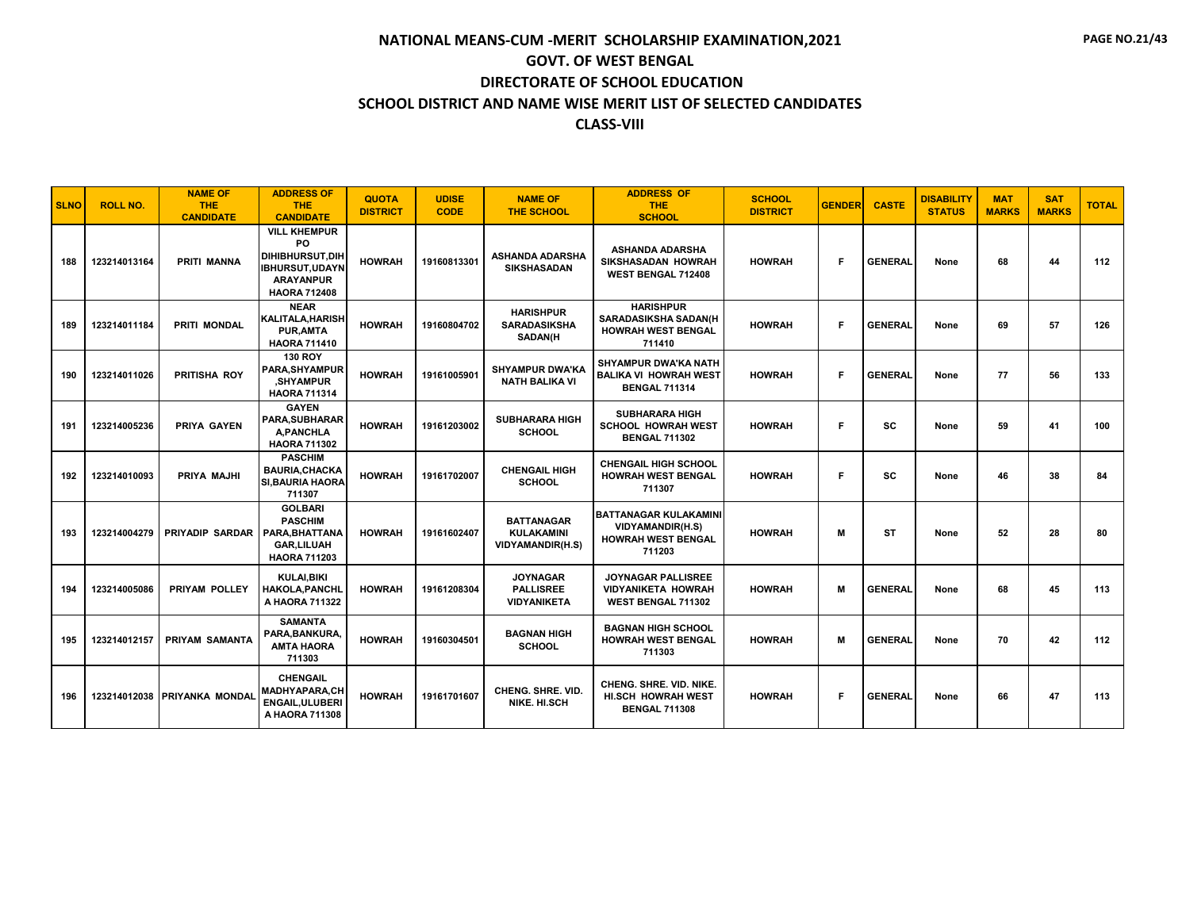# NATIONAL MEANS-CUM -MERIT SCHOLARSHIP EXAMINATION,2021

## GOVT. OF WEST BENGAL

## DIRECTORATE OF SCHOOL EDUCATION

## SCHOOL DISTRICT AND NAME WISE MERIT LIST OF SELECTED CANDIDATES

## CLASS-VIII

| SLNO | ROLL NO. | NAME OF THE CANDIDATE | ADDRESS OF THE CANDIDATE | QUOTA DISTRICT | UDISE CODE | NAME OF THE SCHOOL | ADDRESS OF THE SCHOOL | SCHOOL DISTRICT | GENDER | CASTE | DISABILITY STATUS | MAT MARKS | SAT MARKS | TOTAL |
|---|---|---|---|---|---|---|---|---|---|---|---|---|---|---|
| 188 | 123214013164 | PRITI MANNA | VILL KHEMPUR PO DIHIBHURSUT,DIHIBHURSUT,UDAYNARAYANPUR HAORA 712408 | HOWRAH | 19160813301 | ASHANDA ADARSHA SIKSHASADAN | ASHANDA ADARSHA SIKSHASADAN HOWRAH WEST BENGAL 712408 | HOWRAH | F | GENERAL | None | 68 | 44 | 112 |
| 189 | 123214011184 | PRITI MONDAL | NEAR KALITALA,HARISHPUR,AMTA HAORA 711410 | HOWRAH | 19160804702 | HARISHPUR SARADASIKSHA SADAN(H | HARISHPUR SARADASIKSHA SADAN(H HOWRAH WEST BENGAL 711410 | HOWRAH | F | GENERAL | None | 69 | 57 | 126 |
| 190 | 123214011026 | PRITISHA ROY | 130 ROY PARA,SHYAMPUR ,SHYAMPUR HAORA 711314 | HOWRAH | 19161005901 | SHYAMPUR DWA'KA NATH BALIKA VI | SHYAMPUR DWA'KA NATH BALIKA VI HOWRAH WEST BENGAL 711314 | HOWRAH | F | GENERAL | None | 77 | 56 | 133 |
| 191 | 123214005236 | PRIYA GAYEN | GAYEN PARA,SUBHARARA,PANCHLA HAORA 711302 | HOWRAH | 19161203002 | SUBHARARA HIGH SCHOOL | SUBHARARA HIGH SCHOOL HOWRAH WEST BENGAL 711302 | HOWRAH | F | SC | None | 59 | 41 | 100 |
| 192 | 123214010093 | PRIYA MAJHI | PASCHIM BAURIA,CHACKASI,BAURIA HAORA 711307 | HOWRAH | 19161702007 | CHENGAIL HIGH SCHOOL | CHENGAIL HIGH SCHOOL HOWRAH WEST BENGAL 711307 | HOWRAH | F | SC | None | 46 | 38 | 84 |
| 193 | 123214004279 | PRIYADIP SARDAR | GOLBARI PASCHIM PARA,BHATTANAGAR,LILUAH HAORA 711203 | HOWRAH | 19161602407 | BATTANAGAR KULAKAMINI VIDYAMANDIR(H.S) | BATTANAGAR KULAKAMINI VIDYAMANDIR(H.S) HOWRAH WEST BENGAL 711203 | HOWRAH | M | ST | None | 52 | 28 | 80 |
| 194 | 123214005086 | PRIYAM POLLEY | KULAI,BIKIHAKOLA,PANCHLA HAORA 711322 | HOWRAH | 19161208304 | JOYNAGAR PALLISREE VIDYANIKETA | JOYNAGAR PALLISREE VIDYANIKETA HOWRAH WEST BENGAL 711302 | HOWRAH | M | GENERAL | None | 68 | 45 | 113 |
| 195 | 123214012157 | PRIYAM SAMANTA | SAMANTA PARA,BANKURA,AMTA HAORA 711303 | HOWRAH | 19160304501 | BAGNAN HIGH SCHOOL | BAGNAN HIGH SCHOOL HOWRAH WEST BENGAL 711303 | HOWRAH | M | GENERAL | None | 70 | 42 | 112 |
| 196 | 123214012038 | PRIYANKA MONDAL | CHENGAIL MADHYAPARA,CHENGAIL,ULUBERIA HAORA 711308 | HOWRAH | 19161701607 | CHENG. SHRE. VID. NIKE. HI.SCH | CHENG. SHRE. VID. NIKE. HI.SCH HOWRAH WEST BENGAL 711308 | HOWRAH | F | GENERAL | None | 66 | 47 | 113 |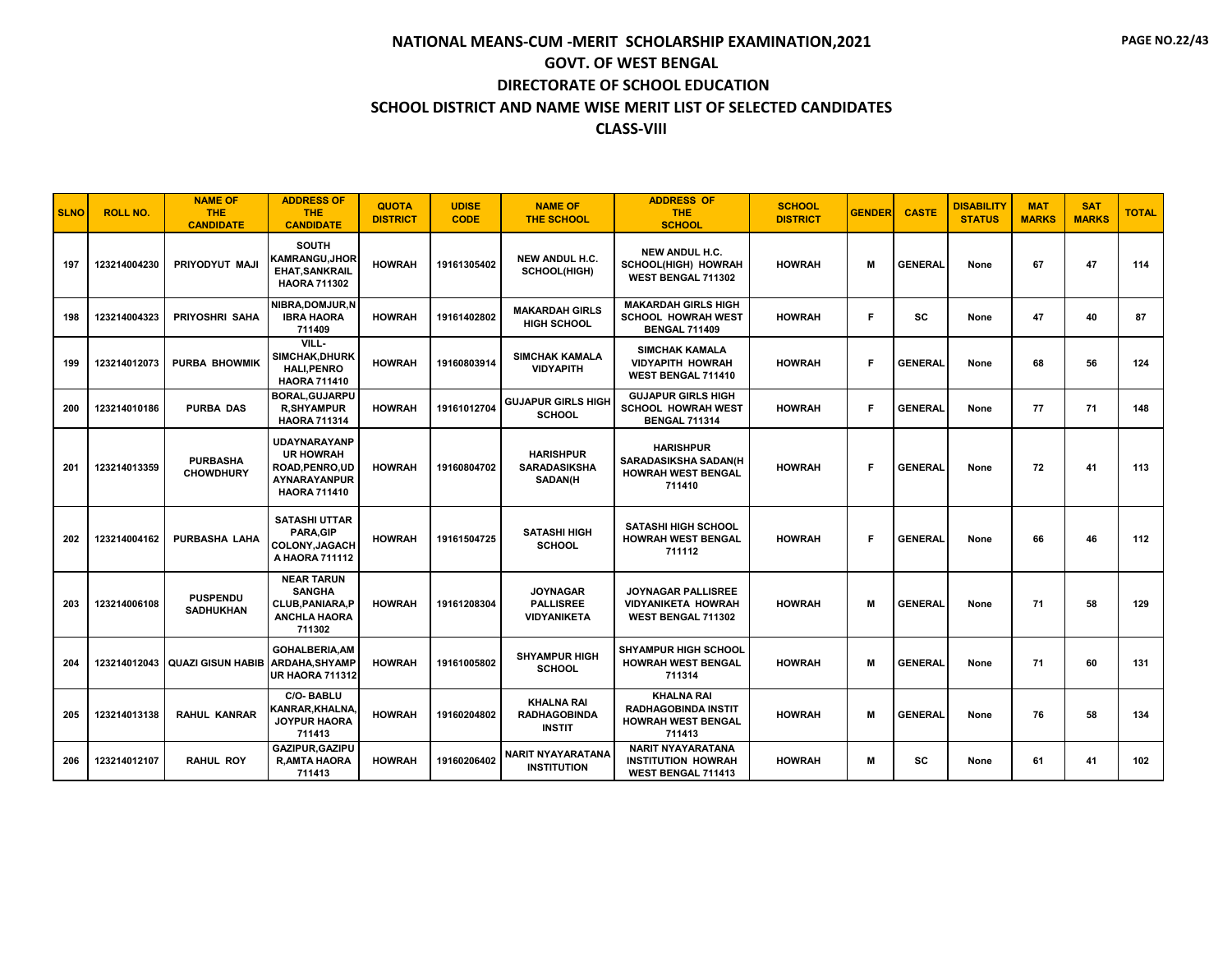# NATIONAL MEANS-CUM -MERIT SCHOLARSHIP EXAMINATION,2021
## GOVT. OF WEST BENGAL
## DIRECTORATE OF SCHOOL EDUCATION
## SCHOOL DISTRICT AND NAME WISE MERIT LIST OF SELECTED CANDIDATES
## CLASS-VIII

| SLNO | ROLL NO. | NAME OF THE CANDIDATE | ADDRESS OF THE CANDIDATE | QUOTA DISTRICT | UDISE CODE | NAME OF THE SCHOOL | ADDRESS OF THE SCHOOL | SCHOOL DISTRICT | GENDER | CASTE | DISABILITY STATUS | MAT MARKS | SAT MARKS | TOTAL |
|---|---|---|---|---|---|---|---|---|---|---|---|---|---|---|
| 197 | 123214004230 | PRIYODYUT MAJI | SOUTH KAMRANGU,JHOREHAT,SANKRAIL HAORA 711302 | HOWRAH | 19161305402 | NEW ANDUL H.C. SCHOOL(HIGH) | NEW ANDUL H.C. SCHOOL(HIGH) HOWRAH WEST BENGAL 711302 | HOWRAH | M | GENERAL | None | 67 | 47 | 114 |
| 198 | 123214004323 | PRIYOSHRI SAHA | NIBRA,DOMJUR,NIBRA HAORA 711409 | HOWRAH | 19161402802 | MAKARDAH GIRLS HIGH SCHOOL | MAKARDAH GIRLS HIGH SCHOOL HOWRAH WEST BENGAL 711409 | HOWRAH | F | SC | None | 47 | 40 | 87 |
| 199 | 123214012073 | PURBA BHOWMIK | VILL-SIMCHAK,DHURKHALI,PENRO HAORA 711410 | HOWRAH | 19160803914 | SIMCHAK KAMALA VIDYAPITH | SIMCHAK KAMALA VIDYAPITH HOWRAH WEST BENGAL 711410 | HOWRAH | F | GENERAL | None | 68 | 56 | 124 |
| 200 | 123214010186 | PURBA DAS | BORAL,GUJARPUR,SHYAMPUR HAORA 711314 | HOWRAH | 19161012704 | GUJAPUR GIRLS HIGH SCHOOL | GUJAPUR GIRLS HIGH SCHOOL HOWRAH WEST BENGAL 711314 | HOWRAH | F | GENERAL | None | 77 | 71 | 148 |
| 201 | 123214013359 | PURBASHA CHOWDHURY | UDAYNARAYANPUR HOWRAH ROAD,PENRO,UDAYNARAYANPUR HAORA 711410 | HOWRAH | 19160804702 | HARISHPUR SARADASIKSHA SADAN(H | HARISHPUR SARADASIKSHA SADAN(H HOWRAH WEST BENGAL 711410 | HOWRAH | F | GENERAL | None | 72 | 41 | 113 |
| 202 | 123214004162 | PURBASHA LAHA | SATASHI UTTAR PARA,GIP COLONY,JAGACHA HAORA 711112 | HOWRAH | 19161504725 | SATASHI HIGH SCHOOL | SATASHI HIGH SCHOOL HOWRAH WEST BENGAL 711112 | HOWRAH | F | GENERAL | None | 66 | 46 | 112 |
| 203 | 123214006108 | PUSPENDU SADHUKHAN | NEAR TARUN SANGHA CLUB,PANIARA,PANCHLA HAORA 711302 | HOWRAH | 19161208304 | JOYNAGAR PALLISREE VIDYANIKETA | JOYNAGAR PALLISREE VIDYANIKETA HOWRAH WEST BENGAL 711302 | HOWRAH | M | GENERAL | None | 71 | 58 | 129 |
| 204 | 123214012043 | QUAZI GISUN HABIB | GOHALBERIA,AMARDAHA,SHYAMPUR HAORA 711312 | HOWRAH | 19161005802 | SHYAMPUR HIGH SCHOOL | SHYAMPUR HIGH SCHOOL HOWRAH WEST BENGAL 711314 | HOWRAH | M | GENERAL | None | 71 | 60 | 131 |
| 205 | 123214013138 | RAHUL KANRAR | C/O- BABLU KANRAR,KHALNA,JOYPUR HAORA 711413 | HOWRAH | 19160204802 | KHALNA RAI RADHAGOBINDA INSTIT | KHALNA RAI RADHAGOBINDA INSTIT HOWRAH WEST BENGAL 711413 | HOWRAH | M | GENERAL | None | 76 | 58 | 134 |
| 206 | 123214012107 | RAHUL ROY | GAZIPUR,GAZIPUR,AMTA HAORA 711413 | HOWRAH | 19160206402 | NARIT NYAYARATANA INSTITUTION | NARIT NYAYARATANA INSTITUTION HOWRAH WEST BENGAL 711413 | HOWRAH | M | SC | None | 61 | 41 | 102 |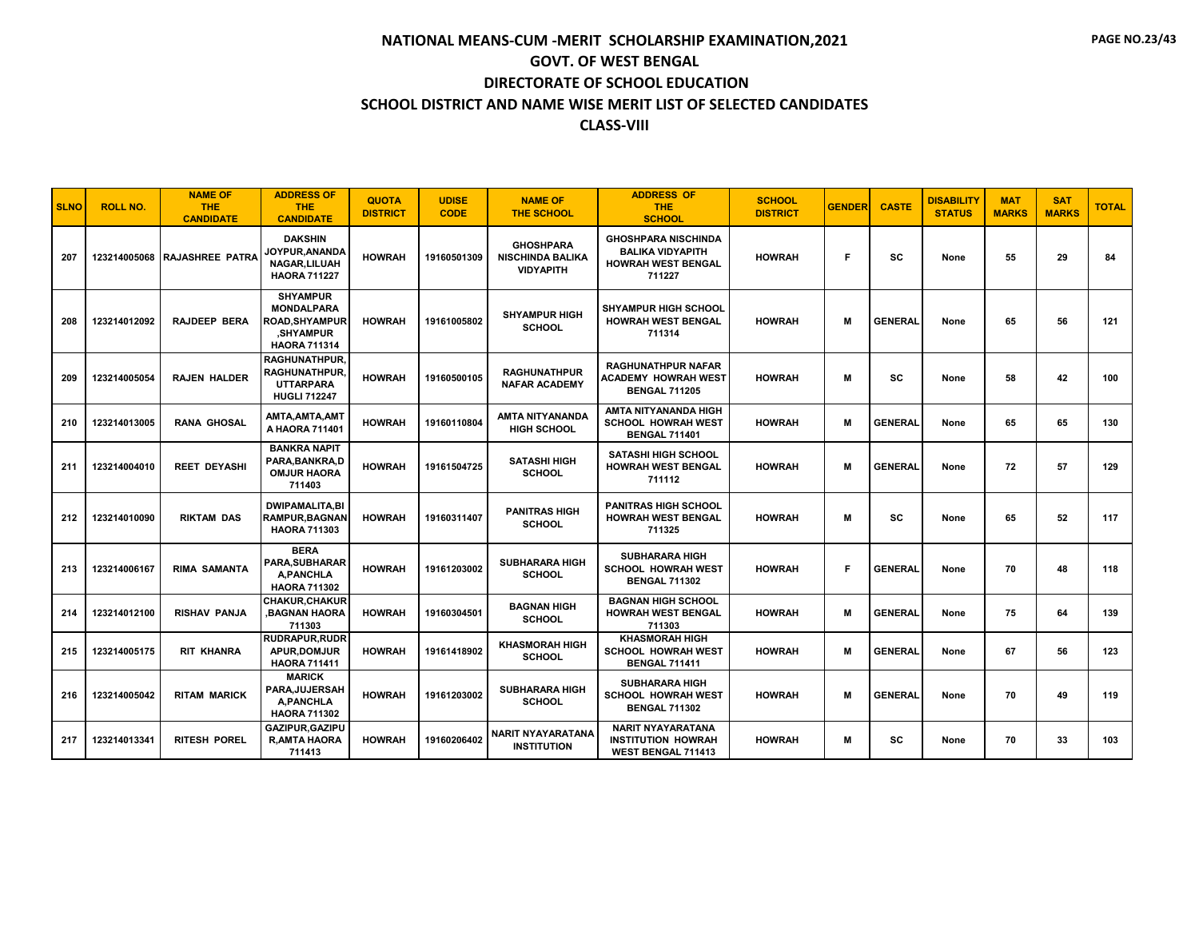# NATIONAL MEANS-CUM -MERIT SCHOLARSHIP EXAMINATION,2021

## GOVT. OF WEST BENGAL

## DIRECTORATE OF SCHOOL EDUCATION

## SCHOOL DISTRICT AND NAME WISE MERIT LIST OF SELECTED CANDIDATES

## CLASS-VIII

| SLNO | ROLL NO. | NAME OF THE CANDIDATE | ADDRESS OF THE CANDIDATE | QUOTA DISTRICT | UDISE CODE | NAME OF THE SCHOOL | ADDRESS OF THE SCHOOL | SCHOOL DISTRICT | GENDER | CASTE | DISABILITY STATUS | MAT MARKS | SAT MARKS | TOTAL |
|---|---|---|---|---|---|---|---|---|---|---|---|---|---|---|
| 207 | 123214005068 | RAJASHREE PATRA | DAKSHIN JOYPUR,ANANDA NAGAR,LILUAH HAORA 711227 | HOWRAH | 19160501309 | GHOSHPARA NISCHINDA BALIKA VIDYAPITH | GHOSHPARA NISCHINDA BALIKA VIDYAPITH HOWRAH WEST BENGAL 711227 | HOWRAH | F | SC | None | 55 | 29 | 84 |
| 208 | 123214012092 | RAJDEEP BERA | SHYAMPUR MONDALPARA ROAD,SHYAMPUR ,SHYAMPUR HAORA 711314 | HOWRAH | 19161005802 | SHYAMPUR HIGH SCHOOL | SHYAMPUR HIGH SCHOOL HOWRAH WEST BENGAL 711314 | HOWRAH | M | GENERAL | None | 65 | 56 | 121 |
| 209 | 123214005054 | RAJEN HALDER | RAGHUNATHPUR, RAGHUNATHPUR, UTTARPARA HUGLI 712247 | HOWRAH | 19160500105 | RAGHUNATHPUR NAFAR ACADEMY | RAGHUNATHPUR NAFAR ACADEMY HOWRAH WEST BENGAL 711205 | HOWRAH | M | SC | None | 58 | 42 | 100 |
| 210 | 123214013005 | RANA GHOSAL | AMTA,AMTA,AMT A HAORA 711401 | HOWRAH | 19160110804 | AMTA NITYANANDA HIGH SCHOOL | AMTA NITYANANDA HIGH SCHOOL HOWRAH WEST BENGAL 711401 | HOWRAH | M | GENERAL | None | 65 | 65 | 130 |
| 211 | 123214004010 | REET DEYASHI | BANKRA NAPIT PARA,BANKRA,D OMJUR HAORA 711403 | HOWRAH | 19161504725 | SATASHI HIGH SCHOOL | SATASHI HIGH SCHOOL HOWRAH WEST BENGAL 711112 | HOWRAH | M | GENERAL | None | 72 | 57 | 129 |
| 212 | 123214010090 | RIKTAM DAS | DWIPAMALITA,BI RAMPUR,BAGNAN HAORA 711303 | HOWRAH | 19160311407 | PANITRAS HIGH SCHOOL | PANITRAS HIGH SCHOOL HOWRAH WEST BENGAL 711325 | HOWRAH | M | SC | None | 65 | 52 | 117 |
| 213 | 123214006167 | RIMA SAMANTA | BERA PARA,SUBHARAR A,PANCHLA HAORA 711302 | HOWRAH | 19161203002 | SUBHARARA HIGH SCHOOL | SUBHARARA HIGH SCHOOL HOWRAH WEST BENGAL 711302 | HOWRAH | F | GENERAL | None | 70 | 48 | 118 |
| 214 | 123214012100 | RISHAV PANJA | CHAKUR,CHAKUR ,BAGNAN HAORA 711303 | HOWRAH | 19160304501 | BAGNAN HIGH SCHOOL | BAGNAN HIGH SCHOOL HOWRAH WEST BENGAL 711303 | HOWRAH | M | GENERAL | None | 75 | 64 | 139 |
| 215 | 123214005175 | RIT KHANRA | RUDRAPUR,RUDR APUR,DOMJUR HAORA 711411 | HOWRAH | 19161418902 | KHASMORAH HIGH SCHOOL | KHASMORAH HIGH SCHOOL HOWRAH WEST BENGAL 711411 | HOWRAH | M | GENERAL | None | 67 | 56 | 123 |
| 216 | 123214005042 | RITAM MARICK | MARICK PARA,JUJERSAH A,PANCHLA HAORA 711302 | HOWRAH | 19161203002 | SUBHARARA HIGH SCHOOL | SUBHARARA HIGH SCHOOL HOWRAH WEST BENGAL 711302 | HOWRAH | M | GENERAL | None | 70 | 49 | 119 |
| 217 | 123214013341 | RITESH POREL | GAZIPUR,GAZIPU R,AMTA HAORA 711413 | HOWRAH | 19160206402 | NARIT NYAYARATANA INSTITUTION | NARIT NYAYARATANA INSTITUTION HOWRAH WEST BENGAL 711413 | HOWRAH | M | SC | None | 70 | 33 | 103 |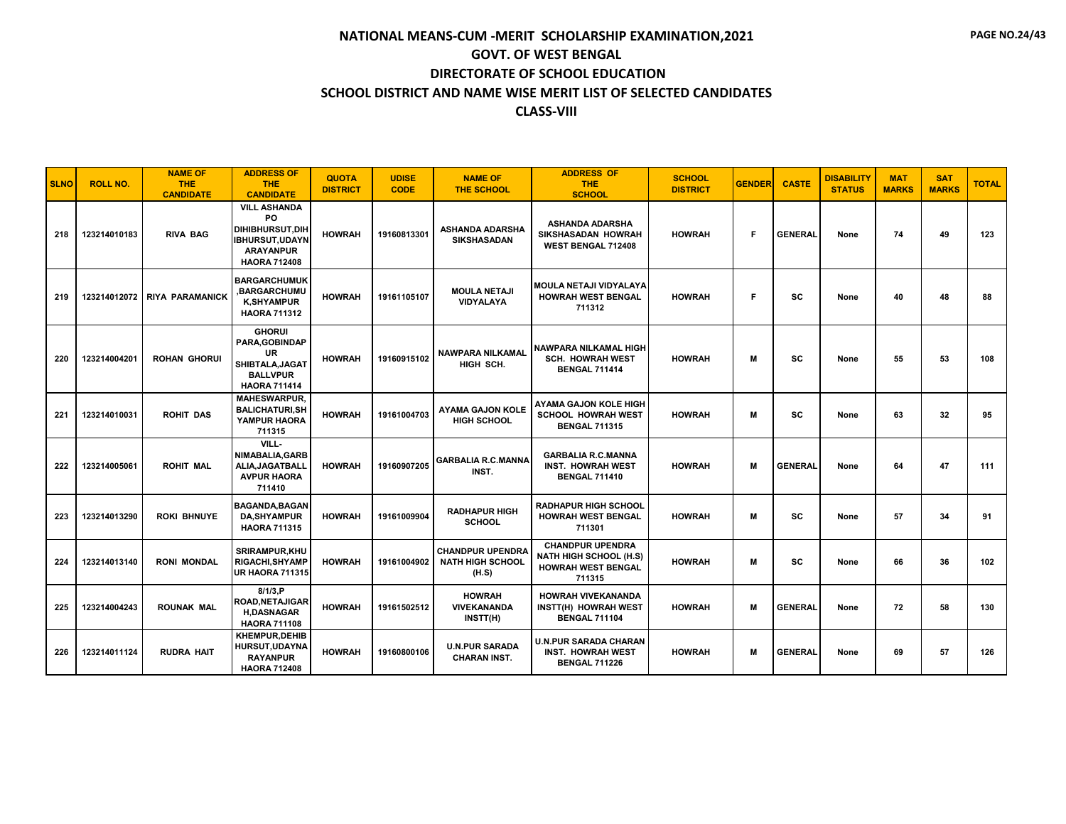# NATIONAL MEANS-CUM -MERIT SCHOLARSHIP EXAMINATION,2021

## GOVT. OF WEST BENGAL

## DIRECTORATE OF SCHOOL EDUCATION

## SCHOOL DISTRICT AND NAME WISE MERIT LIST OF SELECTED CANDIDATES

## CLASS-VIII

| SLNO | ROLL NO. | NAME OF THE CANDIDATE | ADDRESS OF THE CANDIDATE | QUOTA DISTRICT | UDISE CODE | NAME OF THE SCHOOL | ADDRESS OF THE SCHOOL | SCHOOL DISTRICT | GENDER | CASTE | DISABILITY STATUS | MAT MARKS | SAT MARKS | TOTAL |
|---|---|---|---|---|---|---|---|---|---|---|---|---|---|---|
| 218 | 123214010183 | RIVA BAG | VILL ASHANDA PO DIHIBHURSUT,DIHIBHURSUT,UDAYNARAYANPUR HAORA 712408 | HOWRAH | 19160813301 | ASHANDA ADARSHA SIKSHASADAN | ASHANDA ADARSHA SIKSHASADAN HOWRAH WEST BENGAL 712408 | HOWRAH | F | GENERAL | None | 74 | 49 | 123 |
| 219 | 123214012072 | RIYA PARAMANICK | BARGARCHUMUK,BARGARCHUMUK,SHYAMPUR HAORA 711312 | HOWRAH | 19161105107 | MOULA NETAJI VIDYALAYA | MOULA NETAJI VIDYALAYA HOWRAH WEST BENGAL 711312 | HOWRAH | F | SC | None | 40 | 48 | 88 |
| 220 | 123214004201 | ROHAN GHORUI | GHORUI PARA,GOBINDAPUR SHIBTALA,JAGATBALLVPUR HAORA 711414 | HOWRAH | 19160915102 | NAWPARA NILKAMAL HIGH SCH. | NAWPARA NILKAMAL HIGH SCH. HOWRAH WEST BENGAL 711414 | HOWRAH | M | SC | None | 55 | 53 | 108 |
| 221 | 123214010031 | ROHIT DAS | MAHESWARPUR, BALICHATURI,SHYAMPUR HAORA 711315 | HOWRAH | 19161004703 | AYAMA GAJON KOLE HIGH SCHOOL | AYAMA GAJON KOLE HIGH SCHOOL HOWRAH WEST BENGAL 711315 | HOWRAH | M | SC | None | 63 | 32 | 95 |
| 222 | 123214005061 | ROHIT MAL | VILL-NIMABALIA,GARBALIA,JAGATBALLAVPUR HAORA 711410 | HOWRAH | 19160907205 | GARBALIA R.C.MANNA INST. | GARBALIA R.C.MANNA INST. HOWRAH WEST BENGAL 711410 | HOWRAH | M | GENERAL | None | 64 | 47 | 111 |
| 223 | 123214013290 | ROKI BHNUYE | BAGANDA,BAGANDA,SHYAMPUR HAORA 711315 | HOWRAH | 19161009904 | RADHAPUR HIGH SCHOOL | RADHAPUR HIGH SCHOOL HOWRAH WEST BENGAL 711301 | HOWRAH | M | SC | None | 57 | 34 | 91 |
| 224 | 123214013140 | RONI MONDAL | SRIRAMPUR,KHURIGACHI,SHYAMPUR HAORA 711315 | HOWRAH | 19161004902 | CHANDPUR UPENDRA NATH HIGH SCHOOL (H.S) | CHANDPUR UPENDRA NATH HIGH SCHOOL (H.S) HOWRAH WEST BENGAL 711315 | HOWRAH | M | SC | None | 66 | 36 | 102 |
| 225 | 123214004243 | ROUNAK MAL | 8/1/3,P ROAD,NETAJIGARH,DASNAGAR HAORA 711108 | HOWRAH | 19161502512 | HOWRAH VIVEKANANDA INSTT(H) | HOWRAH VIVEKANANDA INSTT(H) HOWRAH WEST BENGAL 711104 | HOWRAH | M | GENERAL | None | 72 | 58 | 130 |
| 226 | 123214011124 | RUDRA HAIT | KHEMPUR,DEHIBHURSUT,UDAYNARAYANPUR HAORA 712408 | HOWRAH | 19160800106 | U.N.PUR SARADA CHARAN INST. | U.N.PUR SARADA CHARAN INST. HOWRAH WEST BENGAL 711226 | HOWRAH | M | GENERAL | None | 69 | 57 | 126 |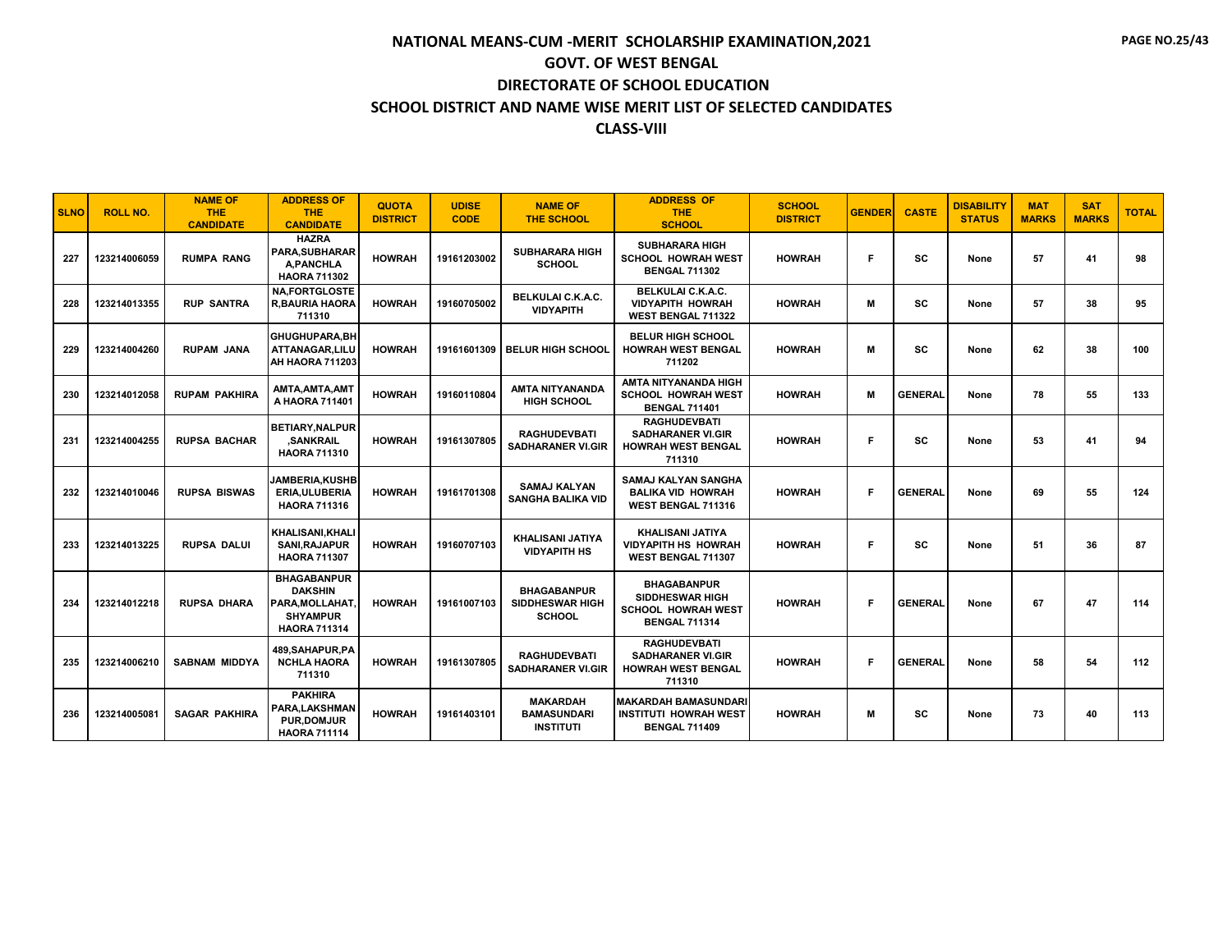# NATIONAL MEANS-CUM -MERIT SCHOLARSHIP EXAMINATION,2021

## GOVT. OF WEST BENGAL

## DIRECTORATE OF SCHOOL EDUCATION

## SCHOOL DISTRICT AND NAME WISE MERIT LIST OF SELECTED CANDIDATES

## CLASS-VIII

| SLNO | ROLL NO. | NAME OF THE CANDIDATE | ADDRESS OF THE CANDIDATE | QUOTA DISTRICT | UDISE CODE | NAME OF THE SCHOOL | ADDRESS OF THE SCHOOL | SCHOOL DISTRICT | GENDER | CASTE | DISABILITY STATUS | MAT MARKS | SAT MARKS | TOTAL |
|---|---|---|---|---|---|---|---|---|---|---|---|---|---|---|
| 227 | 123214006059 | RUMPA RANG | HAZRA PARA,SUBHARARA,PANCHLA HAORA 711302 | HOWRAH | 19161203002 | SUBHARARA HIGH SCHOOL | SUBHARARA HIGH SCHOOL HOWRAH WEST BENGAL 711302 | HOWRAH | F | SC | None | 57 | 41 | 98 |
| 228 | 123214013355 | RUP SANTRA | NA,FORTGLOSTER,BAURIA HAORA 711310 | HOWRAH | 19160705002 | BELKULAI C.K.A.C. VIDYAPITH | BELKULAI C.K.A.C. VIDYAPITH HOWRAH WEST BENGAL 711322 | HOWRAH | M | SC | None | 57 | 38 | 95 |
| 229 | 123214004260 | RUPAM JANA | GHUGHUPARA,BHATTANAGAR,LILUAH HAORA 711203 | HOWRAH | 19161601309 | BELUR HIGH SCHOOL | BELUR HIGH SCHOOL HOWRAH WEST BENGAL 711202 | HOWRAH | M | SC | None | 62 | 38 | 100 |
| 230 | 123214012058 | RUPAM PAKHIRA | AMTA,AMTA,AMTA HAORA 711401 | HOWRAH | 19160110804 | AMTA NITYANANDA HIGH SCHOOL | AMTA NITYANANDA HIGH SCHOOL HOWRAH WEST BENGAL 711401 | HOWRAH | M | GENERAL | None | 78 | 55 | 133 |
| 231 | 123214004255 | RUPSA BACHAR | BETIARY,NALPUR,SANKRAIL HAORA 711310 | HOWRAH | 19161307805 | RAGHUDEVBATI SADHARANER VI.GIR | RAGHUDEVBATI SADHARANER VI.GIR HOWRAH WEST BENGAL 711310 | HOWRAH | F | SC | None | 53 | 41 | 94 |
| 232 | 123214010046 | RUPSA BISWAS | JAMBERIA,KUSHBERIA,ULUBERIA HAORA 711316 | HOWRAH | 19161701308 | SAMAJ KALYAN SANGHA BALIKA VID | SAMAJ KALYAN SANGHA BALIKA VID HOWRAH WEST BENGAL 711316 | HOWRAH | F | GENERAL | None | 69 | 55 | 124 |
| 233 | 123214013225 | RUPSA DALUI | KHALISANI,KHALISANI,RAJAPUR HAORA 711307 | HOWRAH | 19160707103 | KHALISANI JATIYA VIDYAPITH HS | KHALISANI JATIYA VIDYAPITH HS HOWRAH WEST BENGAL 711307 | HOWRAH | F | SC | None | 51 | 36 | 87 |
| 234 | 123214012218 | RUPSA DHARA | BHAGABANPUR DAKSHIN PARA,MOLLAHAT,SHYAMPUR HAORA 711314 | HOWRAH | 19161007103 | BHAGABANPUR SIDDHESWAR HIGH SCHOOL | BHAGABANPUR SIDDHESWAR HIGH SCHOOL HOWRAH WEST BENGAL 711314 | HOWRAH | F | GENERAL | None | 67 | 47 | 114 |
| 235 | 123214006210 | SABNAM MIDDYA | 489,SAHAPUR,PANCHLA HAORA 711310 | HOWRAH | 19161307805 | RAGHUDEVBATI SADHARANER VI.GIR | RAGHUDEVBATI SADHARANER VI.GIR HOWRAH WEST BENGAL 711310 | HOWRAH | F | GENERAL | None | 58 | 54 | 112 |
| 236 | 123214005081 | SAGAR PAKHIRA | PAKHIRA PARA,LAKSHMANPUR,DOMJUR HAORA 711114 | HOWRAH | 19161403101 | MAKARDAH BAMASUNDARI INSTITUTI | MAKARDAH BAMASUNDARI INSTITUTI HOWRAH WEST BENGAL 711409 | HOWRAH | M | SC | None | 73 | 40 | 113 |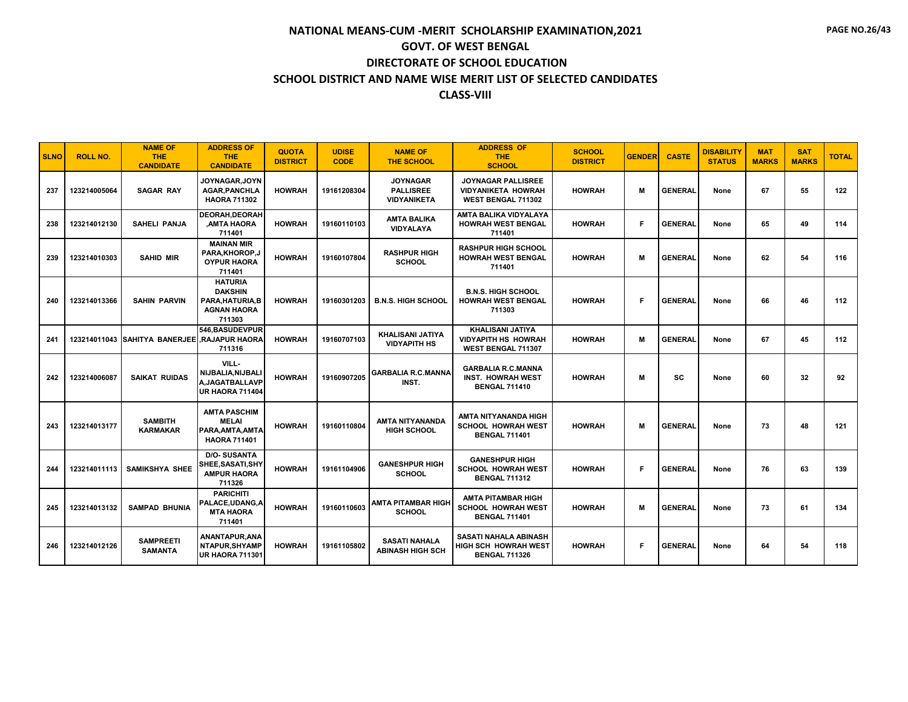# NATIONAL MEANS-CUM -MERIT SCHOLARSHIP EXAMINATION,2021

## GOVT. OF WEST BENGAL

## DIRECTORATE OF SCHOOL EDUCATION

## SCHOOL DISTRICT AND NAME WISE MERIT LIST OF SELECTED CANDIDATES

## CLASS-VIII

| SLNO | ROLL NO. | NAME OF THE CANDIDATE | ADDRESS OF THE CANDIDATE | QUOTA DISTRICT | UDISE CODE | NAME OF THE SCHOOL | ADDRESS OF THE SCHOOL | SCHOOL DISTRICT | GENDER | CASTE | DISABILITY STATUS | MAT MARKS | SAT MARKS | TOTAL |
|---|---|---|---|---|---|---|---|---|---|---|---|---|---|---|
| 237 | 123214005064 | SAGAR RAY | JOYNAGAR,JOYNAGAR,PANCHLA HAORA 711302 | HOWRAH | 19161208304 | JOYNAGAR PALLISREE VIDYANIKETA | JOYNAGAR PALLISREE VIDYANIKETA HOWRAH WEST BENGAL 711302 | HOWRAH | M | GENERAL | None | 67 | 55 | 122 |
| 238 | 123214012130 | SAHELI PANJA | DEORAH,DEORAH,AMTA HAORA 711401 | HOWRAH | 19160110103 | AMTA BALIKA VIDYALAYA | AMTA BALIKA VIDYALAYA HOWRAH WEST BENGAL 711401 | HOWRAH | F | GENERAL | None | 65 | 49 | 114 |
| 239 | 123214010303 | SAHID MIR | MAINAN MIR PARA,KHOROP,JOYPUR HAORA 711401 | HOWRAH | 19160107804 | RASHPUR HIGH SCHOOL | RASHPUR HIGH SCHOOL HOWRAH WEST BENGAL 711401 | HOWRAH | M | GENERAL | None | 62 | 54 | 116 |
| 240 | 123214013366 | SAHIN PARVIN | HATURIA DAKSHIN PARA,HATURIA,BAGNAN HAORA 711303 | HOWRAH | 19160301203 | B.N.S. HIGH SCHOOL | B.N.S. HIGH SCHOOL HOWRAH WEST BENGAL 711303 | HOWRAH | F | GENERAL | None | 66 | 46 | 112 |
| 241 | 123214011043 | SAHITYA BANERJEE | 546,BASUDEVPUR,RAJAPUR HAORA 711316 | HOWRAH | 19160707103 | KHALISANI JATIYA VIDYAPITH HS | KHALISANI JATIYA VIDYAPITH HS HOWRAH WEST BENGAL 711307 | HOWRAH | M | GENERAL | None | 67 | 45 | 112 |
| 242 | 123214006087 | SAIKAT RUIDAS | VILL-NIJBALIA,NIJBALIA,JAGATBALLAVPUR HAORA 711404 | HOWRAH | 19160907205 | GARBALIA R.C.MANNA INST. | GARBALIA R.C.MANNA INST. HOWRAH WEST BENGAL 711410 | HOWRAH | M | SC | None | 60 | 32 | 92 |
| 243 | 123214013177 | SAMBITH KARMAKAR | AMTA PASCHIM MELAI PARA,AMTA,AMTA HAORA 711401 | HOWRAH | 19160110804 | AMTA NITYANANDA HIGH SCHOOL | AMTA NITYANANDA HIGH SCHOOL HOWRAH WEST BENGAL 711401 | HOWRAH | M | GENERAL | None | 73 | 48 | 121 |
| 244 | 123214011113 | SAMIKSHYA SHEE | D/O- SUSANTA SHEE,SASATI,SHYAMPUR HAORA 711326 | HOWRAH | 19161104906 | GANESHPUR HIGH SCHOOL | GANESHPUR HIGH SCHOOL HOWRAH WEST BENGAL 711312 | HOWRAH | F | GENERAL | None | 76 | 63 | 139 |
| 245 | 123214013132 | SAMPAD BHUNIA | PARICHITI PALACE,UDANG,AMTA HAORA 711401 | HOWRAH | 19160110603 | AMTA PITAMBAR HIGH SCHOOL | AMTA PITAMBAR HIGH SCHOOL HOWRAH WEST BENGAL 711401 | HOWRAH | M | GENERAL | None | 73 | 61 | 134 |
| 246 | 123214012126 | SAMPREETI SAMANTA | ANANTAPUR,ANANTAPUR,SHYAMPUR HAORA 711301 | HOWRAH | 19161105802 | SASATI NAHALA ABINASH HIGH SCH | SASATI NAHALA ABINASH HIGH SCH HOWRAH WEST BENGAL 711326 | HOWRAH | F | GENERAL | None | 64 | 54 | 118 |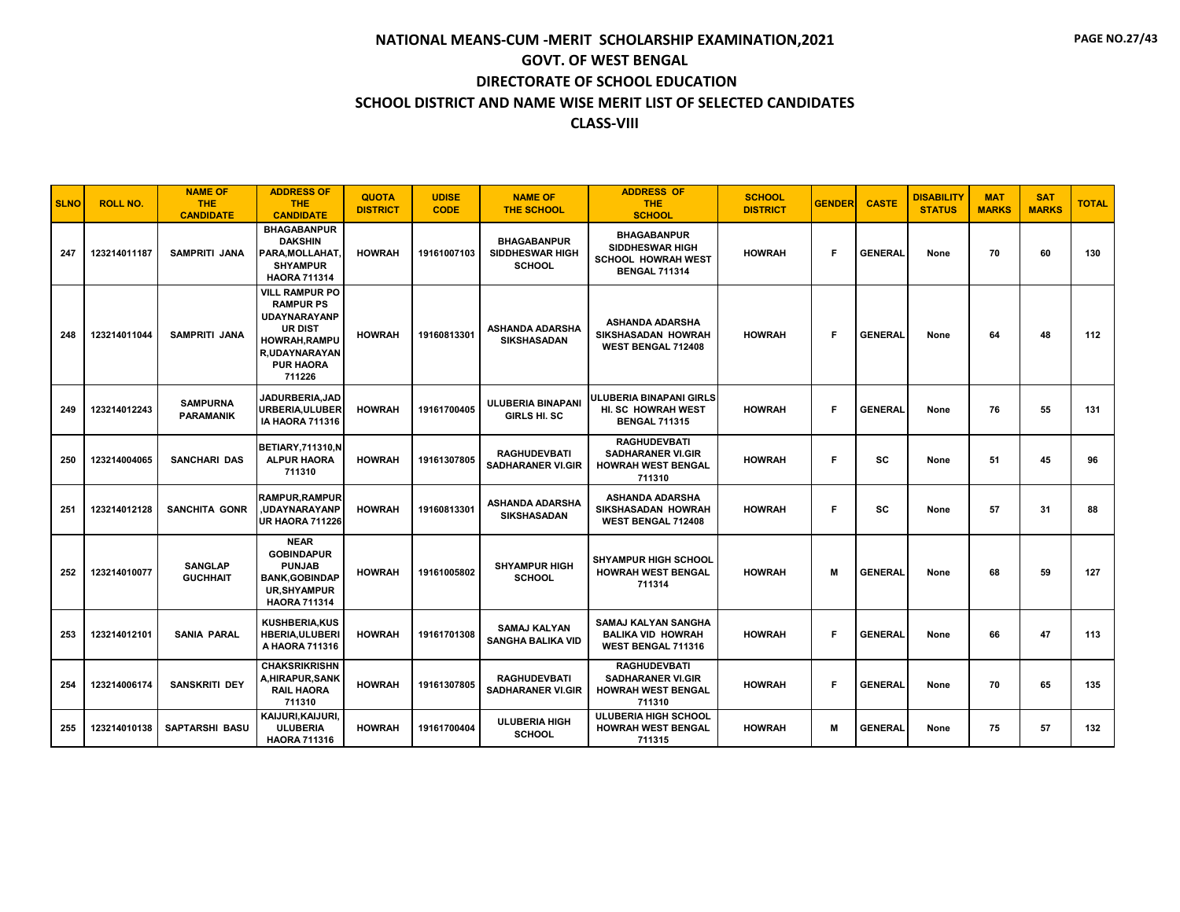# NATIONAL MEANS-CUM -MERIT SCHOLARSHIP EXAMINATION,2021
## GOVT. OF WEST BENGAL
## DIRECTORATE OF SCHOOL EDUCATION
## SCHOOL DISTRICT AND NAME WISE MERIT LIST OF SELECTED CANDIDATES
## CLASS-VIII

| SLNO | ROLL NO. | NAME OF THE CANDIDATE | ADDRESS OF THE CANDIDATE | QUOTA DISTRICT | UDISE CODE | NAME OF THE SCHOOL | ADDRESS OF THE SCHOOL | SCHOOL DISTRICT | GENDER | CASTE | DISABILITY STATUS | MAT MARKS | SAT MARKS | TOTAL |
|---|---|---|---|---|---|---|---|---|---|---|---|---|---|---|
| 247 | 123214011187 | SAMPRITI JANA | BHAGABANPUR DAKSHIN PARA,MOLLAHAT, SHYAMPUR HAORA 711314 | HOWRAH | 19161007103 | BHAGABANPUR SIDDHESWAR HIGH SCHOOL | BHAGABANPUR SIDDHESWAR HIGH SCHOOL HOWRAH WEST BENGAL 711314 | HOWRAH | F | GENERAL | None | 70 | 60 | 130 |
| 248 | 123214011044 | SAMPRITI JANA | VILL RAMPUR PO RAMPUR PS UDAYNARAYANPUR DIST HOWRAH,RAMPUR,UDAYNARAYANPUR HAORA 711226 | HOWRAH | 19160813301 | ASHANDA ADARSHA SIKSHASADAN | ASHANDA ADARSHA SIKSHASADAN HOWRAH WEST BENGAL 712408 | HOWRAH | F | GENERAL | None | 64 | 48 | 112 |
| 249 | 123214012243 | SAMPURNA PARAMANIK | JADURBERIA,JADURBERIA,ULUBERIA HAORA 711316 | HOWRAH | 19161700405 | ULUBERIA BINAPANI GIRLS HI. SC | ULUBERIA BINAPANI GIRLS HI. SC HOWRAH WEST BENGAL 711315 | HOWRAH | F | GENERAL | None | 76 | 55 | 131 |
| 250 | 123214004065 | SANCHARI DAS | BETIARY,711310,NALPUR HAORA 711310 | HOWRAH | 19161307805 | RAGHUDEVBATI SADHARANER VI.GIR | RAGHUDEVBATI SADHARANER VI.GIR HOWRAH WEST BENGAL 711310 | HOWRAH | F | SC | None | 51 | 45 | 96 |
| 251 | 123214012128 | SANCHITA GONR | RAMPUR,RAMPUR,UDAYNARAYANPUR HAORA 711226 | HOWRAH | 19160813301 | ASHANDA ADARSHA SIKSHASADAN | ASHANDA ADARSHA SIKSHASADAN HOWRAH WEST BENGAL 712408 | HOWRAH | F | SC | None | 57 | 31 | 88 |
| 252 | 123214010077 | SANGLAP GUCHHAIT | NEAR GOBINDAPUR PUNJAB BANK,GOBINDAPUR,SHYAMPUR HAORA 711314 | HOWRAH | 19161005802 | SHYAMPUR HIGH SCHOOL | SHYAMPUR HIGH SCHOOL HOWRAH WEST BENGAL 711314 | HOWRAH | M | GENERAL | None | 68 | 59 | 127 |
| 253 | 123214012101 | SANIA PARAL | KUSHBERIA,KUSHBERIA,ULUBERIA HAORA 711316 | HOWRAH | 19161701308 | SAMAJ KALYAN SANGHA BALIKA VID | SAMAJ KALYAN SANGHA BALIKA VID HOWRAH WEST BENGAL 711316 | HOWRAH | F | GENERAL | None | 66 | 47 | 113 |
| 254 | 123214006174 | SANSKRITI DEY | CHAKSRIKRISHNA,HIRAPUR,SANKRAIL HAORA 711310 | HOWRAH | 19161307805 | RAGHUDEVBATI SADHARANER VI.GIR | RAGHUDEVBATI SADHARANER VI.GIR HOWRAH WEST BENGAL 711310 | HOWRAH | F | GENERAL | None | 70 | 65 | 135 |
| 255 | 123214010138 | SAPTARSHI BASU | KAIJURI,KAIJURI, ULUBERIA HAORA 711316 | HOWRAH | 19161700404 | ULUBERIA HIGH SCHOOL | ULUBERIA HIGH SCHOOL HOWRAH WEST BENGAL 711315 | HOWRAH | M | GENERAL | None | 75 | 57 | 132 |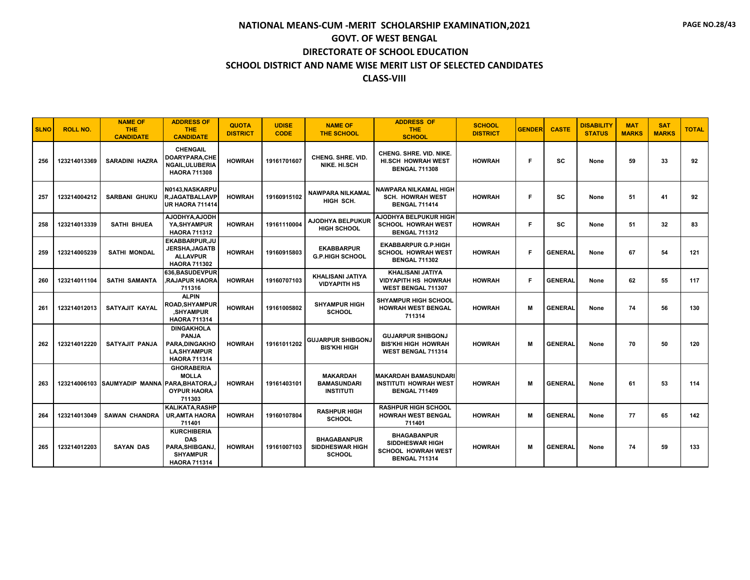# NATIONAL MEANS-CUM -MERIT SCHOLARSHIP EXAMINATION,2021
## GOVT. OF WEST BENGAL
## DIRECTORATE OF SCHOOL EDUCATION
## SCHOOL DISTRICT AND NAME WISE MERIT LIST OF SELECTED CANDIDATES
## CLASS-VIII

| SLNO | ROLL NO. | NAME OF THE CANDIDATE | ADDRESS OF THE CANDIDATE | QUOTA DISTRICT | UDISE CODE | NAME OF THE SCHOOL | ADDRESS OF THE SCHOOL | SCHOOL DISTRICT | GENDER | CASTE | DISABILITY STATUS | MAT MARKS | SAT MARKS | TOTAL |
|---|---|---|---|---|---|---|---|---|---|---|---|---|---|---|
| 256 | 123214013369 | SARADINI HAZRA | CHENGAIL DOARYPARA,CHENGAIL,ULUBERIA HAORA 711308 | HOWRAH | 19161701607 | CHENG. SHRE. VID. NIKE. HI.SCH | CHENG. SHRE. VID. NIKE. HI.SCH HOWRAH WEST BENGAL 711308 | HOWRAH | F | SC | None | 59 | 33 | 92 |
| 257 | 123214004212 | SARBANI GHUKU | N0143,NASKARPUR,JAGATBALLAVPUR HAORA 711414 | HOWRAH | 19160915102 | NAWPARA NILKAMAL HIGH SCH. | NAWPARA NILKAMAL HIGH SCH. HOWRAH WEST BENGAL 711414 | HOWRAH | F | SC | None | 51 | 41 | 92 |
| 258 | 123214013339 | SATHI BHUEA | AJODHYA,AJODHYA,SHYAMPUR HAORA 711312 | HOWRAH | 19161110004 | AJODHYA BELPUKUR HIGH SCHOOL | AJODHYA BELPUKUR HIGH SCHOOL HOWRAH WEST BENGAL 711312 | HOWRAH | F | SC | None | 51 | 32 | 83 |
| 259 | 123214005239 | SATHI MONDAL | EKABBARPUR,JUJERSHA,JAGATBALLAVPUR HAORA 711302 | HOWRAH | 19160915803 | EKABBARPUR G.P.HIGH SCHOOL | EKABBARPUR G.P.HIGH SCHOOL HOWRAH WEST BENGAL 711302 | HOWRAH | F | GENERAL | None | 67 | 54 | 121 |
| 260 | 123214011104 | SATHI SAMANTA | 636,BASUDEVPUR,RAJAPUR HAORA 711316 | HOWRAH | 19160707103 | KHALISANI JATIYA VIDYAPITH HS | KHALISANI JATIYA VIDYAPITH HS HOWRAH WEST BENGAL 711307 | HOWRAH | F | GENERAL | None | 62 | 55 | 117 |
| 261 | 123214012013 | SATYAJIT KAYAL | ALPIN ROAD,SHYAMPUR,SHYAMPUR HAORA 711314 | HOWRAH | 19161005802 | SHYAMPUR HIGH SCHOOL | SHYAMPUR HIGH SCHOOL HOWRAH WEST BENGAL 711314 | HOWRAH | M | GENERAL | None | 74 | 56 | 130 |
| 262 | 123214012220 | SATYAJIT PANJA | DINGAKHOLA PANJA PARA,DINGAKHOLA,SHYAMPUR HAORA 711314 | HOWRAH | 19161011202 | GUJARPUR SHIBGONJ BIS'KHI HIGH | GUJARPUR SHIBGONJ BIS'KHI HIGH HOWRAH WEST BENGAL 711314 | HOWRAH | M | GENERAL | None | 70 | 50 | 120 |
| 263 | 123214006103 | SAUMYADIP MANNA | GHORABERIA MOLLA PARA,BHATORA,JOYPUR HAORA 711303 | HOWRAH | 19161403101 | MAKARDAH BAMASUNDARI INSTITUTI | MAKARDAH BAMASUNDARI INSTITUTI HOWRAH WEST BENGAL 711409 | HOWRAH | M | GENERAL | None | 61 | 53 | 114 |
| 264 | 123214013049 | SAWAN CHANDRA | KALIKATA,RASHPUR,AMTA HAORA 711401 | HOWRAH | 19160107804 | RASHPUR HIGH SCHOOL | RASHPUR HIGH SCHOOL HOWRAH WEST BENGAL 711401 | HOWRAH | M | GENERAL | None | 77 | 65 | 142 |
| 265 | 123214012203 | SAYAN DAS | KURCHIBERIA DAS PARA,SHIBGANJ,SHYAMPUR HAORA 711314 | HOWRAH | 19161007103 | BHAGABANPUR SIDDHESWAR HIGH SCHOOL | BHAGABANPUR SIDDHESWAR HIGH SCHOOL HOWRAH WEST BENGAL 711314 | HOWRAH | M | GENERAL | None | 74 | 59 | 133 |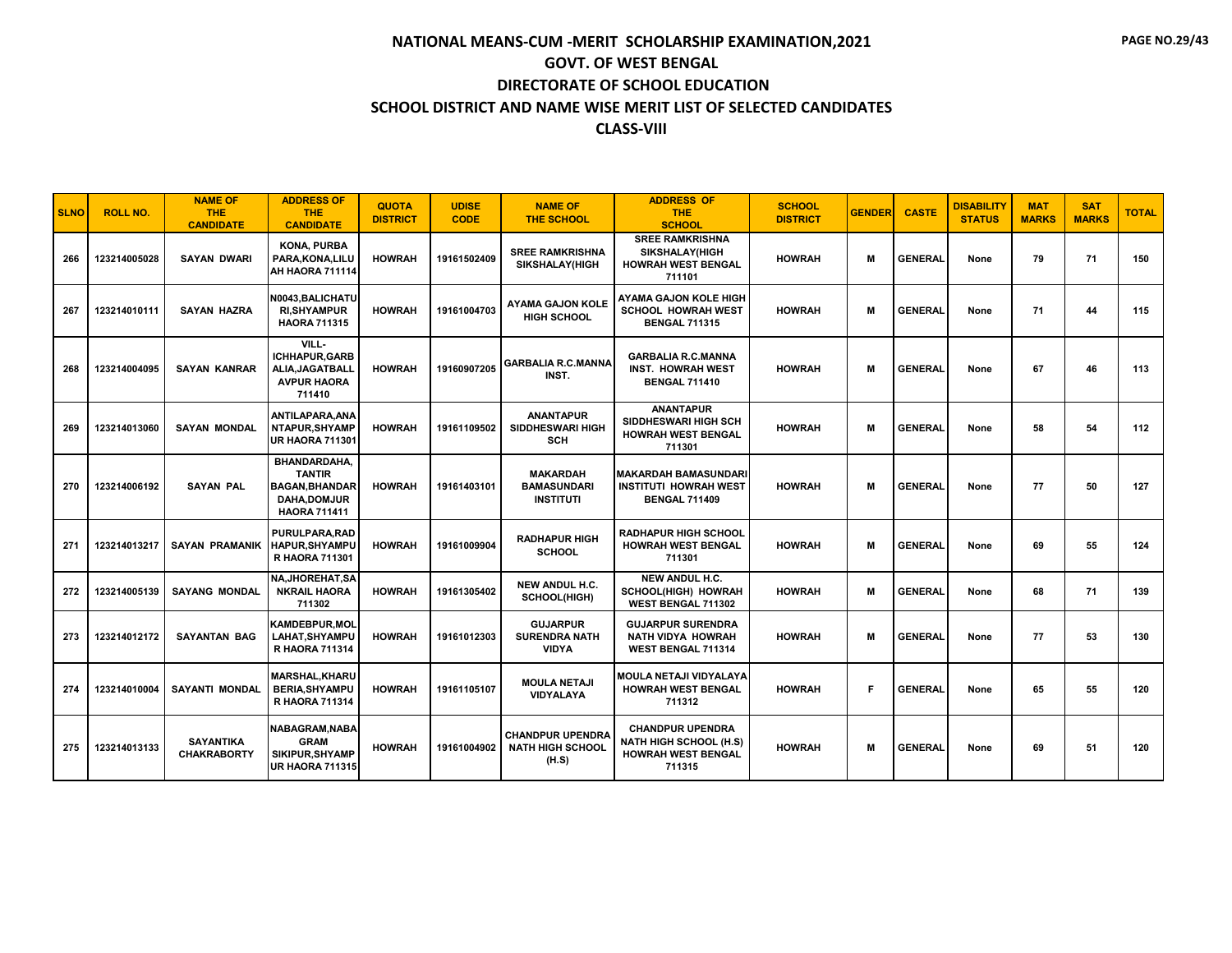# NATIONAL MEANS-CUM -MERIT SCHOLARSHIP EXAMINATION,2021

## GOVT. OF WEST BENGAL

## DIRECTORATE OF SCHOOL EDUCATION

## SCHOOL DISTRICT AND NAME WISE MERIT LIST OF SELECTED CANDIDATES

## CLASS-VIII

| SLNO | ROLL NO. | NAME OF THE CANDIDATE | ADDRESS OF THE CANDIDATE | QUOTA DISTRICT | UDISE CODE | NAME OF THE SCHOOL | ADDRESS OF THE SCHOOL | SCHOOL DISTRICT | GENDER | CASTE | DISABILITY STATUS | MAT MARKS | SAT MARKS | TOTAL |
|---|---|---|---|---|---|---|---|---|---|---|---|---|---|---|
| 266 | 123214005028 | SAYAN DWARI | KONA, PURBA PARA,KONA,LILUAH HAORA 711114 | HOWRAH | 19161502409 | SREE RAMKRISHNA SIKSHALAY(HIGH | SREE RAMKRISHNA SIKSHALAY(HIGH HOWRAH WEST BENGAL 711101 | HOWRAH | M | GENERAL | None | 79 | 71 | 150 |
| 267 | 123214010111 | SAYAN HAZRA | N0043,BALICHATURI,SHYAMPUR HAORA 711315 | HOWRAH | 19161004703 | AYAMA GAJON KOLE HIGH SCHOOL | AYAMA GAJON KOLE HIGH SCHOOL HOWRAH WEST BENGAL 711315 | HOWRAH | M | GENERAL | None | 71 | 44 | 115 |
| 268 | 123214004095 | SAYAN KANRAR | VILL-ICHHAPUR,GARBALIA,JAGATBALLAVPUR HAORA 711410 | HOWRAH | 19160907205 | GARBALIA R.C.MANNA INST. | GARBALIA R.C.MANNA INST. HOWRAH WEST BENGAL 711410 | HOWRAH | M | GENERAL | None | 67 | 46 | 113 |
| 269 | 123214013060 | SAYAN MONDAL | ANTILAPARA,ANANTAPUR,SHYAMPUR HAORA 711301 | HOWRAH | 19161109502 | ANANTAPUR SIDDHESWARI HIGH SCH | ANANTAPUR SIDDHESWARI HIGH SCH HOWRAH WEST BENGAL 711301 | HOWRAH | M | GENERAL | None | 58 | 54 | 112 |
| 270 | 123214006192 | SAYAN PAL | BHANDARDAHA, TANTIR BAGAN,BHANDARDAHA,DOMJUR HAORA 711411 | HOWRAH | 19161403101 | MAKARDAH BAMASUNDARI INSTITUTI | MAKARDAH BAMASUNDARI INSTITUTI HOWRAH WEST BENGAL 711409 | HOWRAH | M | GENERAL | None | 77 | 50 | 127 |
| 271 | 123214013217 | SAYAN PRAMANIK | PURULPARA,RADHAPUR,SHYAMPUR HAORA 711301 | HOWRAH | 19161009904 | RADHAPUR HIGH SCHOOL | RADHAPUR HIGH SCHOOL HOWRAH WEST BENGAL 711301 | HOWRAH | M | GENERAL | None | 69 | 55 | 124 |
| 272 | 123214005139 | SAYANG MONDAL | NA,JHOREHAT,SANKRAIL HAORA 711302 | HOWRAH | 19161305402 | NEW ANDUL H.C. SCHOOL(HIGH) | NEW ANDUL H.C. SCHOOL(HIGH) HOWRAH WEST BENGAL 711302 | HOWRAH | M | GENERAL | None | 68 | 71 | 139 |
| 273 | 123214012172 | SAYANTAN BAG | KAMDEBPUR,MOLLAHAT,SHYAMPUR HAORA 711314 | HOWRAH | 19161012303 | GUJARPUR SURENDRA NATH VIDYA | GUJARPUR SURENDRA NATH VIDYA HOWRAH WEST BENGAL 711314 | HOWRAH | M | GENERAL | None | 77 | 53 | 130 |
| 274 | 123214010004 | SAYANTI MONDAL | MARSHAL,KHARUBERIA,SHYAMPUR HAORA 711314 | HOWRAH | 19161105107 | MOULA NETAJI VIDYALAYA | MOULA NETAJI VIDYALAYA HOWRAH WEST BENGAL 711312 | HOWRAH | F | GENERAL | None | 65 | 55 | 120 |
| 275 | 123214013133 | SAYANTIKA CHAKRABORTY | NABAGRAM,NABAGRAM SIKIPUR,SHYAMPUR HAORA 711315 | HOWRAH | 19161004902 | CHANDPUR UPENDRA NATH HIGH SCHOOL (H.S) | CHANDPUR UPENDRA NATH HIGH SCHOOL (H.S) HOWRAH WEST BENGAL 711315 | HOWRAH | M | GENERAL | None | 69 | 51 | 120 |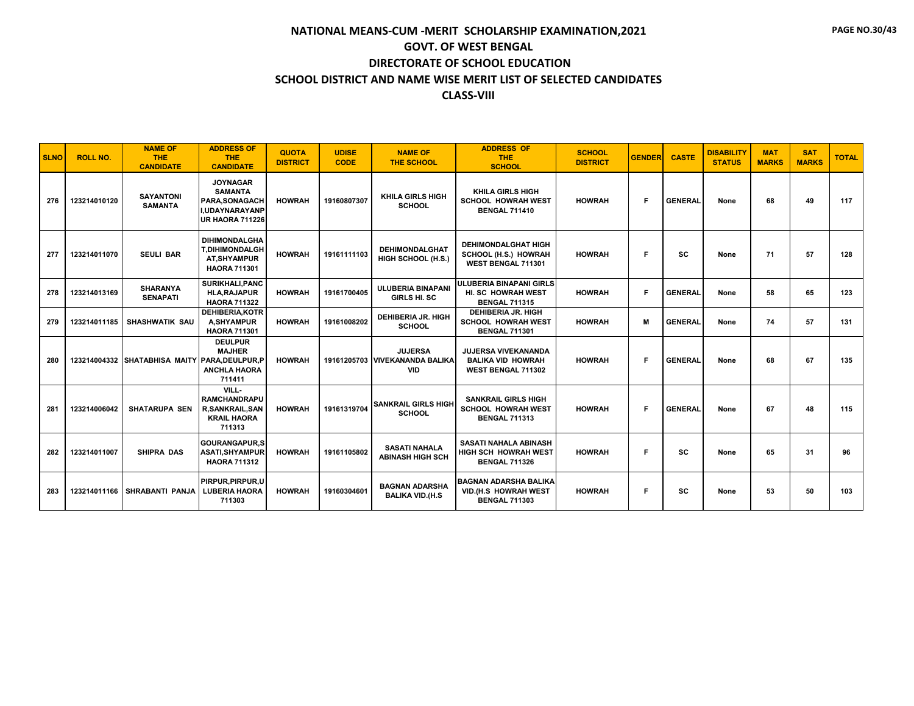# NATIONAL MEANS-CUM -MERIT SCHOLARSHIP EXAMINATION,2021

## GOVT. OF WEST BENGAL

## DIRECTORATE OF SCHOOL EDUCATION

## SCHOOL DISTRICT AND NAME WISE MERIT LIST OF SELECTED CANDIDATES

## CLASS-VIII

| SLNO | ROLL NO. | NAME OF THE CANDIDATE | ADDRESS OF THE CANDIDATE | QUOTA DISTRICT | UDISE CODE | NAME OF THE SCHOOL | ADDRESS OF THE SCHOOL | SCHOOL DISTRICT | GENDER | CASTE | DISABILITY STATUS | MAT MARKS | SAT MARKS | TOTAL |
|---|---|---|---|---|---|---|---|---|---|---|---|---|---|---|
| 276 | 123214010120 | SAYANTONI SAMANTA | JOYNAGAR SAMANTA PARA,SONAGACHI,UDAYNARAYANPUR HAORA 711226 | HOWRAH | 19160807307 | KHILA GIRLS HIGH SCHOOL | KHILA GIRLS HIGH SCHOOL HOWRAH WEST BENGAL 711410 | HOWRAH | F | GENERAL | None | 68 | 49 | 117 |
| 277 | 123214011070 | SEULI BAR | DIHIMONDALGHAT,DIHIMONDALGHAT,SHYAMPUR HAORA 711301 | HOWRAH | 19161111103 | DEHIMONDALGHAT HIGH SCHOOL (H.S.) | DEHIMONDALGHAT HIGH SCHOOL (H.S.) HOWRAH WEST BENGAL 711301 | HOWRAH | F | SC | None | 71 | 57 | 128 |
| 278 | 123214013169 | SHARANYA SENAPATI | SURIKHALI,PANCHLA,RAJAPUR HAORA 711322 | HOWRAH | 19161700405 | ULUBERIA BINAPANI GIRLS HI. SC | ULUBERIA BINAPANI GIRLS HI. SC HOWRAH WEST BENGAL 711315 | HOWRAH | F | GENERAL | None | 58 | 65 | 123 |
| 279 | 123214011185 | SHASHWATIK SAU | DEHIBERIA,KOTRA,SHYAMPUR HAORA 711301 | HOWRAH | 19161008202 | DEHIBERIA JR. HIGH SCHOOL | DEHIBERIA JR. HIGH SCHOOL HOWRAH WEST BENGAL 711301 | HOWRAH | M | GENERAL | None | 74 | 57 | 131 |
| 280 | 123214004332 | SHATABHISA MAITY | DEULPUR MAJHER PARA,DEULPUR,PANCHLA HAORA 711411 | HOWRAH | 19161205703 | JUJERSA VIVEKANANDA BALIKA VID | JUJERSA VIVEKANANDA BALIKA VID HOWRAH WEST BENGAL 711302 | HOWRAH | F | GENERAL | None | 68 | 67 | 135 |
| 281 | 123214006042 | SHATARUPA SEN | VILL-RAMCHANDRAPUR,SANKRAIL,SANKRAIL HAORA 711313 | HOWRAH | 19161319704 | SANKRAIL GIRLS HIGH SCHOOL | SANKRAIL GIRLS HIGH SCHOOL HOWRAH WEST BENGAL 711313 | HOWRAH | F | GENERAL | None | 67 | 48 | 115 |
| 282 | 123214011007 | SHIPRA DAS | GOURANGAPUR,SASATI,SHYAMPUR HAORA 711312 | HOWRAH | 19161105802 | SASATI NAHALA ABINASH HIGH SCH | SASATI NAHALA ABINASH HIGH SCH HOWRAH WEST BENGAL 711326 | HOWRAH | F | SC | None | 65 | 31 | 96 |
| 283 | 123214011166 | SHRABANTI PANJA | PIRPUR,PIRPUR,ULUBERIA HAORA 711303 | HOWRAH | 19160304601 | BAGNAN ADARSHA BALIKA VID.(H.S | BAGNAN ADARSHA BALIKA VID.(H.S HOWRAH WEST BENGAL 711303 | HOWRAH | F | SC | None | 53 | 50 | 103 |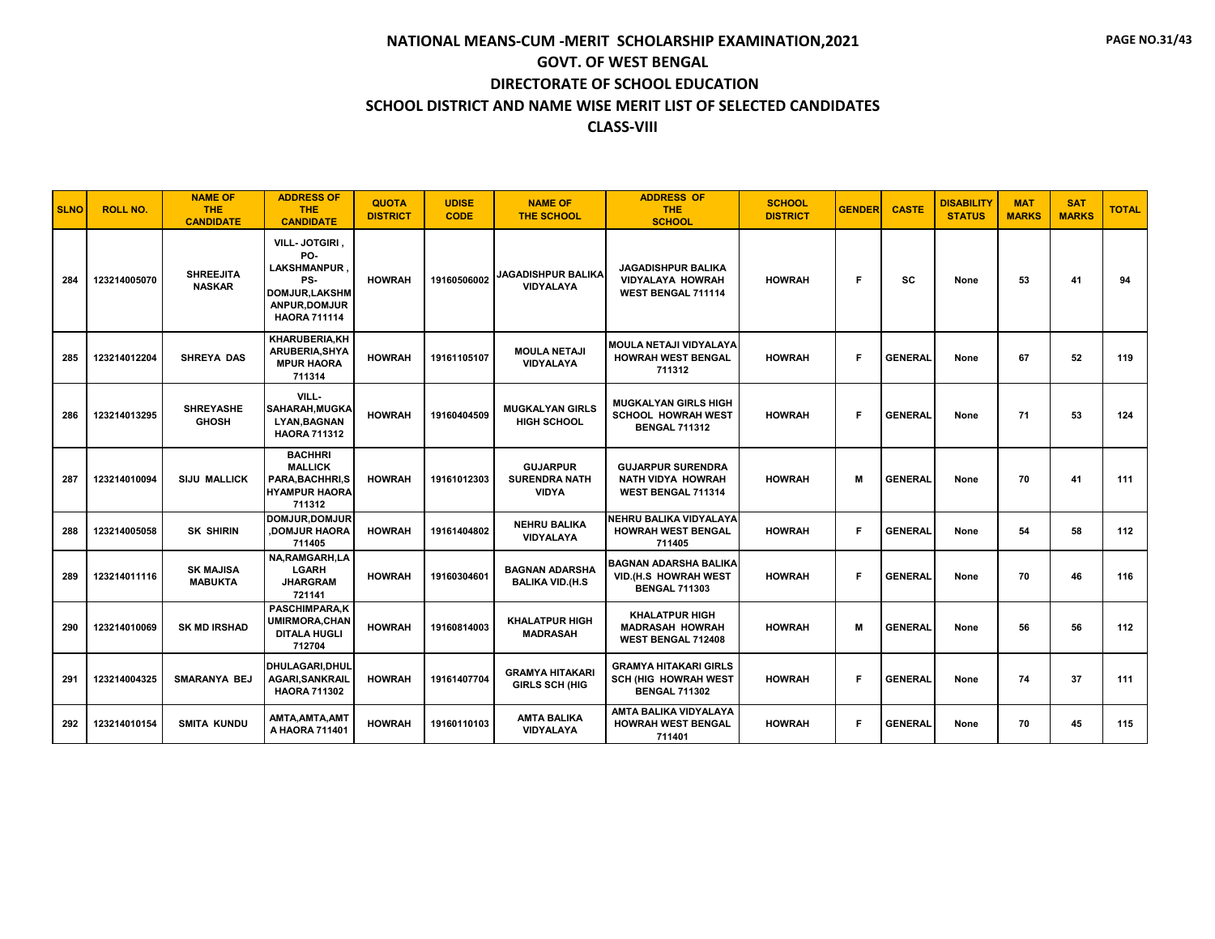# NATIONAL MEANS-CUM -MERIT SCHOLARSHIP EXAMINATION,2021

## GOVT. OF WEST BENGAL

## DIRECTORATE OF SCHOOL EDUCATION

## SCHOOL DISTRICT AND NAME WISE MERIT LIST OF SELECTED CANDIDATES

## CLASS-VIII

| SLNO | ROLL NO. | NAME OF THE CANDIDATE | ADDRESS OF THE CANDIDATE | QUOTA DISTRICT | UDISE CODE | NAME OF THE SCHOOL | ADDRESS OF THE SCHOOL | SCHOOL DISTRICT | GENDER | CASTE | DISABILITY STATUS | MAT MARKS | SAT MARKS | TOTAL |
|---|---|---|---|---|---|---|---|---|---|---|---|---|---|---|
| 284 | 123214005070 | SHREEJITA NASKAR | VILL- JOTGIRI , PO- LAKSHMANPUR , PS- DOMJUR,LAKSHMANPUR,DOMJUR HAORA 711114 | HOWRAH | 19160506002 | JAGADISHPUR BALIKA VIDYALAYA | JAGADISHPUR BALIKA VIDYALAYA HOWRAH WEST BENGAL 711114 | HOWRAH | F | SC | None | 53 | 41 | 94 |
| 285 | 123214012204 | SHREYA DAS | KHARUBERIA,KHARUBERIA,SHYAMPUR HAORA 711314 | HOWRAH | 19161105107 | MOULA NETAJI VIDYALAYA | MOULA NETAJI VIDYALAYA HOWRAH WEST BENGAL 711312 | HOWRAH | F | GENERAL | None | 67 | 52 | 119 |
| 286 | 123214013295 | SHREYASHE GHOSH | VILL- SAHARAH,MUGKALYAN,BAGNAN HAORA 711312 | HOWRAH | 19160404509 | MUGKALYAN GIRLS HIGH SCHOOL | MUGKALYAN GIRLS HIGH SCHOOL HOWRAH WEST BENGAL 711312 | HOWRAH | F | GENERAL | None | 71 | 53 | 124 |
| 287 | 123214010094 | SIJU MALLICK | BACHHRI MALLICK PARA,BACHHRI,SHYAMPUR HAORA 711312 | HOWRAH | 19161012303 | GUJARPUR SURENDRA NATH VIDYA | GUJARPUR SURENDRA NATH VIDYA HOWRAH WEST BENGAL 711314 | HOWRAH | M | GENERAL | None | 70 | 41 | 111 |
| 288 | 123214005058 | SK SHIRIN | DOMJUR,DOMJUR,DOMJUR HAORA 711405 | HOWRAH | 19161404802 | NEHRU BALIKA VIDYALAYA | NEHRU BALIKA VIDYALAYA HOWRAH WEST BENGAL 711405 | HOWRAH | F | GENERAL | None | 54 | 58 | 112 |
| 289 | 123214011116 | SK MAJISA MABUKTA | NA,RAMGARH,LALGARH JHARGRAM 721141 | HOWRAH | 19160304601 | BAGNAN ADARSHA BALIKA VID.(H.S | BAGNAN ADARSHA BALIKA VID.(H.S HOWRAH WEST BENGAL 711303 | HOWRAH | F | GENERAL | None | 70 | 46 | 116 |
| 290 | 123214010069 | SK MD IRSHAD | PASCHIMPARA,KUMIRMORA,CHANDITALA HUGLI 712704 | HOWRAH | 19160814003 | KHALATPUR HIGH MADRASAH | KHALATPUR HIGH MADRASAH HOWRAH WEST BENGAL 712408 | HOWRAH | M | GENERAL | None | 56 | 56 | 112 |
| 291 | 123214004325 | SMARANYA BEJ | DHULAGARI,DHULAGARI,SANKRAIL HAORA 711302 | HOWRAH | 19161407704 | GRAMYA HITAKARI GIRLS SCH (HIG | GRAMYA HITAKARI GIRLS SCH (HIG HOWRAH WEST BENGAL 711302 | HOWRAH | F | GENERAL | None | 74 | 37 | 111 |
| 292 | 123214010154 | SMITA KUNDU | AMTA,AMTA,AMTA HAORA 711401 | HOWRAH | 19160110103 | AMTA BALIKA VIDYALAYA | AMTA BALIKA VIDYALAYA HOWRAH WEST BENGAL 711401 | HOWRAH | F | GENERAL | None | 70 | 45 | 115 |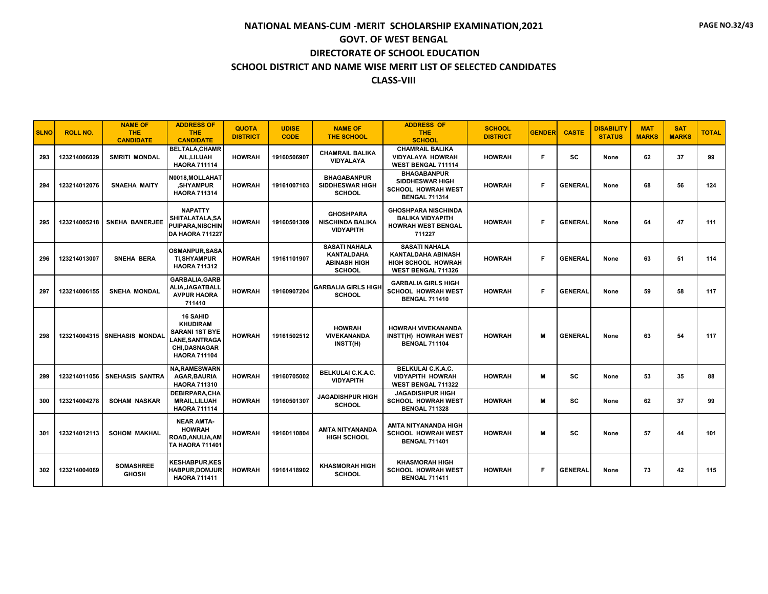# NATIONAL MEANS-CUM -MERIT SCHOLARSHIP EXAMINATION,2021
## GOVT. OF WEST BENGAL
## DIRECTORATE OF SCHOOL EDUCATION
## SCHOOL DISTRICT AND NAME WISE MERIT LIST OF SELECTED CANDIDATES
## CLASS-VIII

| SLNO | ROLL NO. | NAME OF THE CANDIDATE | ADDRESS OF THE CANDIDATE | QUOTA DISTRICT | UDISE CODE | NAME OF THE SCHOOL | ADDRESS OF THE SCHOOL | SCHOOL DISTRICT | GENDER | CASTE | DISABILITY STATUS | MAT MARKS | SAT MARKS | TOTAL |
|---|---|---|---|---|---|---|---|---|---|---|---|---|---|---|
| 293 | 123214006029 | SMRITI MONDAL | BELTALA,CHAMRAIL,LILUAH HAORA 711114 | HOWRAH | 19160506907 | CHAMRAIL BALIKA VIDYALAYA | CHAMRAIL BALIKA VIDYALAYA HOWRAH WEST BENGAL 711114 | HOWRAH | F | SC | None | 62 | 37 | 99 |
| 294 | 123214012076 | SNAEHA MAITY | N0018,MOLLAHAT,SHYAMPUR HAORA 711314 | HOWRAH | 19161007103 | BHAGABANPUR SIDDHESWAR HIGH SCHOOL | BHAGABANPUR SIDDHESWAR HIGH SCHOOL HOWRAH WEST BENGAL 711314 | HOWRAH | F | GENERAL | None | 68 | 56 | 124 |
| 295 | 123214005218 | SNEHA BANERJEE | NAPATTY SHITALATALA,SAPUIPARA,NISCHINDA HAORA 711227 | HOWRAH | 19160501309 | GHOSHPARA NISCHINDA BALIKA VIDYAPITH | GHOSHPARA NISCHINDA BALIKA VIDYAPITH HOWRAH WEST BENGAL 711227 | HOWRAH | F | GENERAL | None | 64 | 47 | 111 |
| 296 | 123214013007 | SNEHA BERA | OSMANPUR,SASATI,SHYAMPUR HAORA 711312 | HOWRAH | 19161101907 | SASATI NAHALA KANTALDAHA ABINASH HIGH SCHOOL | SASATI NAHALA KANTALDAHA ABINASH HIGH SCHOOL HOWRAH WEST BENGAL 711326 | HOWRAH | F | GENERAL | None | 63 | 51 | 114 |
| 297 | 123214006155 | SNEHA MONDAL | GARBALIA,GARBALIA,JAGATBALLAVPUR HAORA 711410 | HOWRAH | 19160907204 | GARBALIA GIRLS HIGH SCHOOL | GARBALIA GIRLS HIGH SCHOOL HOWRAH WEST BENGAL 711410 | HOWRAH | F | GENERAL | None | 59 | 58 | 117 |
| 298 | 123214004315 | SNEHASIS MONDAL | 16 SAHID KHUDIRAM SARANI 1ST BYE LANE,SANTRAGACHI,DASNAGAR HAORA 711104 | HOWRAH | 19161502512 | HOWRAH VIVEKANANDA INSTT(H) | HOWRAH VIVEKANANDA INSTT(H) HOWRAH WEST BENGAL 711104 | HOWRAH | M | GENERAL | None | 63 | 54 | 117 |
| 299 | 123214011056 | SNEHASIS SANTRA | NA,RAMESWARNAGAR,BAURIA HAORA 711310 | HOWRAH | 19160705002 | BELKULAI C.K.A.C. VIDYAPITH | BELKULAI C.K.A.C. VIDYAPITH HOWRAH WEST BENGAL 711322 | HOWRAH | M | SC | None | 53 | 35 | 88 |
| 300 | 123214004278 | SOHAM NASKAR | DEBIRPARA,CHAMRAIL,LILUAH HAORA 711114 | HOWRAH | 19160501307 | JAGADISHPUR HIGH SCHOOL | JAGADISHPUR HIGH SCHOOL HOWRAH WEST BENGAL 711328 | HOWRAH | M | SC | None | 62 | 37 | 99 |
| 301 | 123214012113 | SOHOM MAKHAL | NEAR AMTA-HOWRAH ROAD,ANULIA,AMTA HAORA 711401 | HOWRAH | 19160110804 | AMTA NITYANANDA HIGH SCHOOL | AMTA NITYANANDA HIGH SCHOOL HOWRAH WEST BENGAL 711401 | HOWRAH | M | SC | None | 57 | 44 | 101 |
| 302 | 123214004069 | SOMASHREE GHOSH | KESHABPUR,KESHABPUR,DOMJUR HAORA 711411 | HOWRAH | 19161418902 | KHASMORAH HIGH SCHOOL | KHASMORAH HIGH SCHOOL HOWRAH WEST BENGAL 711411 | HOWRAH | F | GENERAL | None | 73 | 42 | 115 |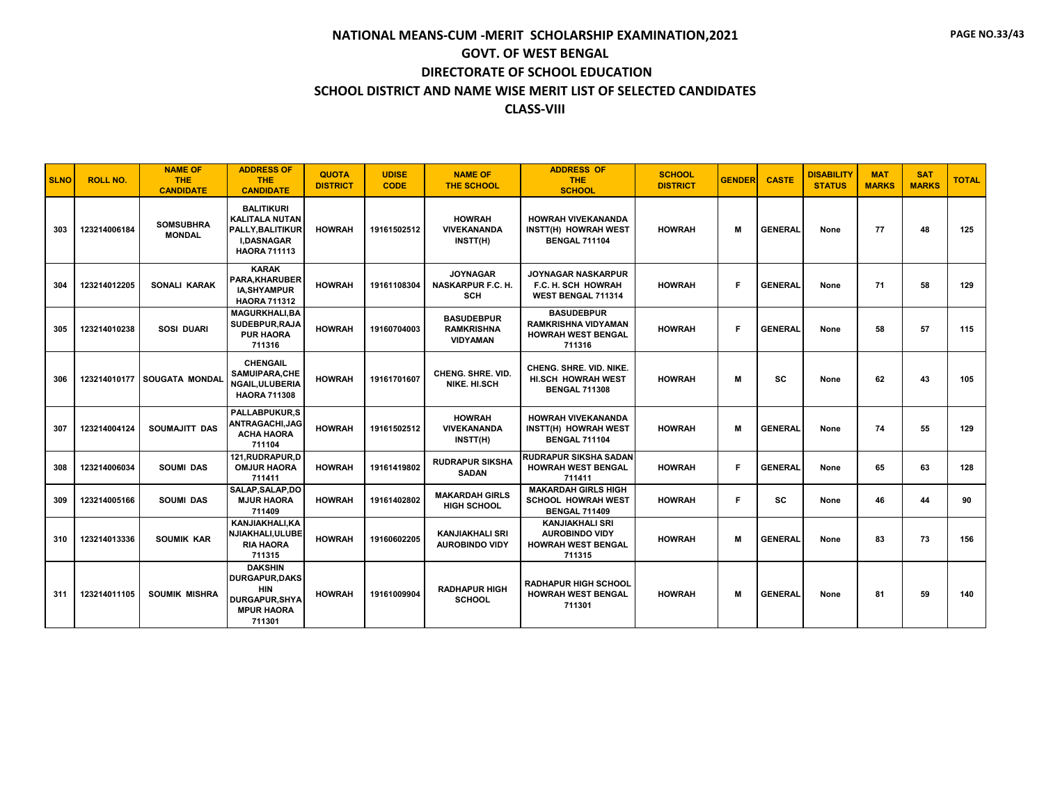# NATIONAL MEANS-CUM -MERIT SCHOLARSHIP EXAMINATION,2021

## GOVT. OF WEST BENGAL

## DIRECTORATE OF SCHOOL EDUCATION

## SCHOOL DISTRICT AND NAME WISE MERIT LIST OF SELECTED CANDIDATES

## CLASS-VIII

| SLNO | ROLL NO. | NAME OF THE CANDIDATE | ADDRESS OF THE CANDIDATE | QUOTA DISTRICT | UDISE CODE | NAME OF THE SCHOOL | ADDRESS OF THE SCHOOL | SCHOOL DISTRICT | GENDER | CASTE | DISABILITY STATUS | MAT MARKS | SAT MARKS | TOTAL |
|---|---|---|---|---|---|---|---|---|---|---|---|---|---|---|
| 303 | 123214006184 | SOMSUBHRA MONDAL | BALITIKURI KALITALA NUTAN PALLY,BALITIKURI,DASNAGAR HAORA 711113 | HOWRAH | 19161502512 | HOWRAH VIVEKANANDA INSTT(H) | HOWRAH VIVEKANANDA INSTT(H) HOWRAH WEST BENGAL 711104 | HOWRAH | M | GENERAL | None | 77 | 48 | 125 |
| 304 | 123214012205 | SONALI KARAK | KARAK PARA,KHARUBERIA,SHYAMPUR HAORA 711312 | HOWRAH | 19161108304 | JOYNAGAR NASKARPUR F.C. H. SCH | JOYNAGAR NASKARPUR F.C. H. SCH HOWRAH WEST BENGAL 711314 | HOWRAH | F | GENERAL | None | 71 | 58 | 129 |
| 305 | 123214010238 | SOSI DUARI | MAGURKHALI,BASUDEBPUR,RAJAPUR HAORA 711316 | HOWRAH | 19160704003 | BASUDEBPUR RAMKRISHNA VIDYAMAN | BASUDEBPUR RAMKRISHNA VIDYAMAN HOWRAH WEST BENGAL 711316 | HOWRAH | F | GENERAL | None | 58 | 57 | 115 |
| 306 | 123214010177 | SOUGATA MONDAL | CHENGAIL SAMUIPARA,CHENGAIL,ULUBERIA HAORA 711308 | HOWRAH | 19161701607 | CHENG. SHRE. VID. NIKE. HI.SCH | CHENG. SHRE. VID. NIKE. HI.SCH HOWRAH WEST BENGAL 711308 | HOWRAH | M | SC | None | 62 | 43 | 105 |
| 307 | 123214004124 | SOUMAJITT DAS | PALLABPUKUR,SANTRAGACHI,JAGACHA HAORA 711104 | HOWRAH | 19161502512 | HOWRAH VIVEKANANDA INSTT(H) | HOWRAH VIVEKANANDA INSTT(H) HOWRAH WEST BENGAL 711104 | HOWRAH | M | GENERAL | None | 74 | 55 | 129 |
| 308 | 123214006034 | SOUMI DAS | 121,RUDRAPUR,DOMJUR HAORA 711411 | HOWRAH | 19161419802 | RUDRAPUR SIKSHA SADAN | RUDRAPUR SIKSHA SADAN HOWRAH WEST BENGAL 711411 | HOWRAH | F | GENERAL | None | 65 | 63 | 128 |
| 309 | 123214005166 | SOUMI DAS | SALAP,SALAP,DOMJUR HAORA 711409 | HOWRAH | 19161402802 | MAKARDAH GIRLS HIGH SCHOOL | MAKARDAH GIRLS HIGH SCHOOL HOWRAH WEST BENGAL 711409 | HOWRAH | F | SC | None | 46 | 44 | 90 |
| 310 | 123214013336 | SOUMIK KAR | KANJIAKHALI,KANJIAKHALI,ULUBERIA HAORA 711315 | HOWRAH | 19160602205 | KANJIAKHALI SRI AUROBINDO VIDY | KANJIAKHALI SRI AUROBINDO VIDY HOWRAH WEST BENGAL 711315 | HOWRAH | M | GENERAL | None | 83 | 73 | 156 |
| 311 | 123214011105 | SOUMIK MISHRA | DAKSHIN DURGAPUR,DAKSHIN DURGAPUR,SHYAMPUR HAORA 711301 | HOWRAH | 19161009904 | RADHAPUR HIGH SCHOOL | RADHAPUR HIGH SCHOOL HOWRAH WEST BENGAL 711301 | HOWRAH | M | GENERAL | None | 81 | 59 | 140 |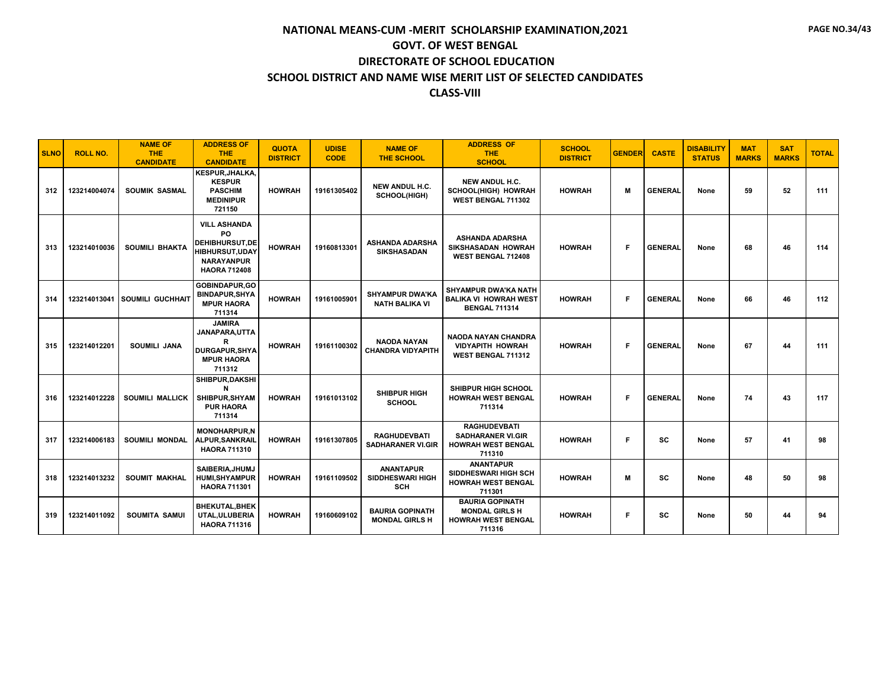# NATIONAL MEANS-CUM -MERIT SCHOLARSHIP EXAMINATION,2021

## GOVT. OF WEST BENGAL

## DIRECTORATE OF SCHOOL EDUCATION

## SCHOOL DISTRICT AND NAME WISE MERIT LIST OF SELECTED CANDIDATES

## CLASS-VIII

| SLNO | ROLL NO. | NAME OF THE CANDIDATE | ADDRESS OF THE CANDIDATE | QUOTA DISTRICT | UDISE CODE | NAME OF THE SCHOOL | ADDRESS OF THE SCHOOL | SCHOOL DISTRICT | GENDER | CASTE | DISABILITY STATUS | MAT MARKS | SAT MARKS | TOTAL |
|---|---|---|---|---|---|---|---|---|---|---|---|---|---|---|
| 312 | 123214004074 | SOUMIK SASMAL | KESPUR,JHALKA, KESPUR PASCHIM MEDINIPUR 721150 | HOWRAH | 19161305402 | NEW ANDUL H.C. SCHOOL(HIGH) | NEW ANDUL H.C. SCHOOL(HIGH) HOWRAH WEST BENGAL 711302 | HOWRAH | M | GENERAL | None | 59 | 52 | 111 |
| 313 | 123214010036 | SOUMILI BHAKTA | VILL ASHANDA PO DEHIBHURSUT,DEHIBHURSUT,UDAY NARAYANPUR HAORA 712408 | HOWRAH | 19160813301 | ASHANDA ADARSHA SIKSHASADAN | ASHANDA ADARSHA SIKSHASADAN HOWRAH WEST BENGAL 712408 | HOWRAH | F | GENERAL | None | 68 | 46 | 114 |
| 314 | 123214013041 | SOUMILI GUCHHAIT | GOBINDAPUR,GOBINDAPUR,SHYAMPUR HAORA 711314 | HOWRAH | 19161005901 | SHYAMPUR DWA'KA NATH BALIKA VI | SHYAMPUR DWA'KA NATH BALIKA VI HOWRAH WEST BENGAL 711314 | HOWRAH | F | GENERAL | None | 66 | 46 | 112 |
| 315 | 123214012201 | SOUMILI JANA | JAMIRA JANAPARA,UTTAR DURGAPUR,SHYAMPUR HAORA 711312 | HOWRAH | 19161100302 | NAODA NAYAN CHANDRA VIDYAPITH | NAODA NAYAN CHANDRA VIDYAPITH HOWRAH WEST BENGAL 711312 | HOWRAH | F | GENERAL | None | 67 | 44 | 111 |
| 316 | 123214012228 | SOUMILI MALLICK | SHIBPUR,DAKSHIN SHIBPUR,SHYAMPUR HAORA 711314 | HOWRAH | 19161013102 | SHIBPUR HIGH SCHOOL | SHIBPUR HIGH SCHOOL HOWRAH WEST BENGAL 711314 | HOWRAH | F | GENERAL | None | 74 | 43 | 117 |
| 317 | 123214006183 | SOUMILI MONDAL | MONOHARPUR,NALPUR,SANKRAIL HAORA 711310 | HOWRAH | 19161307805 | RAGHUDEVBATI SADHARANER VI.GIR | RAGHUDEVBATI SADHARANER VI.GIR HOWRAH WEST BENGAL 711310 | HOWRAH | F | SC | None | 57 | 41 | 98 |
| 318 | 123214013232 | SOUMIT MAKHAL | SAIBERIA,JHUMJHUMI,SHYAMPUR HAORA 711301 | HOWRAH | 19161109502 | ANANTAPUR SIDDHESWARI HIGH SCH | ANANTAPUR SIDDHESWARI HIGH SCH HOWRAH WEST BENGAL 711301 | HOWRAH | M | SC | None | 48 | 50 | 98 |
| 319 | 123214011092 | SOUMITA SAMUI | BHEKUTAL,BHEKUTAL,ULUBERIA HAORA 711316 | HOWRAH | 19160609102 | BAURIA GOPINATH MONDAL GIRLS H | BAURIA GOPINATH MONDAL GIRLS H HOWRAH WEST BENGAL 711316 | HOWRAH | F | SC | None | 50 | 44 | 94 |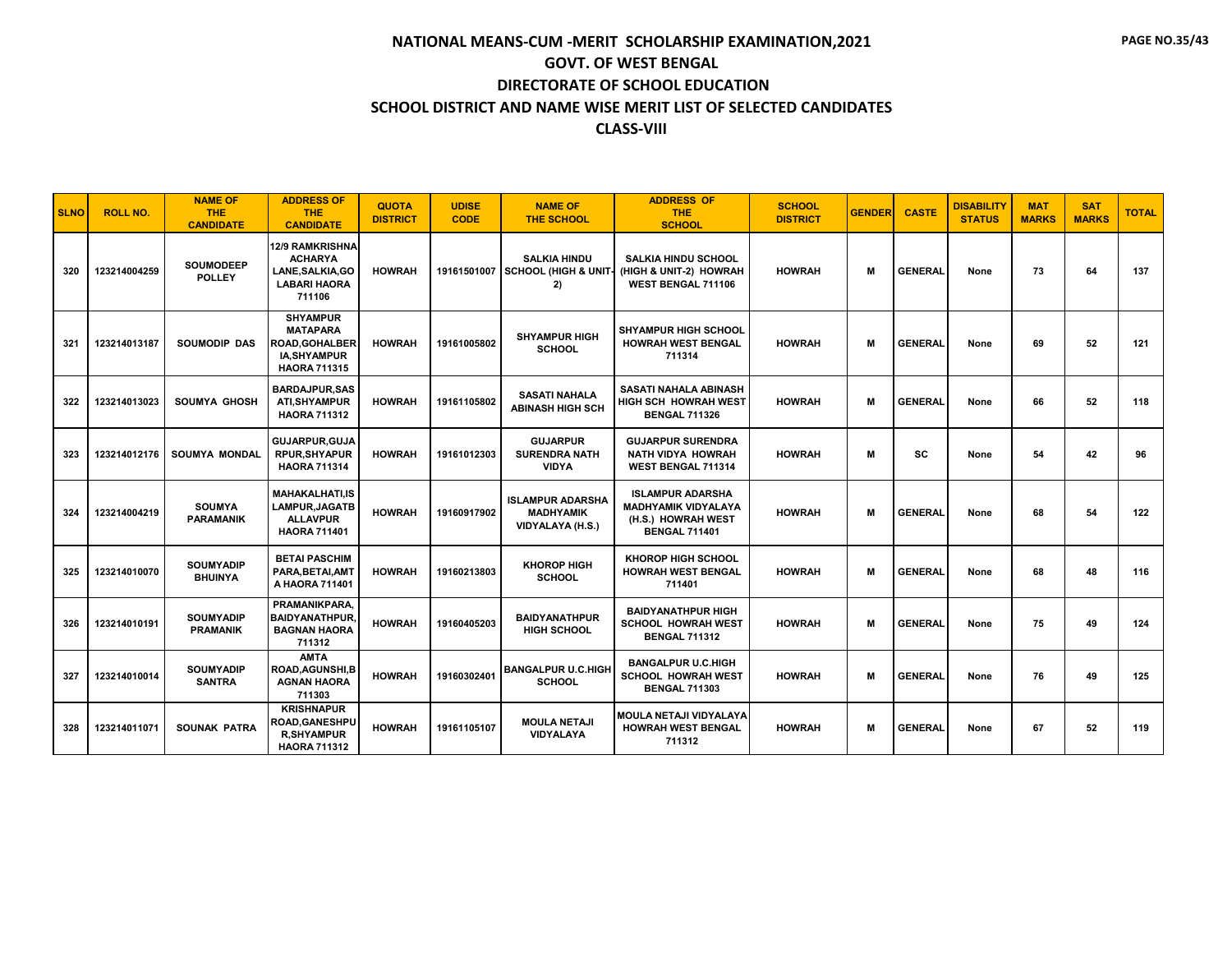# NATIONAL MEANS-CUM -MERIT SCHOLARSHIP EXAMINATION,2021

## GOVT. OF WEST BENGAL

## DIRECTORATE OF SCHOOL EDUCATION

## SCHOOL DISTRICT AND NAME WISE MERIT LIST OF SELECTED CANDIDATES

## CLASS-VIII

| SLNO | ROLL NO. | NAME OF THE CANDIDATE | ADDRESS OF THE CANDIDATE | QUOTA DISTRICT | UDISE CODE | NAME OF THE SCHOOL | ADDRESS OF THE SCHOOL | SCHOOL DISTRICT | GENDER | CASTE | DISABILITY STATUS | MAT MARKS | SAT MARKS | TOTAL |
|---|---|---|---|---|---|---|---|---|---|---|---|---|---|---|
| 320 | 123214004259 | SOUMODEEP POLLEY | 12/9 RAMKRISHNA ACHARYA LANE,SALKIA,GOLABARI HAORA 711106 | HOWRAH | 19161501007 | SALKIA HINDU SCHOOL (HIGH & UNIT-2) | SALKIA HINDU SCHOOL (HIGH & UNIT-2) HOWRAH WEST BENGAL 711106 | HOWRAH | M | GENERAL | None | 73 | 64 | 137 |
| 321 | 123214013187 | SOUMODIP DAS | SHYAMPUR MATAPARA ROAD,GOHALBERIA,SHYAMPUR HAORA 711315 | HOWRAH | 19161005802 | SHYAMPUR HIGH SCHOOL | SHYAMPUR HIGH SCHOOL HOWRAH WEST BENGAL 711314 | HOWRAH | M | GENERAL | None | 69 | 52 | 121 |
| 322 | 123214013023 | SOUMYA GHOSH | BARDAJPUR,SASATI,SHYAMPUR HAORA 711312 | HOWRAH | 19161105802 | SASATI NAHALA ABINASH HIGH SCH | SASATI NAHALA ABINASH HIGH SCH HOWRAH WEST BENGAL 711326 | HOWRAH | M | GENERAL | None | 66 | 52 | 118 |
| 323 | 123214012176 | SOUMYA MONDAL | GUJARPUR,GUJARPUR,SHYAPUR HAORA 711314 | HOWRAH | 19161012303 | GUJARPUR SURENDRA NATH VIDYA | GUJARPUR SURENDRA NATH VIDYA HOWRAH WEST BENGAL 711314 | HOWRAH | M | SC | None | 54 | 42 | 96 |
| 324 | 123214004219 | SOUMYA PARAMANIK | MAHAKALHATI,ISLAMPUR,JAGATBALLAVPUR HAORA 711401 | HOWRAH | 19160917902 | ISLAMPUR ADARSHA MADHYAMIK VIDYALAYA (H.S.) | ISLAMPUR ADARSHA MADHYAMIK VIDYALAYA (H.S.) HOWRAH WEST BENGAL 711401 | HOWRAH | M | GENERAL | None | 68 | 54 | 122 |
| 325 | 123214010070 | SOUMYADIP BHUINYA | BETAI PASCHIM PARA,BETAI,AMTA HAORA 711401 | HOWRAH | 19160213803 | KHOROP HIGH SCHOOL | KHOROP HIGH SCHOOL HOWRAH WEST BENGAL 711401 | HOWRAH | M | GENERAL | None | 68 | 48 | 116 |
| 326 | 123214010191 | SOUMYADIP PRAMANIK | PRAMANIKPARA, BAIDYANATHPUR, BAGNAN HAORA 711312 | HOWRAH | 19160405203 | BAIDYANATHPUR HIGH SCHOOL | BAIDYANATHPUR HIGH SCHOOL HOWRAH WEST BENGAL 711312 | HOWRAH | M | GENERAL | None | 75 | 49 | 124 |
| 327 | 123214010014 | SOUMYADIP SANTRA | AMTA ROAD,AGUNSHI,BAGNAN HAORA 711303 | HOWRAH | 19160302401 | BANGALPUR U.C.HIGH SCHOOL | BANGALPUR U.C.HIGH SCHOOL HOWRAH WEST BENGAL 711303 | HOWRAH | M | GENERAL | None | 76 | 49 | 125 |
| 328 | 123214011071 | SOUNAK PATRA | KRISHNAPUR ROAD,GANESHPUR,SHYAMPUR HAORA 711312 | HOWRAH | 19161105107 | MOULA NETAJI VIDYALAYA | MOULA NETAJI VIDYALAYA HOWRAH WEST BENGAL 711312 | HOWRAH | M | GENERAL | None | 67 | 52 | 119 |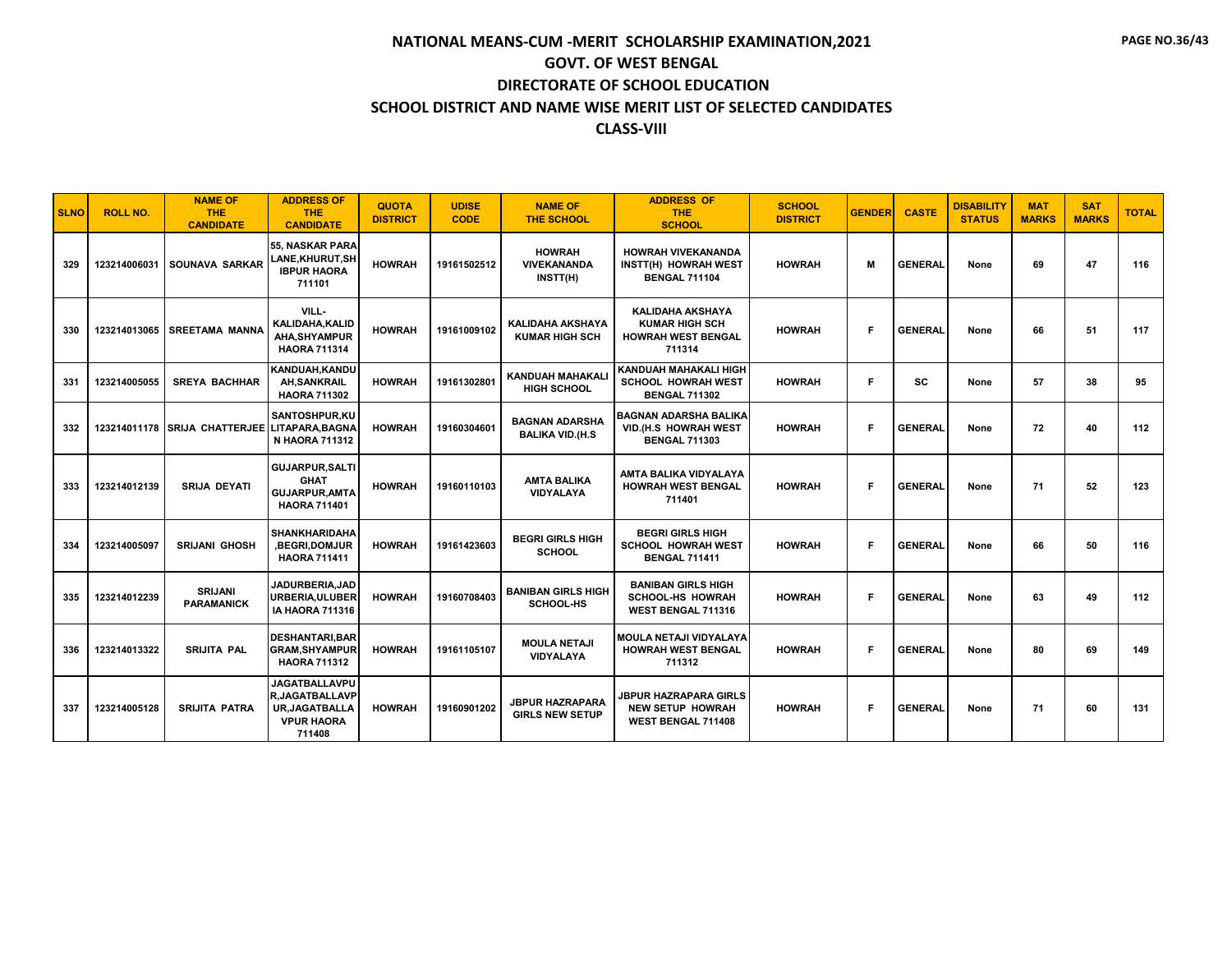# NATIONAL MEANS-CUM -MERIT SCHOLARSHIP EXAMINATION,2021

## GOVT. OF WEST BENGAL

## DIRECTORATE OF SCHOOL EDUCATION

## SCHOOL DISTRICT AND NAME WISE MERIT LIST OF SELECTED CANDIDATES

## CLASS-VIII

| SLNO | ROLL NO. | NAME OF THE CANDIDATE | ADDRESS OF THE CANDIDATE | QUOTA DISTRICT | UDISE CODE | NAME OF THE SCHOOL | ADDRESS OF THE SCHOOL | SCHOOL DISTRICT | GENDER | CASTE | DISABILITY STATUS | MAT MARKS | SAT MARKS | TOTAL |
|---|---|---|---|---|---|---|---|---|---|---|---|---|---|---|
| 329 | 123214006031 | SOUNAVA SARKAR | 55, NASKAR PARA LANE,KHURUT,SHIBPUR HAORA 711101 | HOWRAH | 19161502512 | HOWRAH VIVEKANANDA INSTT(H) | HOWRAH VIVEKANANDA INSTT(H) HOWRAH WEST BENGAL 711104 | HOWRAH | M | GENERAL | None | 69 | 47 | 116 |
| 330 | 123214013065 | SREETAMA MANNA | VILL-KALIDAHA,KALIDAHA,SHYAMPUR HAORA 711314 | HOWRAH | 19161009102 | KALIDAHA AKSHAYA KUMAR HIGH SCH | KALIDAHA AKSHAYA KUMAR HIGH SCH HOWRAH WEST BENGAL 711314 | HOWRAH | F | GENERAL | None | 66 | 51 | 117 |
| 331 | 123214005055 | SREYA BACHHAR | KANDUAH,KANDUAH,SANKRAIL HAORA 711302 | HOWRAH | 19161302801 | KANDUAH MAHAKALI HIGH SCHOOL | KANDUAH MAHAKALI HIGH SCHOOL HOWRAH WEST BENGAL 711302 | HOWRAH | F | SC | None | 57 | 38 | 95 |
| 332 | 123214011178 | SRIJA CHATTERJEE | SANTOSHPUR,KULITAPARA,BAGNAN HAORA 711312 | HOWRAH | 19160304601 | BAGNAN ADARSHA BALIKA VID.(H.S | BAGNAN ADARSHA BALIKA VID.(H.S HOWRAH WEST BENGAL 711303 | HOWRAH | F | GENERAL | None | 72 | 40 | 112 |
| 333 | 123214012139 | SRIJA DEYATI | GUJARPUR,SALTI GHAT GUJARPUR,AMTA HAORA 711401 | HOWRAH | 19160110103 | AMTA BALIKA VIDYALAYA | AMTA BALIKA VIDYALAYA HOWRAH WEST BENGAL 711401 | HOWRAH | F | GENERAL | None | 71 | 52 | 123 |
| 334 | 123214005097 | SRIJANI GHOSH | SHANKHARIDAHA ,BEGRI,DOMJUR HAORA 711411 | HOWRAH | 19161423603 | BEGRI GIRLS HIGH SCHOOL | BEGRI GIRLS HIGH SCHOOL HOWRAH WEST BENGAL 711411 | HOWRAH | F | GENERAL | None | 66 | 50 | 116 |
| 335 | 123214012239 | SRIJANI PARAMANICK | JADURBERIA,JADURBERIA,ULUBERIA HAORA 711316 | HOWRAH | 19160708403 | BANIBAN GIRLS HIGH SCHOOL-HS | BANIBAN GIRLS HIGH SCHOOL-HS HOWRAH WEST BENGAL 711316 | HOWRAH | F | GENERAL | None | 63 | 49 | 112 |
| 336 | 123214013322 | SRIJITA PAL | DESHANTARI,BARGRAM,SHYAMPUR HAORA 711312 | HOWRAH | 19161105107 | MOULA NETAJI VIDYALAYA | MOULA NETAJI VIDYALAYA HOWRAH WEST BENGAL 711312 | HOWRAH | F | GENERAL | None | 80 | 69 | 149 |
| 337 | 123214005128 | SRIJITA PATRA | JAGATBALLAVPUR,JAGATBALLAVPUR,JAGATBALLAVPUR HAORA 711408 | HOWRAH | 19160901202 | JBPUR HAZRAPARA GIRLS NEW SETUP | JBPUR HAZRAPARA GIRLS NEW SETUP HOWRAH WEST BENGAL 711408 | HOWRAH | F | GENERAL | None | 71 | 60 | 131 |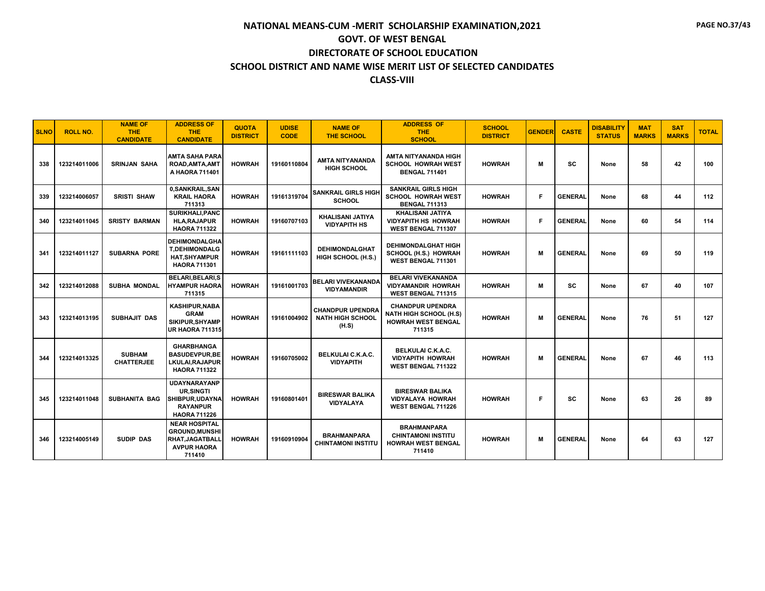# NATIONAL MEANS-CUM -MERIT SCHOLARSHIP EXAMINATION,2021

## GOVT. OF WEST BENGAL

## DIRECTORATE OF SCHOOL EDUCATION

## SCHOOL DISTRICT AND NAME WISE MERIT LIST OF SELECTED CANDIDATES

## CLASS-VIII

| SLNO | ROLL NO. | NAME OF THE CANDIDATE | ADDRESS OF THE CANDIDATE | QUOTA DISTRICT | UDISE CODE | NAME OF THE SCHOOL | ADDRESS OF THE SCHOOL | SCHOOL DISTRICT | GENDER | CASTE | DISABILITY STATUS | MAT MARKS | SAT MARKS | TOTAL |
|---|---|---|---|---|---|---|---|---|---|---|---|---|---|---|
| 338 | 123214011006 | SRINJAN SAHA | AMTA SAHA PARA ROAD,AMTA,AMTA HAORA 711401 | HOWRAH | 19160110804 | AMTA NITYANANDA HIGH SCHOOL | AMTA NITYANANDA HIGH SCHOOL HOWRAH WEST BENGAL 711401 | HOWRAH | M | SC | None | 58 | 42 | 100 |
| 339 | 123214006057 | SRISTI SHAW | 0,SANKRAIL,SANKRAIL HAORA 711313 | HOWRAH | 19161319704 | SANKRAIL GIRLS HIGH SCHOOL | SANKRAIL GIRLS HIGH SCHOOL HOWRAH WEST BENGAL 711313 | HOWRAH | F | GENERAL | None | 68 | 44 | 112 |
| 340 | 123214011045 | SRISTY BARMAN | SURIKHALI,PANCHLA,RAJAPUR HAORA 711322 | HOWRAH | 19160707103 | KHALISANI JATIYA VIDYAPITH HS | KHALISANI JATIYA VIDYAPITH HS HOWRAH WEST BENGAL 711307 | HOWRAH | F | GENERAL | None | 60 | 54 | 114 |
| 341 | 123214011127 | SUBARNA PORE | DEHIMONDALGHAT,DEHIMONDALGHAT,SHYAMPUR HAORA 711301 | HOWRAH | 19161111103 | DEHIMONDALGHAT HIGH SCHOOL (H.S.) | DEHIMONDALGHAT HIGH SCHOOL (H.S.) HOWRAH WEST BENGAL 711301 | HOWRAH | M | GENERAL | None | 69 | 50 | 119 |
| 342 | 123214012088 | SUBHA MONDAL | BELARI,BELARI,SHYAMPUR HAORA 711315 | HOWRAH | 19161001703 | BELARI VIVEKANANDA VIDYAMANDIR | BELARI VIVEKANANDA VIDYAMANDIR HOWRAH WEST BENGAL 711315 | HOWRAH | M | SC | None | 67 | 40 | 107 |
| 343 | 123214013195 | SUBHAJIT DAS | KASHIPUR,NABAGRAM SIKIPUR,SHYAMPUR HAORA 711315 | HOWRAH | 19161004902 | CHANDPUR UPENDRA NATH HIGH SCHOOL (H.S) | CHANDPUR UPENDRA NATH HIGH SCHOOL (H.S) HOWRAH WEST BENGAL 711315 | HOWRAH | M | GENERAL | None | 76 | 51 | 127 |
| 344 | 123214013325 | SUBHAM CHATTERJEE | GHARBHANGA BASUDEVPUR,BELKULAI,RAJAPUR HAORA 711322 | HOWRAH | 19160705002 | BELKULAI C.K.A.C. VIDYAPITH | BELKULAI C.K.A.C. VIDYAPITH HOWRAH WEST BENGAL 711322 | HOWRAH | M | GENERAL | None | 67 | 46 | 113 |
| 345 | 123214011048 | SUBHANITA BAG | UDAYNARAYANPUR,SINGTI SHIBPUR,UDAYNARAYANPUR HAORA 711226 | HOWRAH | 19160801401 | BIRESWAR BALIKA VIDYALAYA | BIRESWAR BALIKA VIDYALAYA HOWRAH WEST BENGAL 711226 | HOWRAH | F | SC | None | 63 | 26 | 89 |
| 346 | 123214005149 | SUDIP DAS | NEAR HOSPITAL GROUND,MUNSHIRHAT,JAGATBALLAVPUR HAORA 711410 | HOWRAH | 19160910904 | BRAHMANPARA CHINTAMONI INSTITU | BRAHMANPARA CHINTAMONI INSTITU HOWRAH WEST BENGAL 711410 | HOWRAH | M | GENERAL | None | 64 | 63 | 127 |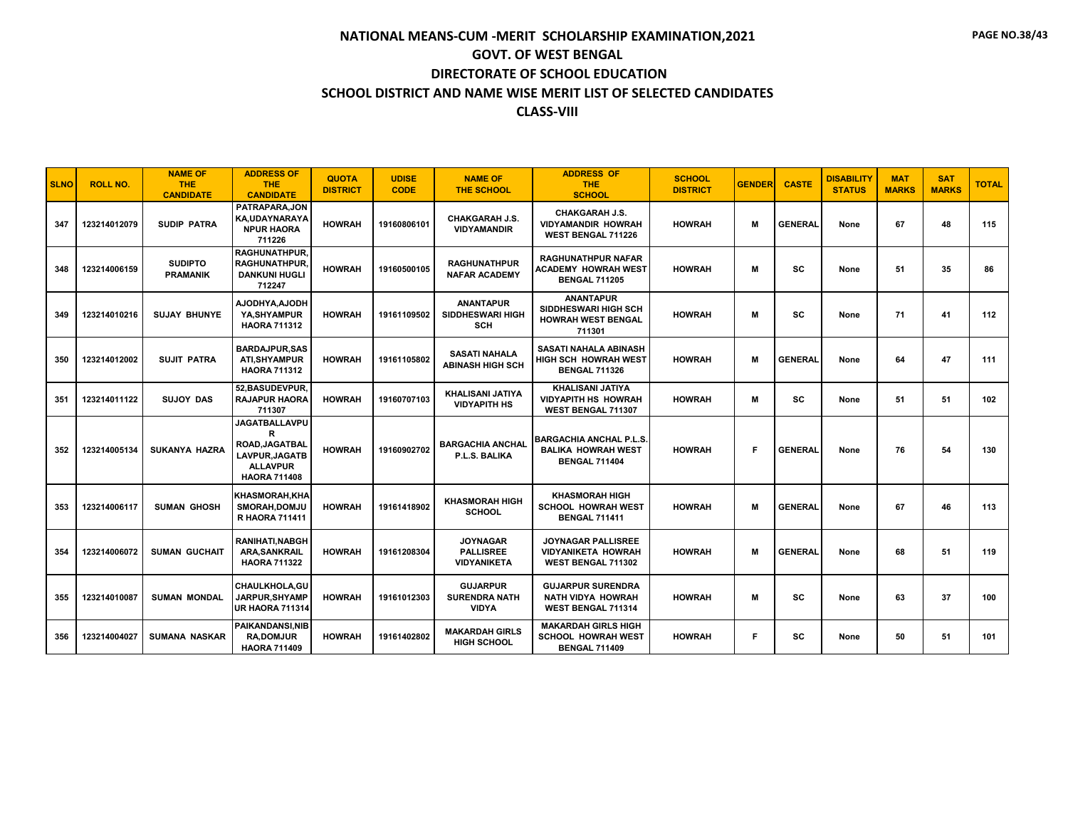# NATIONAL MEANS-CUM -MERIT SCHOLARSHIP EXAMINATION,2021

## GOVT. OF WEST BENGAL

## DIRECTORATE OF SCHOOL EDUCATION

## SCHOOL DISTRICT AND NAME WISE MERIT LIST OF SELECTED CANDIDATES

## CLASS-VIII

| SLNO | ROLL NO. | NAME OF THE CANDIDATE | ADDRESS OF THE CANDIDATE | QUOTA DISTRICT | UDISE CODE | NAME OF THE SCHOOL | ADDRESS OF THE SCHOOL | SCHOOL DISTRICT | GENDER | CASTE | DISABILITY STATUS | MAT MARKS | SAT MARKS | TOTAL |
|---|---|---|---|---|---|---|---|---|---|---|---|---|---|---|
| 347 | 123214012079 | SUDIP PATRA | PATRAPARA,JONKA,UDAYNARAYANPUR HAORA 711226 | HOWRAH | 19160806101 | CHAKGARAH J.S. VIDYAMANDIR | CHAKGARAH J.S. VIDYAMANDIR HOWRAH WEST BENGAL 711226 | HOWRAH | M | GENERAL | None | 67 | 48 | 115 |
| 348 | 123214006159 | SUDIPTO PRAMANIK | RAGHUNATHPUR, RAGHUNATHPUR, DANKUNI HUGLI 712247 | HOWRAH | 19160500105 | RAGHUNATHPUR NAFAR ACADEMY | RAGHUNATHPUR NAFAR ACADEMY HOWRAH WEST BENGAL 711205 | HOWRAH | M | SC | None | 51 | 35 | 86 |
| 349 | 123214010216 | SUJAY BHUNYE | AJODHYA,AJODHYA,SHYAMPUR HAORA 711312 | HOWRAH | 19161109502 | ANANTAPUR SIDDHESWARI HIGH SCH | ANANTAPUR SIDDHESWARI HIGH SCH HOWRAH WEST BENGAL 711301 | HOWRAH | M | SC | None | 71 | 41 | 112 |
| 350 | 123214012002 | SUJIT PATRA | BARDAJPUR,SASATI,SHYAMPUR HAORA 711312 | HOWRAH | 19161105802 | SASATI NAHALA ABINASH HIGH SCH | SASATI NAHALA ABINASH HIGH SCH HOWRAH WEST BENGAL 711326 | HOWRAH | M | GENERAL | None | 64 | 47 | 111 |
| 351 | 123214011122 | SUJOY DAS | 52,BASUDEVPUR, RAJAPUR HAORA 711307 | HOWRAH | 19160707103 | KHALISANI JATIYA VIDYAPITH HS | KHALISANI JATIYA VIDYAPITH HS HOWRAH WEST BENGAL 711307 | HOWRAH | M | SC | None | 51 | 51 | 102 |
| 352 | 123214005134 | SUKANYA HAZRA | JAGATBALLAVPUR ROAD,JAGATBALLAVPUR,JAGATBALLAVPUR HAORA 711408 | HOWRAH | 19160902702 | BARGACHIA ANCHAL P.L.S. BALIKA | BARGACHIA ANCHAL P.L.S. BALIKA HOWRAH WEST BENGAL 711404 | HOWRAH | F | GENERAL | None | 76 | 54 | 130 |
| 353 | 123214006117 | SUMAN GHOSH | KHASMORAH,KHASMORAH,DOMJUR HAORA 711411 | HOWRAH | 19161418902 | KHASMORAH HIGH SCHOOL | KHASMORAH HIGH SCHOOL HOWRAH WEST BENGAL 711411 | HOWRAH | M | GENERAL | None | 67 | 46 | 113 |
| 354 | 123214006072 | SUMAN GUCHAIT | RANIHATI,NABGHARA,SANKRAIL HAORA 711322 | HOWRAH | 19161208304 | JOYNAGAR PALLISREE VIDYANIKETA | JOYNAGAR PALLISREE VIDYANIKETA HOWRAH WEST BENGAL 711302 | HOWRAH | M | GENERAL | None | 68 | 51 | 119 |
| 355 | 123214010087 | SUMAN MONDAL | CHAULKHOLA,GUJARPUR,SHYAMPUR HAORA 711314 | HOWRAH | 19161012303 | GUJARPUR SURENDRA NATH VIDYA | GUJARPUR SURENDRA NATH VIDYA HOWRAH WEST BENGAL 711314 | HOWRAH | M | SC | None | 63 | 37 | 100 |
| 356 | 123214004027 | SUMANA NASKAR | PAIKANDANSI,NIBRA,DOMJUR HAORA 711409 | HOWRAH | 19161402802 | MAKARDAH GIRLS HIGH SCHOOL | MAKARDAH GIRLS HIGH SCHOOL HOWRAH WEST BENGAL 711409 | HOWRAH | F | SC | None | 50 | 51 | 101 |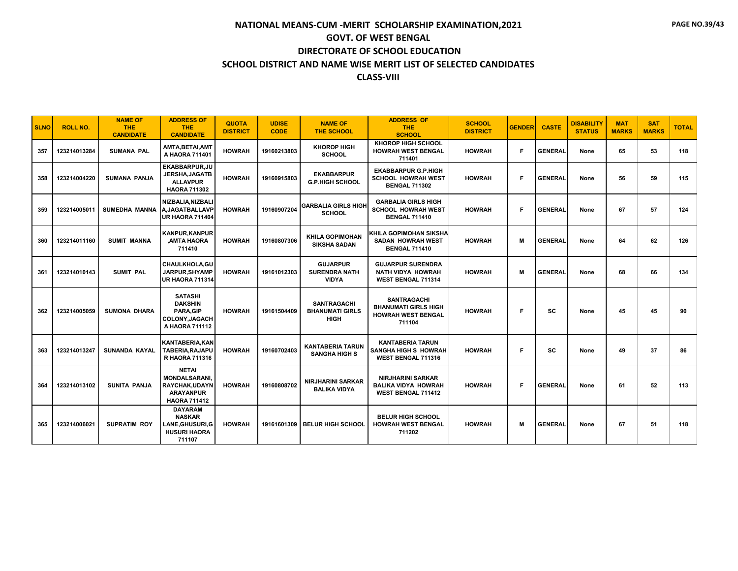# NATIONAL MEANS-CUM -MERIT SCHOLARSHIP EXAMINATION,2021
## GOVT. OF WEST BENGAL
## DIRECTORATE OF SCHOOL EDUCATION
## SCHOOL DISTRICT AND NAME WISE MERIT LIST OF SELECTED CANDIDATES
## CLASS-VIII

| SLNO | ROLL NO. | NAME OF THE CANDIDATE | ADDRESS OF THE CANDIDATE | QUOTA DISTRICT | UDISE CODE | NAME OF THE SCHOOL | ADDRESS OF THE SCHOOL | SCHOOL DISTRICT | GENDER | CASTE | DISABILITY STATUS | MAT MARKS | SAT MARKS | TOTAL |
|---|---|---|---|---|---|---|---|---|---|---|---|---|---|---|
| 357 | 123214013284 | SUMANA PAL | AMTA,BETAI,AMTA HAORA 711401 | HOWRAH | 19160213803 | KHOROP HIGH SCHOOL | KHOROP HIGH SCHOOL HOWRAH WEST BENGAL 711401 | HOWRAH | F | GENERAL | None | 65 | 53 | 118 |
| 358 | 123214004220 | SUMANA PANJA | EKABBARPUR,JUJERSHA,JAGATBALLAVPUR HAORA 711302 | HOWRAH | 19160915803 | EKABBARPUR G.P.HIGH SCHOOL | EKABBARPUR G.P.HIGH SCHOOL HOWRAH WEST BENGAL 711302 | HOWRAH | F | GENERAL | None | 56 | 59 | 115 |
| 359 | 123214005011 | SUMEDHA MANNA | NIZBALIA,NIZBALIA,JAGATBALLAVPUR HAORA 711404 | HOWRAH | 19160907204 | GARBALIA GIRLS HIGH SCHOOL | GARBALIA GIRLS HIGH SCHOOL HOWRAH WEST BENGAL 711410 | HOWRAH | F | GENERAL | None | 67 | 57 | 124 |
| 360 | 123214011160 | SUMIT MANNA | KANPUR,KANPUR,AMTA HAORA 711410 | HOWRAH | 19160807306 | KHILA GOPIMOHAN SIKSHA SADAN | KHILA GOPIMOHAN SIKSHA SADAN HOWRAH WEST BENGAL 711410 | HOWRAH | M | GENERAL | None | 64 | 62 | 126 |
| 361 | 123214010143 | SUMIT PAL | CHAULKHOLA,GUJARPUR,SHYAMPUR HAORA 711314 | HOWRAH | 19161012303 | GUJARPUR SURENDRA NATH VIDYA | GUJARPUR SURENDRA NATH VIDYA HOWRAH WEST BENGAL 711314 | HOWRAH | M | GENERAL | None | 68 | 66 | 134 |
| 362 | 123214005059 | SUMONA DHARA | SATASHI DAKSHIN PARA,GIP COLONY,JAGACHA HAORA 711112 | HOWRAH | 19161504409 | SANTRAGACHI BHANUMATI GIRLS HIGH | SANTRAGACHI BHANUMATI GIRLS HIGH HOWRAH WEST BENGAL 711104 | HOWRAH | F | SC | None | 45 | 45 | 90 |
| 363 | 123214013247 | SUNANDA KAYAL | KANTABERIA,KANTABERIA,RAJAPUR HAORA 711316 | HOWRAH | 19160702403 | KANTABERIA TARUN SANGHA HIGH S | KANTABERIA TARUN SANGHA HIGH S HOWRAH WEST BENGAL 711316 | HOWRAH | F | SC | None | 49 | 37 | 86 |
| 364 | 123214013102 | SUNITA PANJA | NETAI MONDALSARANI,RAYCHAK,UDAYNARAYANPUR HAORA 711412 | HOWRAH | 19160808702 | NIRJHARINI SARKAR BALIKA VIDYA | NIRJHARINI SARKAR BALIKA VIDYA HOWRAH WEST BENGAL 711412 | HOWRAH | F | GENERAL | None | 61 | 52 | 113 |
| 365 | 123214006021 | SUPRATIM ROY | DAYARAM NASKAR LANE,GHUSURI,GHUSURI HAORA 711107 | HOWRAH | 19161601309 | BELUR HIGH SCHOOL | BELUR HIGH SCHOOL HOWRAH WEST BENGAL 711202 | HOWRAH | M | GENERAL | None | 67 | 51 | 118 |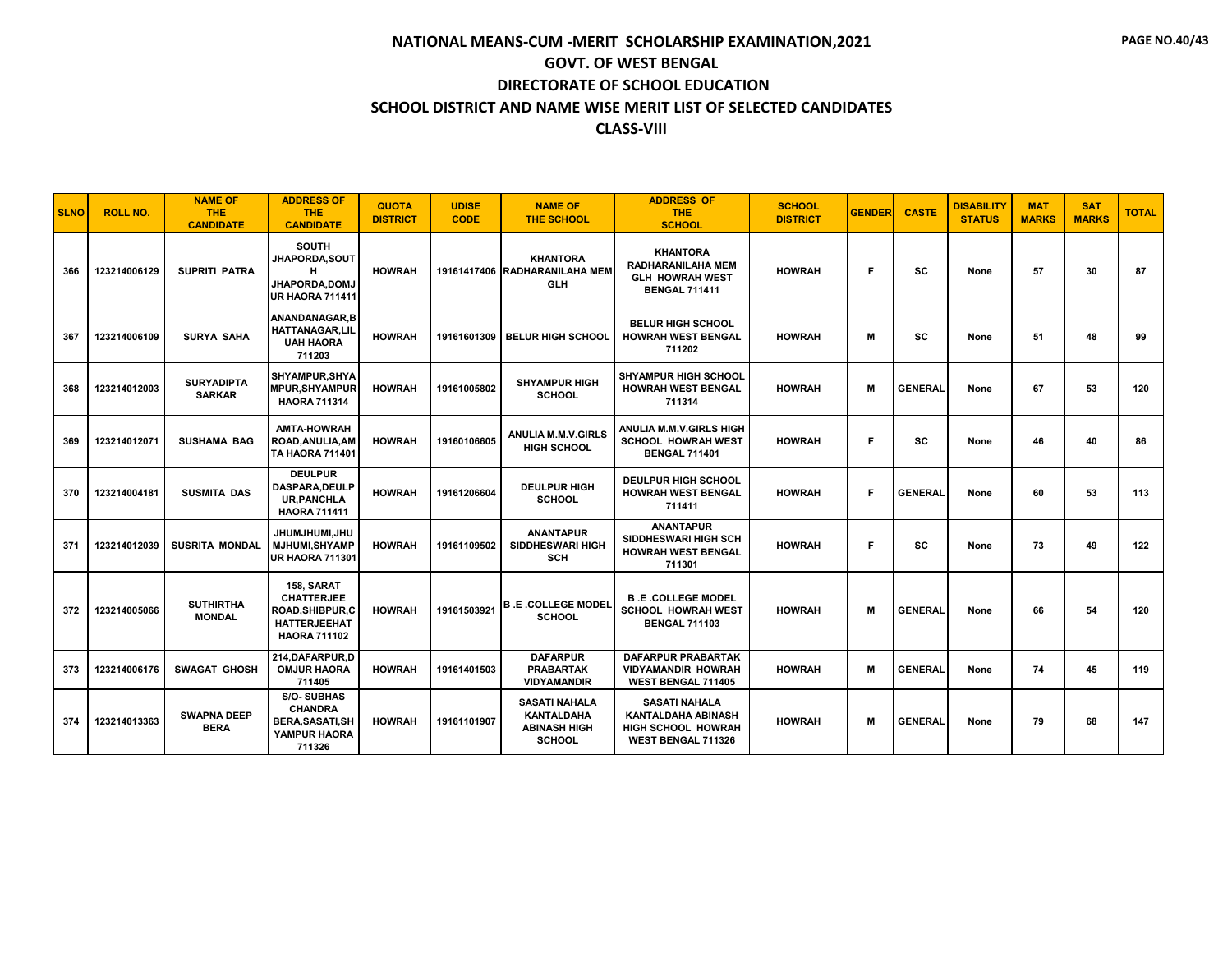# NATIONAL MEANS-CUM -MERIT SCHOLARSHIP EXAMINATION,2021
## GOVT. OF WEST BENGAL
## DIRECTORATE OF SCHOOL EDUCATION
## SCHOOL DISTRICT AND NAME WISE MERIT LIST OF SELECTED CANDIDATES
## CLASS-VIII

| SLNO | ROLL NO. | NAME OF THE CANDIDATE | ADDRESS OF THE CANDIDATE | QUOTA DISTRICT | UDISE CODE | NAME OF THE SCHOOL | ADDRESS OF THE SCHOOL | SCHOOL DISTRICT | GENDER | CASTE | DISABILITY STATUS | MAT MARKS | SAT MARKS | TOTAL |
|---|---|---|---|---|---|---|---|---|---|---|---|---|---|---|
| 366 | 123214006129 | SUPRITI PATRA | SOUTH JHAPORDA,SOUTH JHAPORDA,DOMJUR HAORA 711411 | HOWRAH | 19161417406 | KHANTORA RADHARANILAHA MEM GLH | KHANTORA RADHARANILAHA MEM GLH HOWRAH WEST BENGAL 711411 | HOWRAH | F | SC | None | 57 | 30 | 87 |
| 367 | 123214006109 | SURYA SAHA | ANANDANAGAR,BHATTANAGAR,LILUAH HAORA 711203 | HOWRAH | 19161601309 | BELUR HIGH SCHOOL | BELUR HIGH SCHOOL HOWRAH WEST BENGAL 711202 | HOWRAH | M | SC | None | 51 | 48 | 99 |
| 368 | 123214012003 | SURYADIPTA SARKAR | SHYAMPUR,SHYAMPUR,SHYAMPUR HAORA 711314 | HOWRAH | 19161005802 | SHYAMPUR HIGH SCHOOL | SHYAMPUR HIGH SCHOOL HOWRAH WEST BENGAL 711314 | HOWRAH | M | GENERAL | None | 67 | 53 | 120 |
| 369 | 123214012071 | SUSHAMA BAG | AMTA-HOWRAH ROAD,ANULIA,AMTA HAORA 711401 | HOWRAH | 19160106605 | ANULIA M.M.V.GIRLS HIGH SCHOOL | ANULIA M.M.V.GIRLS HIGH SCHOOL HOWRAH WEST BENGAL 711401 | HOWRAH | F | SC | None | 46 | 40 | 86 |
| 370 | 123214004181 | SUSMITA DAS | DEULPUR DASPARA,DEULPUR,PANCHLA HAORA 711411 | HOWRAH | 19161206604 | DEULPUR HIGH SCHOOL | DEULPUR HIGH SCHOOL HOWRAH WEST BENGAL 711411 | HOWRAH | F | GENERAL | None | 60 | 53 | 113 |
| 371 | 123214012039 | SUSRITA MONDAL | JHUMJHUMI,JHUMJHUMI,SHYAMPUR HAORA 711301 | HOWRAH | 19161109502 | ANANTAPUR SIDDHESWARI HIGH SCH | ANANTAPUR SIDDHESWARI HIGH SCH HOWRAH WEST BENGAL 711301 | HOWRAH | F | SC | None | 73 | 49 | 122 |
| 372 | 123214005066 | SUTHIRTHA MONDAL | 158, SARAT CHATTERJEE ROAD,SHIBPUR,CHATTERJEEHAT HAORA 711102 | HOWRAH | 19161503921 | B .E .COLLEGE MODEL SCHOOL | B .E .COLLEGE MODEL SCHOOL HOWRAH WEST BENGAL 711103 | HOWRAH | M | GENERAL | None | 66 | 54 | 120 |
| 373 | 123214006176 | SWAGAT GHOSH | 214,DAFARPUR,DOMJUR HAORA 711405 | HOWRAH | 19161401503 | DAFARPUR PRABARTAK VIDYAMANDIR | DAFARPUR PRABARTAK VIDYAMANDIR HOWRAH WEST BENGAL 711405 | HOWRAH | M | GENERAL | None | 74 | 45 | 119 |
| 374 | 123214013363 | SWAPNA DEEP BERA | S/O- SUBHAS CHANDRA BERA,SASATI,SHYAMPUR HAORA 711326 | HOWRAH | 19161101907 | SASATI NAHALA KANTALDAHA ABINASH HIGH SCHOOL | SASATI NAHALA KANTALDAHA ABINASH HIGH SCHOOL HOWRAH WEST BENGAL 711326 | HOWRAH | M | GENERAL | None | 79 | 68 | 147 |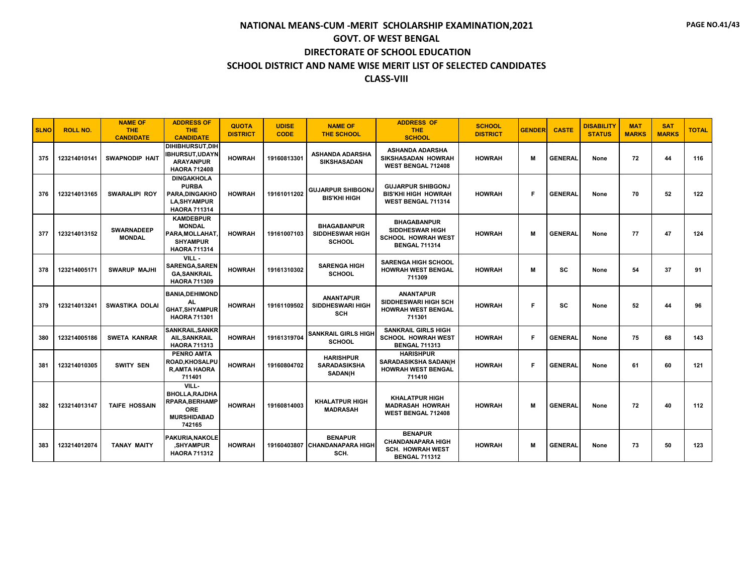# NATIONAL MEANS-CUM -MERIT SCHOLARSHIP EXAMINATION,2021
## GOVT. OF WEST BENGAL
## DIRECTORATE OF SCHOOL EDUCATION
## SCHOOL DISTRICT AND NAME WISE MERIT LIST OF SELECTED CANDIDATES
## CLASS-VIII

| SLNO | ROLL NO. | NAME OF THE CANDIDATE | ADDRESS OF THE CANDIDATE | QUOTA DISTRICT | UDISE CODE | NAME OF THE SCHOOL | ADDRESS OF THE SCHOOL | SCHOOL DISTRICT | GENDER | CASTE | DISABILITY STATUS | MAT MARKS | SAT MARKS | TOTAL |
|---|---|---|---|---|---|---|---|---|---|---|---|---|---|---|
| 375 | 123214010141 | SWAPNODIP HAIT | DIHIBHURSUT,DIHIBHURSUT,UDAYNARAYANPUR HAORA 712408 | HOWRAH | 19160813301 | ASHANDA ADARSHA SIKSHASADAN | ASHANDA ADARSHA SIKSHASADAN HOWRAH WEST BENGAL 712408 | HOWRAH | M | GENERAL | None | 72 | 44 | 116 |
| 376 | 123214013165 | SWARALIPI ROY | DINGAKHOLA PURBA PARA,DINGAKHOLA,SHYAMPUR HAORA 711314 | HOWRAH | 19161011202 | GUJARPUR SHIBGONJ BIS'KHI HIGH | GUJARPUR SHIBGONJ BIS'KHI HIGH HOWRAH WEST BENGAL 711314 | HOWRAH | F | GENERAL | None | 70 | 52 | 122 |
| 377 | 123214013152 | SWARNADEEP MONDAL | KAMDEBPUR MONDAL PARA,MOLLAHAT,SHYAMPUR HAORA 711314 | HOWRAH | 19161007103 | BHAGABANPUR SIDDHESWAR HIGH SCHOOL | BHAGABANPUR SIDDHESWAR HIGH SCHOOL HOWRAH WEST BENGAL 711314 | HOWRAH | M | GENERAL | None | 77 | 47 | 124 |
| 378 | 123214005171 | SWARUP MAJHI | VILL - SARENGA,SARENGA,SANKRAIL HAORA 711309 | HOWRAH | 19161310302 | SARENGA HIGH SCHOOL | SARENGA HIGH SCHOOL HOWRAH WEST BENGAL 711309 | HOWRAH | M | SC | None | 54 | 37 | 91 |
| 379 | 123214013241 | SWASTIKA DOLAI | BANIA,DEHIMONDAL GHAT,SHYAMPUR HAORA 711301 | HOWRAH | 19161109502 | ANANTAPUR SIDDHESWARI HIGH SCH | ANANTAPUR SIDDHESWARI HIGH SCH HOWRAH WEST BENGAL 711301 | HOWRAH | F | SC | None | 52 | 44 | 96 |
| 380 | 123214005186 | SWETA KANRAR | SANKRAIL,SANKRAIL,SANKRAIL HAORA 711313 | HOWRAH | 19161319704 | SANKRAIL GIRLS HIGH SCHOOL | SANKRAIL GIRLS HIGH SCHOOL HOWRAH WEST BENGAL 711313 | HOWRAH | F | GENERAL | None | 75 | 68 | 143 |
| 381 | 123214010305 | SWITY SEN | PENRO AMTA ROAD,KHOSALPUR,AMTA HAORA 711401 | HOWRAH | 19160804702 | HARISHPUR SARADASIKSHA SADAN(H | HARISHPUR SARADASIKSHA SADAN(H HOWRAH WEST BENGAL 711410 | HOWRAH | F | GENERAL | None | 61 | 60 | 121 |
| 382 | 123214013147 | TAIFE HOSSAIN | VILL-BHOLLA,RAJDHARPARA,BERHAMPORE MURSHIDABAD 742165 | HOWRAH | 19160814003 | KHALATPUR HIGH MADRASAH | KHALATPUR HIGH MADRASAH HOWRAH WEST BENGAL 712408 | HOWRAH | M | GENERAL | None | 72 | 40 | 112 |
| 383 | 123214012074 | TANAY MAITY | PAKURIA,NAKOLE,SHYAMPUR HAORA 711312 | HOWRAH | 19160403807 | BENAPUR CHANDANAPARA HIGH SCH. | BENAPUR CHANDANAPARA HIGH SCH. HOWRAH WEST BENGAL 711312 | HOWRAH | M | GENERAL | None | 73 | 50 | 123 |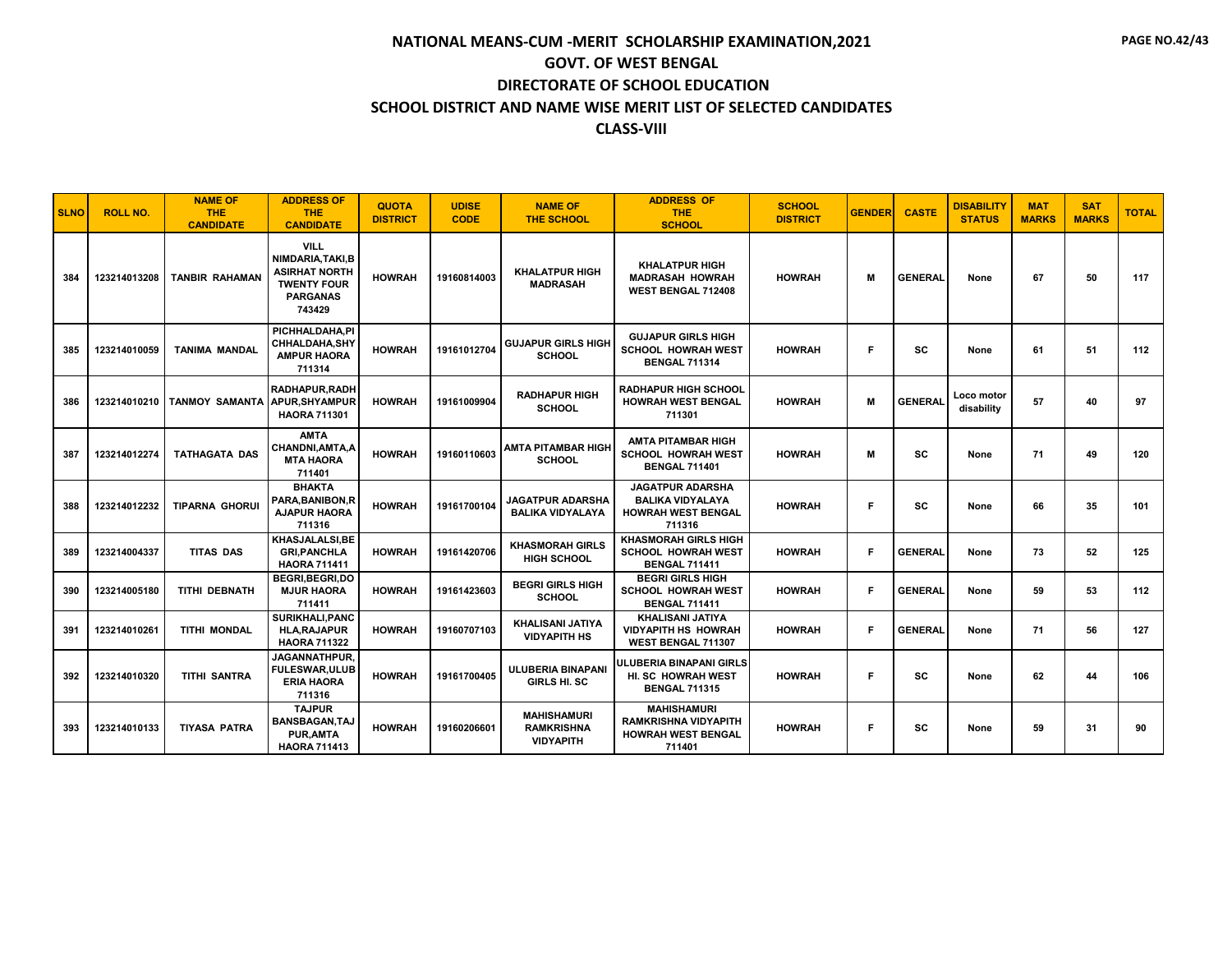# NATIONAL MEANS-CUM -MERIT SCHOLARSHIP EXAMINATION,2021
## GOVT. OF WEST BENGAL
## DIRECTORATE OF SCHOOL EDUCATION
## SCHOOL DISTRICT AND NAME WISE MERIT LIST OF SELECTED CANDIDATES
## CLASS-VIII

| SLNO | ROLL NO. | NAME OF THE CANDIDATE | ADDRESS OF THE CANDIDATE | QUOTA DISTRICT | UDISE CODE | NAME OF THE SCHOOL | ADDRESS OF THE SCHOOL | SCHOOL DISTRICT | GENDER | CASTE | DISABILITY STATUS | MAT MARKS | SAT MARKS | TOTAL |
|---|---|---|---|---|---|---|---|---|---|---|---|---|---|---|
| 384 | 123214013208 | TANBIR RAHAMAN | VILL NIMDARIA,TAKI,BASIRHAT NORTH TWENTY FOUR PARGANAS 743429 | HOWRAH | 19160814003 | KHALATPUR HIGH MADRASAH | KHALATPUR HIGH MADRASAH HOWRAH WEST BENGAL 712408 | HOWRAH | M | GENERAL | None | 67 | 50 | 117 |
| 385 | 123214010059 | TANIMA MANDAL | PICHHALDAHA,PICHHALDAHA,SHYAMPUR HAORA 711314 | HOWRAH | 19161012704 | GUJAPUR GIRLS HIGH SCHOOL | GUJAPUR GIRLS HIGH SCHOOL HOWRAH WEST BENGAL 711314 | HOWRAH | F | SC | None | 61 | 51 | 112 |
| 386 | 123214010210 | TANMOY SAMANTA | RADHAPUR,RADHAPUR,SHYAMPUR HAORA 711301 | HOWRAH | 19161009904 | RADHAPUR HIGH SCHOOL | RADHAPUR HIGH SCHOOL HOWRAH WEST BENGAL 711301 | HOWRAH | M | GENERAL | Loco motor disability | 57 | 40 | 97 |
| 387 | 123214012274 | TATHAGATA DAS | AMTA CHANDNI,AMTA,AMTA HAORA 711401 | HOWRAH | 19160110603 | AMTA PITAMBAR HIGH SCHOOL | AMTA PITAMBAR HIGH SCHOOL HOWRAH WEST BENGAL 711401 | HOWRAH | M | SC | None | 71 | 49 | 120 |
| 388 | 123214012232 | TIPARNA GHORUI | BHAKTA PARA,BANIBON,RAJAPUR HAORA 711316 | HOWRAH | 19161700104 | JAGATPUR ADARSHA BALIKA VIDYALAYA | JAGATPUR ADARSHA BALIKA VIDYALAYA HOWRAH WEST BENGAL 711316 | HOWRAH | F | SC | None | 66 | 35 | 101 |
| 389 | 123214004337 | TITAS DAS | KHASJALALSI,BEGRI,PANCHLA HAORA 711411 | HOWRAH | 19161420706 | KHASMORAH GIRLS HIGH SCHOOL | KHASMORAH GIRLS HIGH SCHOOL HOWRAH WEST BENGAL 711411 | HOWRAH | F | GENERAL | None | 73 | 52 | 125 |
| 390 | 123214005180 | TITHI DEBNATH | BEGRI,BEGRI,DOMJUR HAORA 711411 | HOWRAH | 19161423603 | BEGRI GIRLS HIGH SCHOOL | BEGRI GIRLS HIGH SCHOOL HOWRAH WEST BENGAL 711411 | HOWRAH | F | GENERAL | None | 59 | 53 | 112 |
| 391 | 123214010261 | TITHI MONDAL | SURIKHALI,PANCHLA,RAJAPUR HAORA 711322 | HOWRAH | 19160707103 | KHALISANI JATIYA VIDYAPITH HS | KHALISANI JATIYA VIDYAPITH HS HOWRAH WEST BENGAL 711307 | HOWRAH | F | GENERAL | None | 71 | 56 | 127 |
| 392 | 123214010320 | TITHI SANTRA | JAGANNATHPUR,FULESWAR,ULUBERIA HAORA 711316 | HOWRAH | 19161700405 | ULUBERIA BINAPANI GIRLS HI. SC | ULUBERIA BINAPANI GIRLS HI. SC HOWRAH WEST BENGAL 711315 | HOWRAH | F | SC | None | 62 | 44 | 106 |
| 393 | 123214010133 | TIYASA PATRA | TAJPUR BANSBAGAN,TAJPUR,AMTA HAORA 711413 | HOWRAH | 19160206601 | MAHISHAMURI RAMKRISHNA VIDYAPITH | MAHISHAMURI RAMKRISHNA VIDYAPITH HOWRAH WEST BENGAL 711401 | HOWRAH | F | SC | None | 59 | 31 | 90 |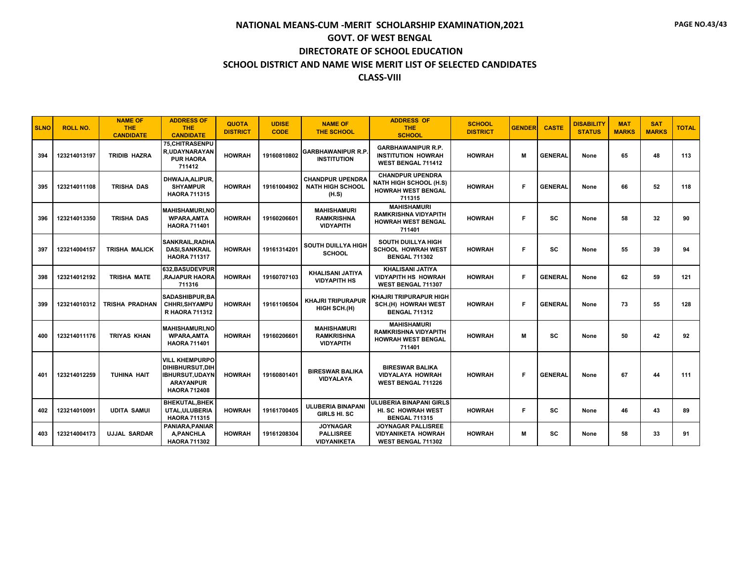# NATIONAL MEANS-CUM -MERIT SCHOLARSHIP EXAMINATION,2021

## GOVT. OF WEST BENGAL

## DIRECTORATE OF SCHOOL EDUCATION

## SCHOOL DISTRICT AND NAME WISE MERIT LIST OF SELECTED CANDIDATES

## CLASS-VIII

| SLNO | ROLL NO. | NAME OF THE CANDIDATE | ADDRESS OF THE CANDIDATE | QUOTA DISTRICT | UDISE CODE | NAME OF THE SCHOOL | ADDRESS OF THE SCHOOL | SCHOOL DISTRICT | GENDER | CASTE | DISABILITY STATUS | MAT MARKS | SAT MARKS | TOTAL |
|---|---|---|---|---|---|---|---|---|---|---|---|---|---|---|
| 394 | 123214013197 | TRIDIB HAZRA | 75,CHITRASENPUR,UDAYNARAYANPUR HAORA 711412 | HOWRAH | 19160810802 | GARBHAWANIPUR R.P. INSTITUTION | GARBHAWANIPUR R.P. INSTITUTION HOWRAH WEST BENGAL 711412 | HOWRAH | M | GENERAL | None | 65 | 48 | 113 |
| 395 | 123214011108 | TRISHA DAS | DHWAJA,ALIPUR,SHYAMPUR HAORA 711315 | HOWRAH | 19161004902 | CHANDPUR UPENDRA NATH HIGH SCHOOL (H.S) | CHANDPUR UPENDRA NATH HIGH SCHOOL (H.S) HOWRAH WEST BENGAL 711315 | HOWRAH | F | GENERAL | None | 66 | 52 | 118 |
| 396 | 123214013350 | TRISHA DAS | MAHISHAMURI,NOWPARA,AMTA HAORA 711401 | HOWRAH | 19160206601 | MAHISHAMURI RAMKRISHNA VIDYAPITH | MAHISHAMURI RAMKRISHNA VIDYAPITH HOWRAH WEST BENGAL 711401 | HOWRAH | F | SC | None | 58 | 32 | 90 |
| 397 | 123214004157 | TRISHA MALICK | SANKRAIL,RADHADASI,SANKRAIL HAORA 711317 | HOWRAH | 19161314201 | SOUTH DUILLYA HIGH SCHOOL | SOUTH DUILLYA HIGH SCHOOL HOWRAH WEST BENGAL 711302 | HOWRAH | F | SC | None | 55 | 39 | 94 |
| 398 | 123214012192 | TRISHA MATE | 632,BASUDEVPUR,RAJAPUR HAORA 711316 | HOWRAH | 19160707103 | KHALISANI JATIYA VIDYAPITH HS | KHALISANI JATIYA VIDYAPITH HS HOWRAH WEST BENGAL 711307 | HOWRAH | F | GENERAL | None | 62 | 59 | 121 |
| 399 | 123214010312 | TRISHA PRADHAN | SADASHIBPUR,BACHHRI,SHYAMPUR HAORA 711312 | HOWRAH | 19161106504 | KHAJRI TRIPURAPUR HIGH SCH.(H) | KHAJRI TRIPURAPUR HIGH SCH.(H) HOWRAH WEST BENGAL 711312 | HOWRAH | F | GENERAL | None | 73 | 55 | 128 |
| 400 | 123214011176 | TRIYAS KHAN | MAHISHAMURI,NOWPARA,AMTA HAORA 711401 | HOWRAH | 19160206601 | MAHISHAMURI RAMKRISHNA VIDYAPITH | MAHISHAMURI RAMKRISHNA VIDYAPITH HOWRAH WEST BENGAL 711401 | HOWRAH | M | SC | None | 50 | 42 | 92 |
| 401 | 123214012259 | TUHINA HAIT | VILL KHEMPURPO DIHIBHURSUT,DIHIBHURSUT,UDAYNARAYANPUR HAORA 712408 | HOWRAH | 19160801401 | BIRESWAR BALIKA VIDYALAYA | BIRESWAR BALIKA VIDYALAYA HOWRAH WEST BENGAL 711226 | HOWRAH | F | GENERAL | None | 67 | 44 | 111 |
| 402 | 123214010091 | UDITA SAMUI | BHEKUTAL,BHEKUTAL,ULUBERIA HAORA 711315 | HOWRAH | 19161700405 | ULUBERIA BINAPANI GIRLS HI. SC | ULUBERIA BINAPANI GIRLS HI. SC HOWRAH WEST BENGAL 711315 | HOWRAH | F | SC | None | 46 | 43 | 89 |
| 403 | 123214004173 | UJJAL SARDAR | PANIARA,PANIARA,PANCHLA HAORA 711302 | HOWRAH | 19161208304 | JOYNAGAR PALLISREE VIDYANIKETA | JOYNAGAR PALLISREE VIDYANIKETA HOWRAH WEST BENGAL 711302 | HOWRAH | M | SC | None | 58 | 33 | 91 |